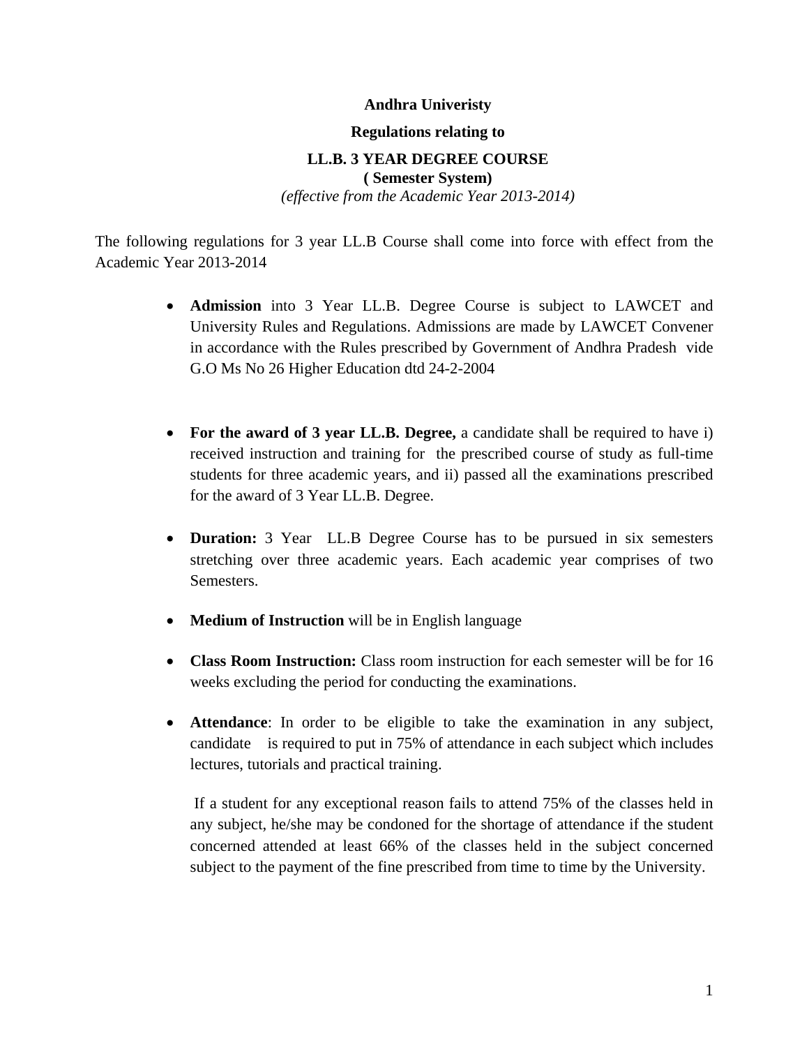**Andhra Univeristy**

**Regulations relating to**

**LL.B. 3 YEAR DEGREE COURSE**
**( Semester System)**
*(effective from the Academic Year 2013-2014)*

The following regulations for 3 year LL.B Course shall come into force with effect from the Academic Year 2013-2014

- **Admission** into 3 Year LL.B. Degree Course is subject to LAWCET and University Rules and Regulations. Admissions are made by LAWCET Convener in accordance with the Rules prescribed by Government of Andhra Pradesh vide G.O Ms No 26 Higher Education dtd 24-2-2004

- **For the award of 3 year LL.B. Degree,** a candidate shall be required to have i) received instruction and training for the prescribed course of study as full-time students for three academic years, and ii) passed all the examinations prescribed for the award of 3 Year LL.B. Degree.

- **Duration:** 3 Year LL.B Degree Course has to be pursued in six semesters stretching over three academic years. Each academic year comprises of two Semesters.

- **Medium of Instruction** will be in English language

- **Class Room Instruction:** Class room instruction for each semester will be for 16 weeks excluding the period for conducting the examinations.

- **Attendance**: In order to be eligible to take the examination in any subject, candidate is required to put in 75% of attendance in each subject which includes lectures, tutorials and practical training.

  If a student for any exceptional reason fails to attend 75% of the classes held in any subject, he/she may be condoned for the shortage of attendance if the student concerned attended at least 66% of the classes held in the subject concerned subject to the payment of the fine prescribed from time to time by the University.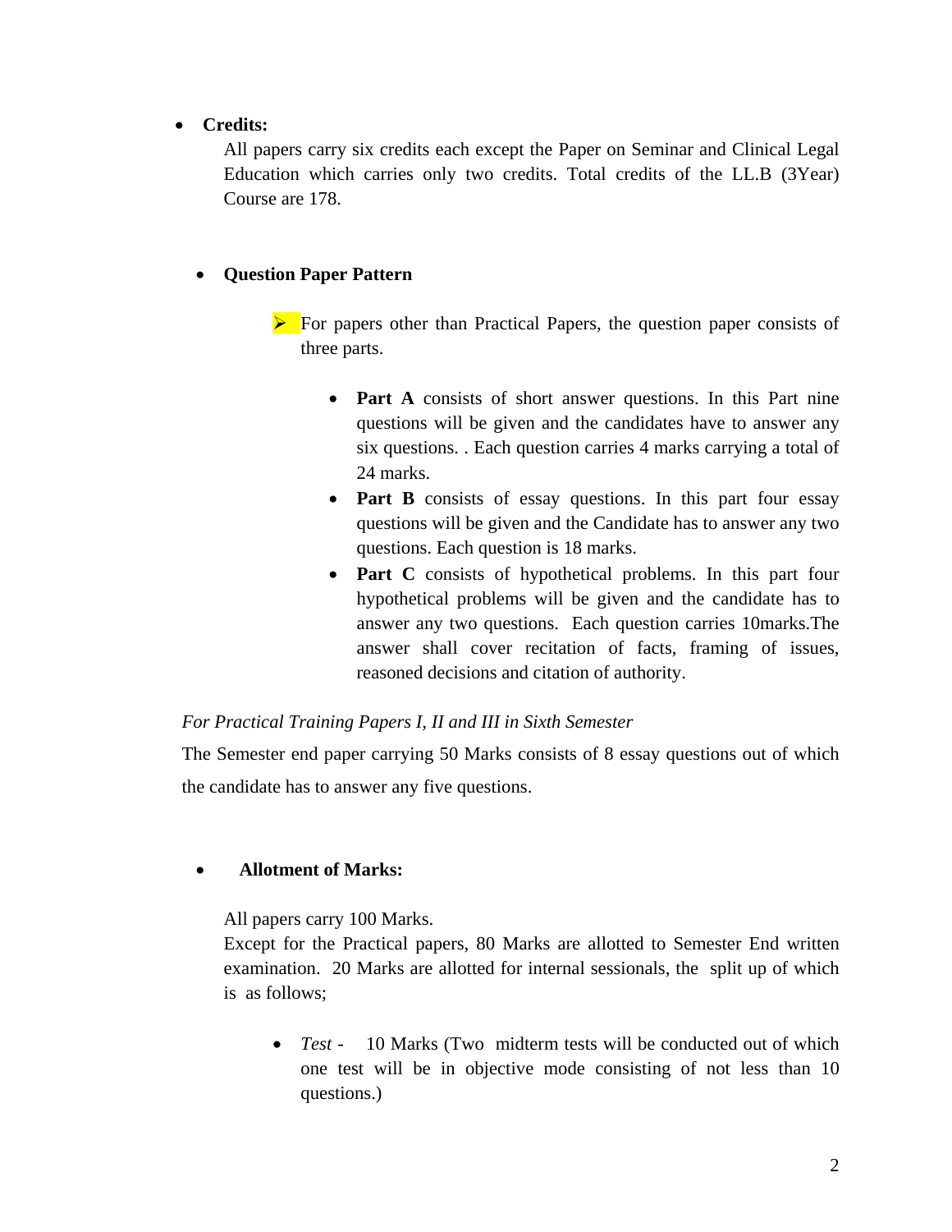- **Credits:**

  All papers carry six credits each except the Paper on Seminar and Clinical Legal Education which carries only two credits. Total credits of the LL.B (3Year) Course are 178.

- **Question Paper Pattern**

  - For papers other than Practical Papers, the question paper consists of three parts.

    - **Part A** consists of short answer questions. In this Part nine questions will be given and the candidates have to answer any six questions. . Each question carries 4 marks carrying a total of 24 marks.
    - **Part B** consists of essay questions. In this part four essay questions will be given and the Candidate has to answer any two questions. Each question is 18 marks.
    - **Part C** consists of hypothetical problems. In this part four hypothetical problems will be given and the candidate has to answer any two questions. Each question carries 10marks.The answer shall cover recitation of facts, framing of issues, reasoned decisions and citation of authority.

*For Practical Training Papers I, II and III in Sixth Semester*

The Semester end paper carrying 50 Marks consists of 8 essay questions out of which the candidate has to answer any five questions.

- **Allotment of Marks:**

  All papers carry 100 Marks.

  Except for the Practical papers, 80 Marks are allotted to Semester End written examination. 20 Marks are allotted for internal sessionals, the split up of which is as follows;

  - *Test* - 10 Marks (Two midterm tests will be conducted out of which one test will be in objective mode consisting of not less than 10 questions.)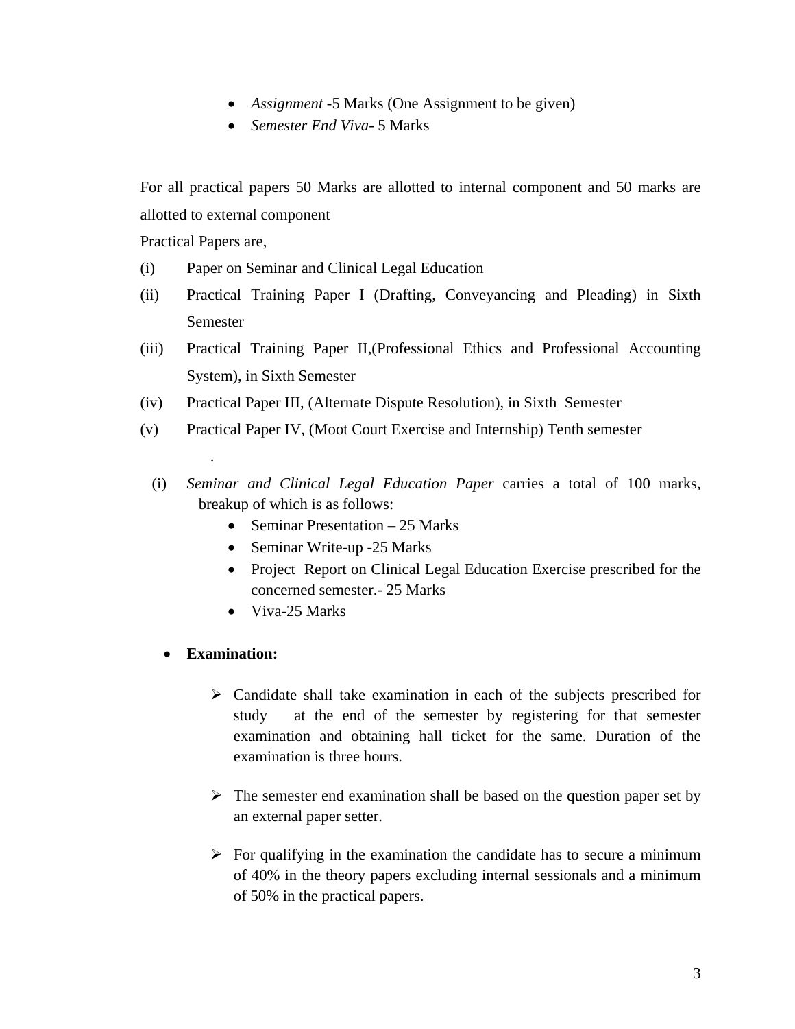- *Assignment* -5 Marks (One Assignment to be given)
- *Semester End Viva*- 5 Marks

For all practical papers 50 Marks are allotted to internal component and 50 marks are allotted to external component

Practical Papers are,

(i) Paper on Seminar and Clinical Legal Education

(ii) Practical Training Paper I (Drafting, Conveyancing and Pleading) in Sixth Semester

(iii) Practical Training Paper II,(Professional Ethics and Professional Accounting System), in Sixth Semester

(iv) Practical Paper III, (Alternate Dispute Resolution), in Sixth Semester

(v) Practical Paper IV, (Moot Court Exercise and Internship) Tenth semester

.

(i) *Seminar and Clinical Legal Education Paper* carries a total of 100 marks, breakup of which is as follows:

- Seminar Presentation – 25 Marks
- Seminar Write-up -25 Marks
- Project Report on Clinical Legal Education Exercise prescribed for the concerned semester.- 25 Marks
- Viva-25 Marks

- **Examination:**

  - Candidate shall take examination in each of the subjects prescribed for study at the end of the semester by registering for that semester examination and obtaining hall ticket for the same. Duration of the examination is three hours.

  - The semester end examination shall be based on the question paper set by an external paper setter.

  - For qualifying in the examination the candidate has to secure a minimum of 40% in the theory papers excluding internal sessionals and a minimum of 50% in the practical papers.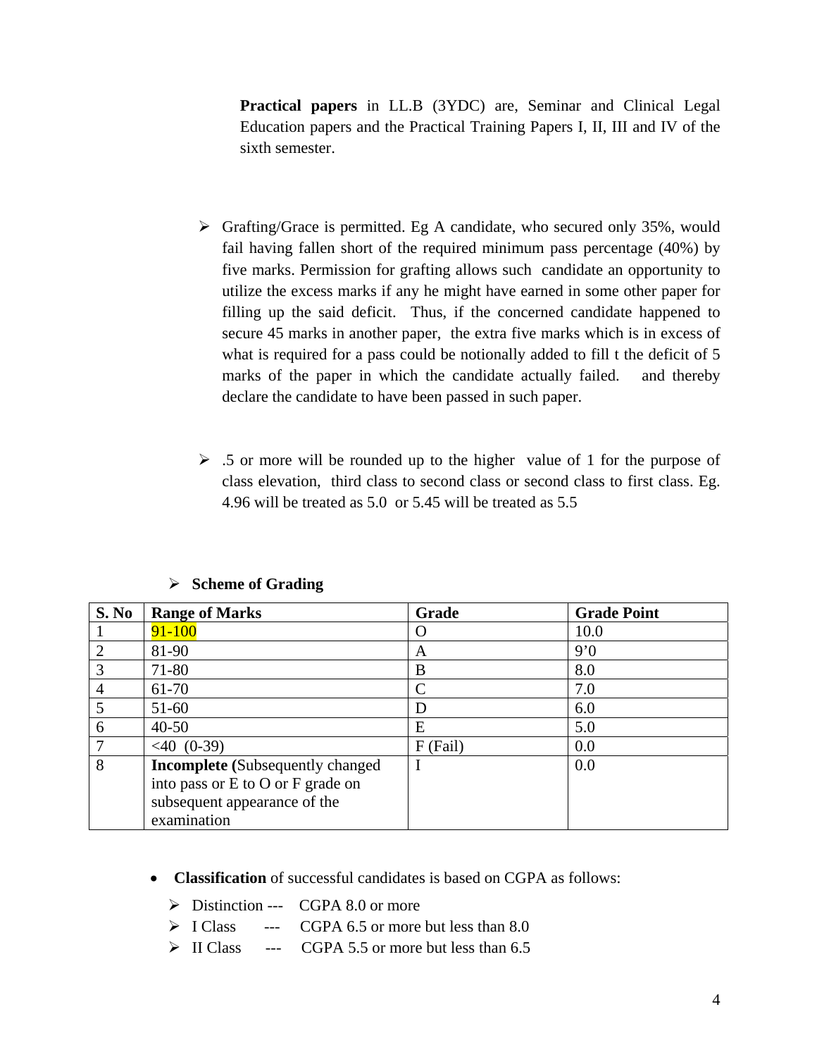**Practical papers** in LL.B (3YDC) are, Seminar and Clinical Legal Education papers and the Practical Training Papers I, II, III and IV of the sixth semester.

- Grafting/Grace is permitted. Eg A candidate, who secured only 35%, would fail having fallen short of the required minimum pass percentage (40%) by five marks. Permission for grafting allows such candidate an opportunity to utilize the excess marks if any he might have earned in some other paper for filling up the said deficit. Thus, if the concerned candidate happened to secure 45 marks in another paper, the extra five marks which is in excess of what is required for a pass could be notionally added to fill t the deficit of 5 marks of the paper in which the candidate actually failed. and thereby declare the candidate to have been passed in such paper.

- .5 or more will be rounded up to the higher value of 1 for the purpose of class elevation, third class to second class or second class to first class. Eg. 4.96 will be treated as 5.0 or 5.45 will be treated as 5.5

- **Scheme of Grading**

| S. No | Range of Marks | Grade | Grade Point |
|---|---|---|---|
| 1 | 91-100 | O | 10.0 |
| 2 | 81-90 | A | 9'0 |
| 3 | 71-80 | B | 8.0 |
| 4 | 61-70 | C | 7.0 |
| 5 | 51-60 | D | 6.0 |
| 6 | 40-50 | E | 5.0 |
| 7 | <40 (0-39) | F (Fail) | 0.0 |
| 8 | **Incomplete (**Subsequently changed into pass or E to O or F grade on subsequent appearance of the examination | I | 0.0 |

- **Classification** of successful candidates is based on CGPA as follows:
  - Distinction --- CGPA 8.0 or more
  - I Class --- CGPA 6.5 or more but less than 8.0
  - II Class --- CGPA 5.5 or more but less than 6.5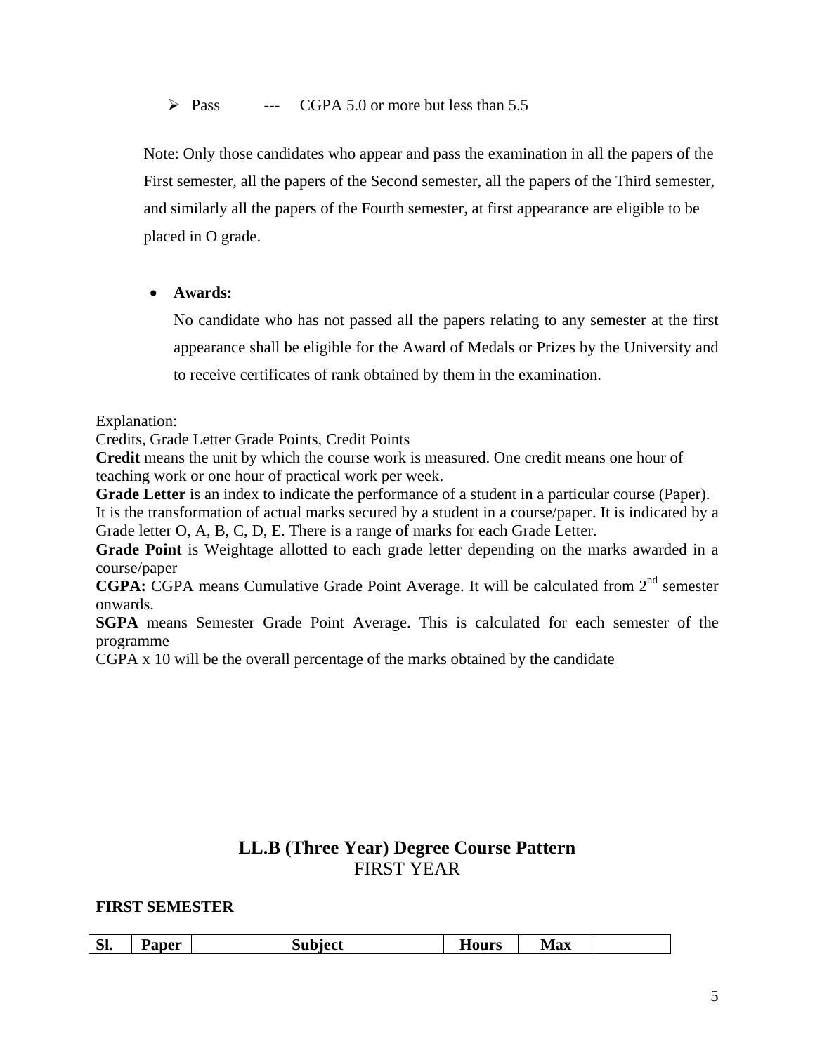- Pass --- CGPA 5.0 or more but less than 5.5

Note: Only those candidates who appear and pass the examination in all the papers of the First semester, all the papers of the Second semester, all the papers of the Third semester, and similarly all the papers of the Fourth semester, at first appearance are eligible to be placed in O grade.

- **Awards:**

  No candidate who has not passed all the papers relating to any semester at the first appearance shall be eligible for the Award of Medals or Prizes by the University and to receive certificates of rank obtained by them in the examination.

Explanation:

Credits, Grade Letter Grade Points, Credit Points

**Credit** means the unit by which the course work is measured. One credit means one hour of teaching work or one hour of practical work per week.

**Grade Letter** is an index to indicate the performance of a student in a particular course (Paper). It is the transformation of actual marks secured by a student in a course/paper. It is indicated by a Grade letter O, A, B, C, D, E. There is a range of marks for each Grade Letter.

**Grade Point** is Weightage allotted to each grade letter depending on the marks awarded in a course/paper

**CGPA:** CGPA means Cumulative Grade Point Average. It will be calculated from 2nd semester onwards.

**SGPA** means Semester Grade Point Average. This is calculated for each semester of the programme

CGPA x 10 will be the overall percentage of the marks obtained by the candidate

## LL.B (Three Year) Degree Course Pattern

FIRST YEAR

**FIRST SEMESTER**

| Sl. | Paper | Subject | Hours | Max | |
|---|---|---|---|---|---|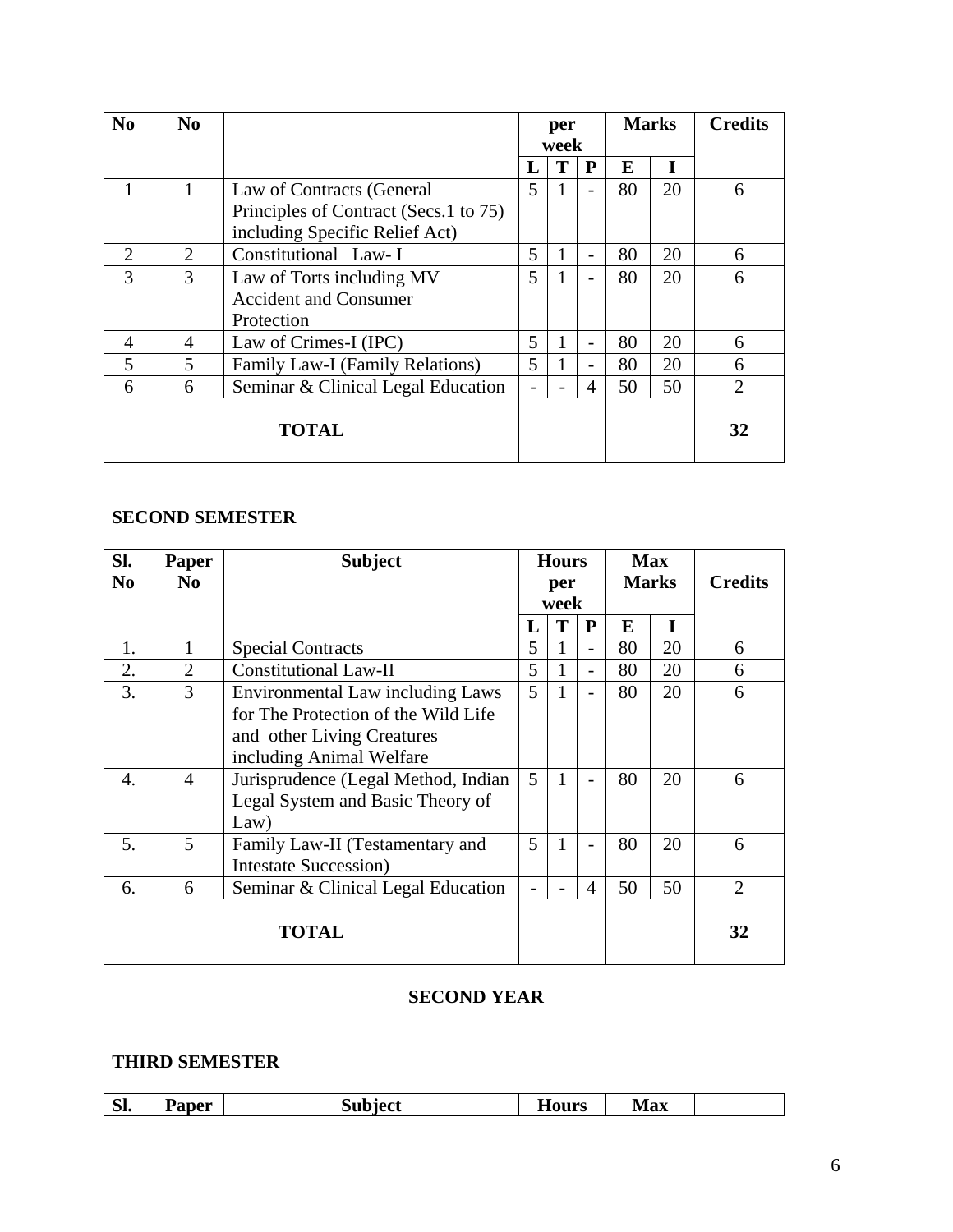| No | No | | per week | | | Marks | | Credits |
|---|---|---|---|---|---|---|---|---|
| | | | L | T | P | E | I | |
| 1 | 1 | Law of Contracts (General Principles of Contract (Secs.1 to 75) including Specific Relief Act) | 5 | 1 | - | 80 | 20 | 6 |
| 2 | 2 | Constitutional Law- I | 5 | 1 | - | 80 | 20 | 6 |
| 3 | 3 | Law of Torts including MV Accident and Consumer Protection | 5 | 1 | - | 80 | 20 | 6 |
| 4 | 4 | Law of Crimes-I (IPC) | 5 | 1 | - | 80 | 20 | 6 |
| 5 | 5 | Family Law-I (Family Relations) | 5 | 1 | - | 80 | 20 | 6 |
| 6 | 6 | Seminar & Clinical Legal Education | - | - | 4 | 50 | 50 | 2 |
| **TOTAL** | | | | | | | | **32** |

**SECOND SEMESTER**

| Sl. No | Paper No | Subject | Hours per week | | | Max Marks | | Credits |
|---|---|---|---|---|---|---|---|---|
| | | | L | T | P | E | I | |
| 1. | 1 | Special Contracts | 5 | 1 | - | 80 | 20 | 6 |
| 2. | 2 | Constitutional Law-II | 5 | 1 | - | 80 | 20 | 6 |
| 3. | 3 | Environmental Law including Laws for The Protection of the Wild Life and other Living Creatures including Animal Welfare | 5 | 1 | - | 80 | 20 | 6 |
| 4. | 4 | Jurisprudence (Legal Method, Indian Legal System and Basic Theory of Law) | 5 | 1 | - | 80 | 20 | 6 |
| 5. | 5 | Family Law-II (Testamentary and Intestate Succession) | 5 | 1 | - | 80 | 20 | 6 |
| 6. | 6 | Seminar & Clinical Legal Education | - | - | 4 | 50 | 50 | 2 |
| **TOTAL** | | | | | | | | **32** |

## SECOND YEAR

**THIRD SEMESTER**

| Sl. | Paper | Subject | Hours | Max | |
|---|---|---|---|---|---|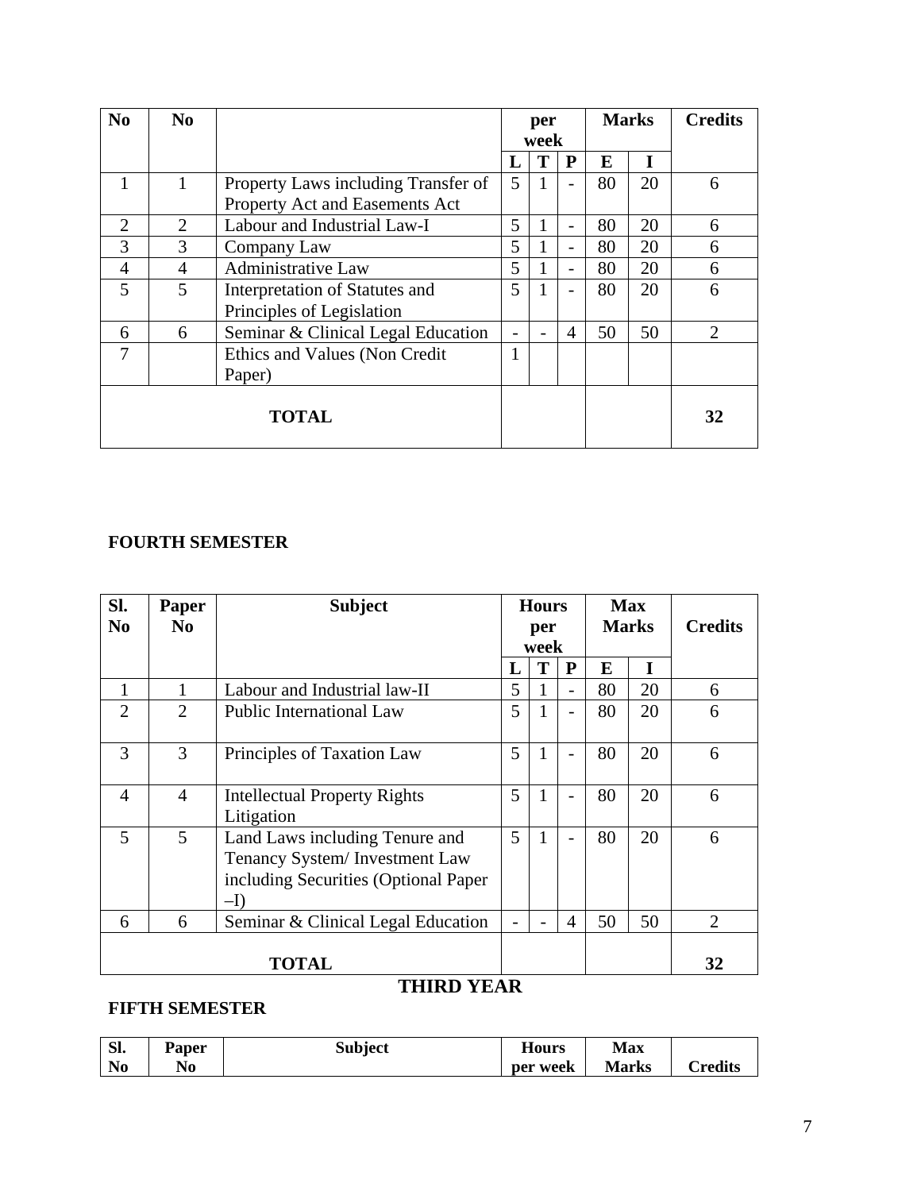| No | No | | per week | | | Marks | | Credits |
|---|---|---|---|---|---|---|---|---|
| | | | L | T | P | E | I | |
| 1 | 1 | Property Laws including Transfer of Property Act and Easements Act | 5 | 1 | - | 80 | 20 | 6 |
| 2 | 2 | Labour and Industrial Law-I | 5 | 1 | - | 80 | 20 | 6 |
| 3 | 3 | Company Law | 5 | 1 | - | 80 | 20 | 6 |
| 4 | 4 | Administrative Law | 5 | 1 | - | 80 | 20 | 6 |
| 5 | 5 | Interpretation of Statutes and Principles of Legislation | 5 | 1 | - | 80 | 20 | 6 |
| 6 | 6 | Seminar & Clinical Legal Education | - | - | 4 | 50 | 50 | 2 |
| 7 | | Ethics and Values (Non Credit Paper) | 1 | | | | | |
| **TOTAL** | | | | | | | | **32** |

**FOURTH SEMESTER**

| Sl. No | Paper No | Subject | Hours per week | | | Max Marks | | Credits |
|---|---|---|---|---|---|---|---|---|
| | | | L | T | P | E | I | |
| 1 | 1 | Labour and Industrial law-II | 5 | 1 | - | 80 | 20 | 6 |
| 2 | 2 | Public International Law | 5 | 1 | - | 80 | 20 | 6 |
| 3 | 3 | Principles of Taxation Law | 5 | 1 | - | 80 | 20 | 6 |
| 4 | 4 | Intellectual Property Rights Litigation | 5 | 1 | - | 80 | 20 | 6 |
| 5 | 5 | Land Laws including Tenure and Tenancy System/ Investment Law including Securities (Optional Paper –I) | 5 | 1 | - | 80 | 20 | 6 |
| 6 | 6 | Seminar & Clinical Legal Education | - | - | 4 | 50 | 50 | 2 |
| **TOTAL** | | | | | | | | **32** |

## THIRD YEAR

**FIFTH SEMESTER**

| Sl. No | Paper No | Subject | Hours per week | Max Marks | Credits |
|---|---|---|---|---|---|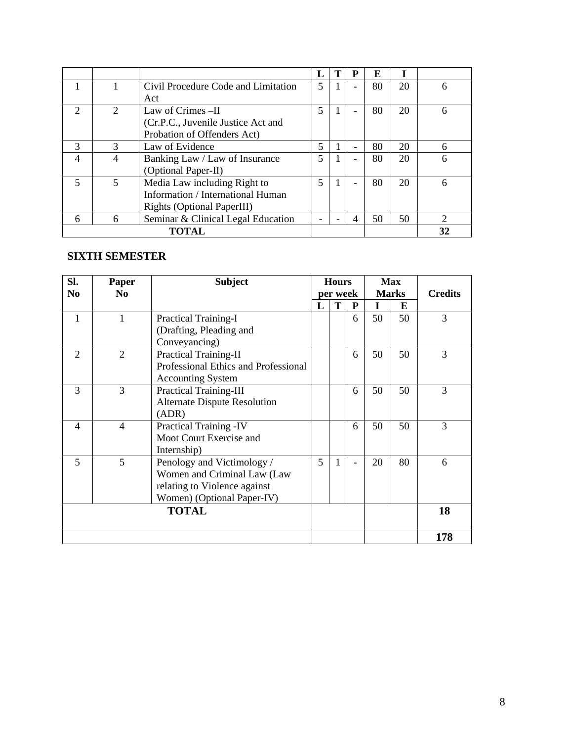| | | | L | T | P | E | I | |
|---|---|---|---|---|---|---|---|---|
| 1 | 1 | Civil Procedure Code and Limitation Act | 5 | 1 | - | 80 | 20 | 6 |
| 2 | 2 | Law of Crimes –II (Cr.P.C., Juvenile Justice Act and Probation of Offenders Act) | 5 | 1 | - | 80 | 20 | 6 |
| 3 | 3 | Law of Evidence | 5 | 1 | - | 80 | 20 | 6 |
| 4 | 4 | Banking Law / Law of Insurance (Optional Paper-II) | 5 | 1 | - | 80 | 20 | 6 |
| 5 | 5 | Media Law including Right to Information / International Human Rights (Optional PaperIII) | 5 | 1 | - | 80 | 20 | 6 |
| 6 | 6 | Seminar & Clinical Legal Education | - | - | 4 | 50 | 50 | 2 |
| **TOTAL** | | | | | | | | **32** |

## SIXTH SEMESTER

| Sl. No | Paper No | Subject | Hours per week | | | Max Marks | | Credits |
|---|---|---|---|---|---|---|---|---|
| | | | L | T | P | I | E | |
| 1 | 1 | Practical Training-I (Drafting, Pleading and Conveyancing) | | | 6 | 50 | 50 | 3 |
| 2 | 2 | Practical Training-II Professional Ethics and Professional Accounting System | | | 6 | 50 | 50 | 3 |
| 3 | 3 | Practical Training-III Alternate Dispute Resolution (ADR) | | | 6 | 50 | 50 | 3 |
| 4 | 4 | Practical Training -IV Moot Court Exercise and Internship) | | | 6 | 50 | 50 | 3 |
| 5 | 5 | Penology and Victimology / Women and Criminal Law (Law relating to Violence against Women) (Optional Paper-IV) | 5 | 1 | - | 20 | 80 | 6 |
| **TOTAL** | | | | | | | | **18** |
| | | | | | | | | **178** |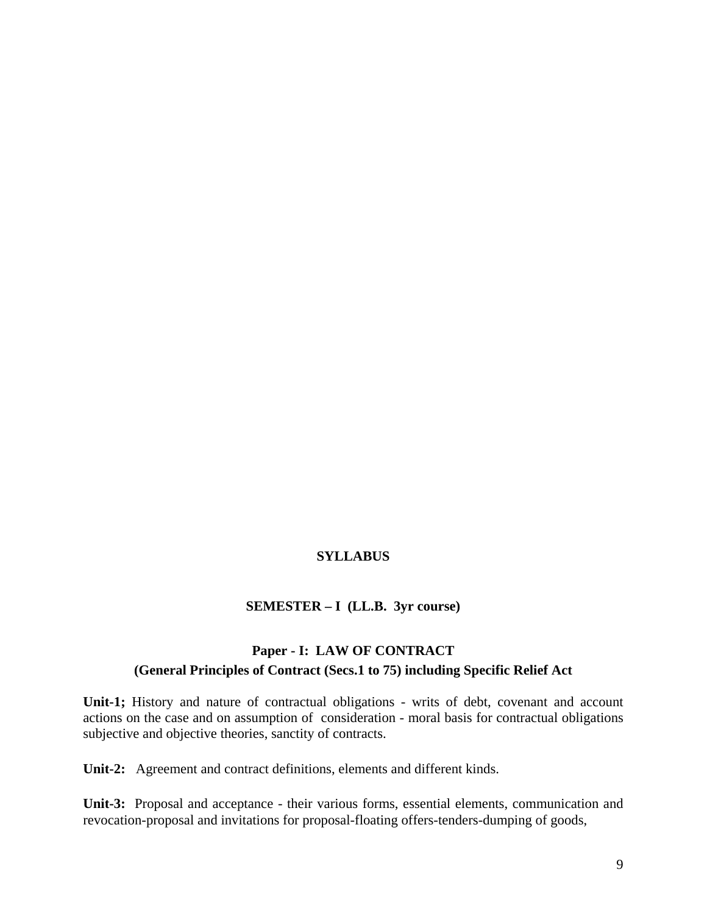# SYLLABUS

## SEMESTER – I (LL.B. 3yr course)

### Paper - I: LAW OF CONTRACT

### (General Principles of Contract (Secs.1 to 75) including Specific Relief Act

**Unit-1;** History and nature of contractual obligations - writs of debt, covenant and account actions on the case and on assumption of consideration - moral basis for contractual obligations subjective and objective theories, sanctity of contracts.

**Unit-2:** Agreement and contract definitions, elements and different kinds.

**Unit-3:** Proposal and acceptance - their various forms, essential elements, communication and revocation-proposal and invitations for proposal-floating offers-tenders-dumping of goods,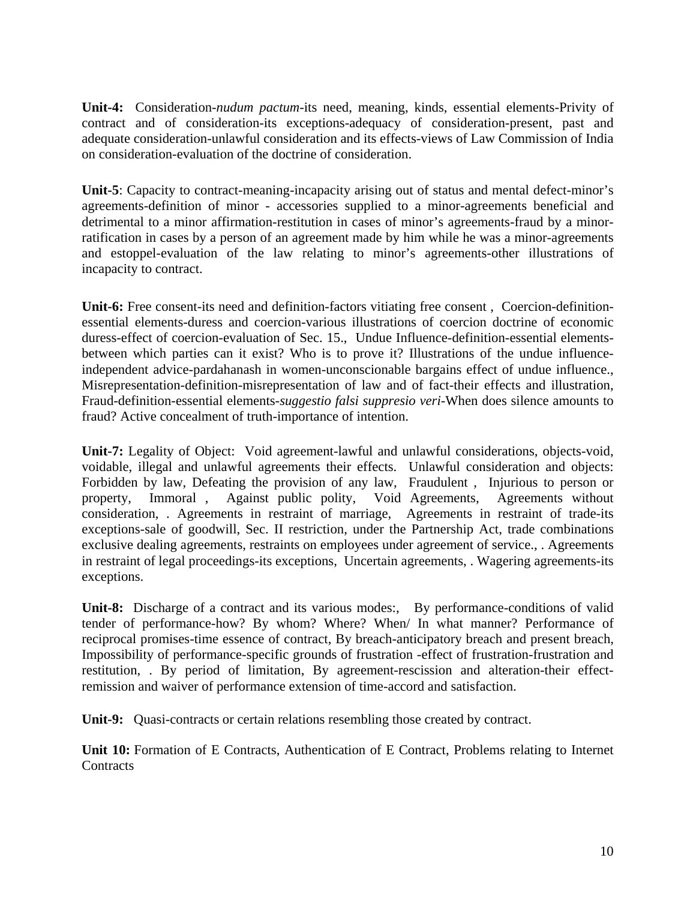**Unit-4:** Consideration-*nudum pactum*-its need, meaning, kinds, essential elements-Privity of contract and of consideration-its exceptions-adequacy of consideration-present, past and adequate consideration-unlawful consideration and its effects-views of Law Commission of India on consideration-evaluation of the doctrine of consideration.

**Unit-5**: Capacity to contract-meaning-incapacity arising out of status and mental defect-minor's agreements-definition of minor - accessories supplied to a minor-agreements beneficial and detrimental to a minor affirmation-restitution in cases of minor's agreements-fraud by a minor-ratification in cases by a person of an agreement made by him while he was a minor-agreements and estoppel-evaluation of the law relating to minor's agreements-other illustrations of incapacity to contract.

**Unit-6:** Free consent-its need and definition-factors vitiating free consent , Coercion-definition-essential elements-duress and coercion-various illustrations of coercion doctrine of economic duress-effect of coercion-evaluation of Sec. 15., Undue Influence-definition-essential elements-between which parties can it exist? Who is to prove it? Illustrations of the undue influence-independent advice-pardahanash in women-unconscionable bargains effect of undue influence., Misrepresentation-definition-misrepresentation of law and of fact-their effects and illustration, Fraud-definition-essential elements-*suggestio falsi suppresio veri*-When does silence amounts to fraud? Active concealment of truth-importance of intention.

**Unit-7:** Legality of Object: Void agreement-lawful and unlawful considerations, objects-void, voidable, illegal and unlawful agreements their effects. Unlawful consideration and objects: Forbidden by law, Defeating the provision of any law, Fraudulent , Injurious to person or property, Immoral , Against public polity, Void Agreements, Agreements without consideration, . Agreements in restraint of marriage, Agreements in restraint of trade-its exceptions-sale of goodwill, Sec. II restriction, under the Partnership Act, trade combinations exclusive dealing agreements, restraints on employees under agreement of service., . Agreements in restraint of legal proceedings-its exceptions, Uncertain agreements, . Wagering agreements-its exceptions.

**Unit-8:** Discharge of a contract and its various modes:, By performance-conditions of valid tender of performance-how? By whom? Where? When/ In what manner? Performance of reciprocal promises-time essence of contract, By breach-anticipatory breach and present breach, Impossibility of performance-specific grounds of frustration -effect of frustration-frustration and restitution, . By period of limitation, By agreement-rescission and alteration-their effect-remission and waiver of performance extension of time-accord and satisfaction.

**Unit-9:** Quasi-contracts or certain relations resembling those created by contract.

**Unit 10:** Formation of E Contracts, Authentication of E Contract, Problems relating to Internet Contracts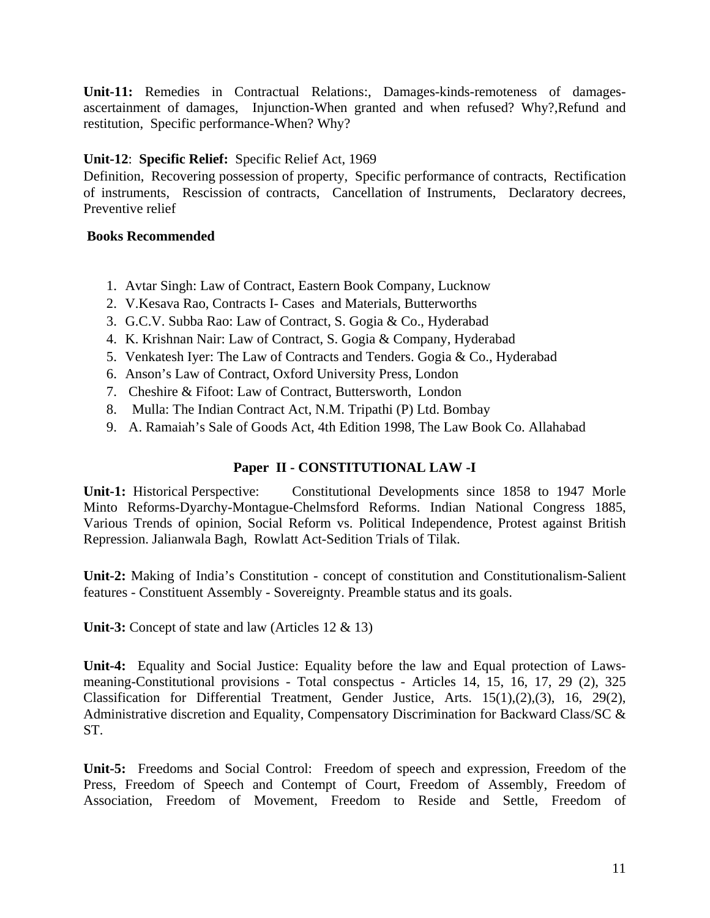**Unit-11:** Remedies in Contractual Relations:, Damages-kinds-remoteness of damages-ascertainment of damages, Injunction-When granted and when refused? Why?,Refund and restitution, Specific performance-When? Why?

**Unit-12**: **Specific Relief:** Specific Relief Act, 1969
Definition, Recovering possession of property, Specific performance of contracts, Rectification of instruments, Rescission of contracts, Cancellation of Instruments, Declaratory decrees, Preventive relief

**Books Recommended**

1. Avtar Singh: Law of Contract, Eastern Book Company, Lucknow
2. V.Kesava Rao, Contracts I- Cases and Materials, Butterworths
3. G.C.V. Subba Rao: Law of Contract, S. Gogia & Co., Hyderabad
4. K. Krishnan Nair: Law of Contract, S. Gogia & Company, Hyderabad
5. Venkatesh Iyer: The Law of Contracts and Tenders. Gogia & Co., Hyderabad
6. Anson's Law of Contract, Oxford University Press, London
7. Cheshire & Fifoot: Law of Contract, Buttersworth, London
8. Mulla: The Indian Contract Act, N.M. Tripathi (P) Ltd. Bombay
9. A. Ramaiah's Sale of Goods Act, 4th Edition 1998, The Law Book Co. Allahabad

## Paper II - CONSTITUTIONAL LAW -I

**Unit-1:** Historical Perspective: Constitutional Developments since 1858 to 1947 Morle Minto Reforms-Dyarchy-Montague-Chelmsford Reforms. Indian National Congress 1885, Various Trends of opinion, Social Reform vs. Political Independence, Protest against British Repression. Jalianwala Bagh, Rowlatt Act-Sedition Trials of Tilak.

**Unit-2:** Making of India's Constitution - concept of constitution and Constitutionalism-Salient features - Constituent Assembly - Sovereignty. Preamble status and its goals.

**Unit-3:** Concept of state and law (Articles 12 & 13)

**Unit-4:** Equality and Social Justice: Equality before the law and Equal protection of Laws-meaning-Constitutional provisions - Total conspectus - Articles 14, 15, 16, 17, 29 (2), 325 Classification for Differential Treatment, Gender Justice, Arts. 15(1),(2),(3), 16, 29(2), Administrative discretion and Equality, Compensatory Discrimination for Backward Class/SC & ST.

**Unit-5:** Freedoms and Social Control: Freedom of speech and expression, Freedom of the Press, Freedom of Speech and Contempt of Court, Freedom of Assembly, Freedom of Association, Freedom of Movement, Freedom to Reside and Settle, Freedom of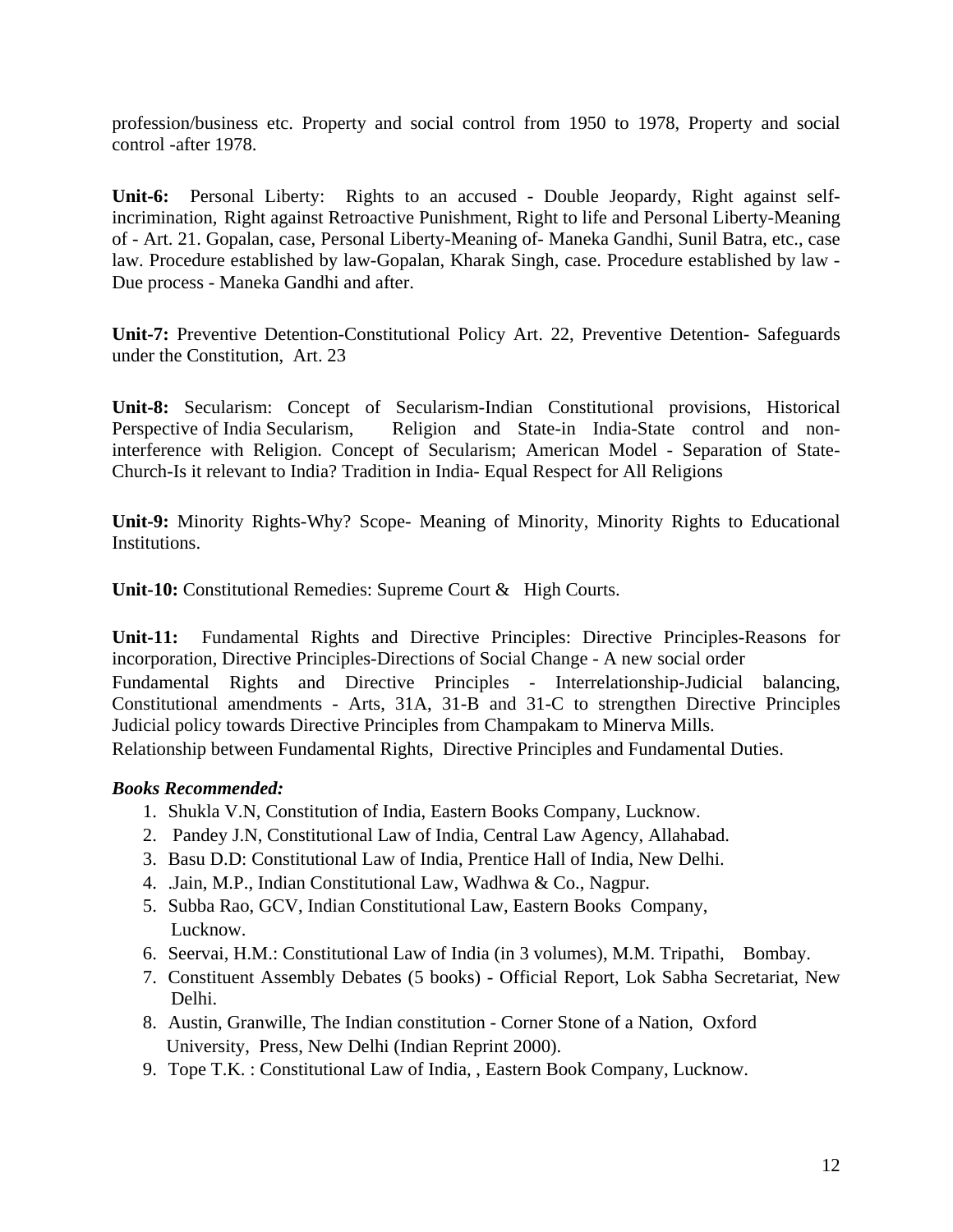profession/business etc. Property and social control from 1950 to 1978, Property and social control -after 1978.

**Unit-6:** Personal Liberty: Rights to an accused - Double Jeopardy, Right against self-incrimination, Right against Retroactive Punishment, Right to life and Personal Liberty-Meaning of - Art. 21. Gopalan, case, Personal Liberty-Meaning of- Maneka Gandhi, Sunil Batra, etc., case law. Procedure established by law-Gopalan, Kharak Singh, case. Procedure established by law - Due process - Maneka Gandhi and after.

**Unit-7:** Preventive Detention-Constitutional Policy Art. 22, Preventive Detention- Safeguards under the Constitution, Art. 23

**Unit-8:** Secularism: Concept of Secularism-Indian Constitutional provisions, Historical Perspective of India Secularism, Religion and State-in India-State control and non-interference with Religion. Concept of Secularism; American Model - Separation of State-Church-Is it relevant to India? Tradition in India- Equal Respect for All Religions

**Unit-9:** Minority Rights-Why? Scope- Meaning of Minority, Minority Rights to Educational Institutions.

**Unit-10:** Constitutional Remedies: Supreme Court & High Courts.

**Unit-11:** Fundamental Rights and Directive Principles: Directive Principles-Reasons for incorporation, Directive Principles-Directions of Social Change - A new social order
Fundamental Rights and Directive Principles - Interrelationship-Judicial balancing, Constitutional amendments - Arts, 31A, 31-B and 31-C to strengthen Directive Principles Judicial policy towards Directive Principles from Champakam to Minerva Mills.
Relationship between Fundamental Rights, Directive Principles and Fundamental Duties.

***Books Recommended:***

1. Shukla V.N, Constitution of India, Eastern Books Company, Lucknow.
2. Pandey J.N, Constitutional Law of India, Central Law Agency, Allahabad.
3. Basu D.D: Constitutional Law of India, Prentice Hall of India, New Delhi.
4. .Jain, M.P., Indian Constitutional Law, Wadhwa & Co., Nagpur.
5. Subba Rao, GCV, Indian Constitutional Law, Eastern Books Company, Lucknow.
6. Seervai, H.M.: Constitutional Law of India (in 3 volumes), M.M. Tripathi, Bombay.
7. Constituent Assembly Debates (5 books) - Official Report, Lok Sabha Secretariat, New Delhi.
8. Austin, Granwille, The Indian constitution - Corner Stone of a Nation, Oxford University, Press, New Delhi (Indian Reprint 2000).
9. Tope T.K. : Constitutional Law of India, , Eastern Book Company, Lucknow.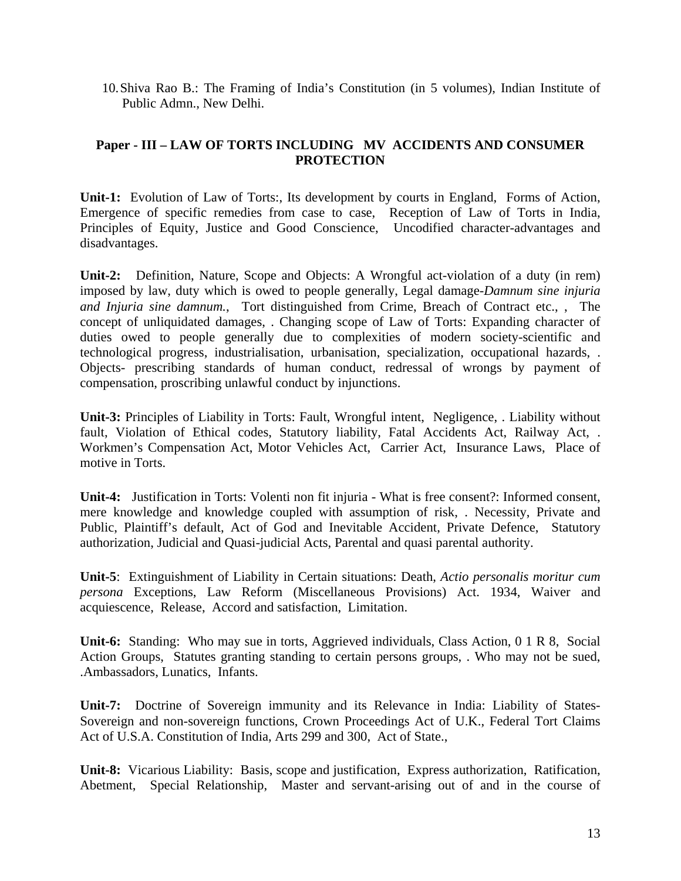10. Shiva Rao B.: The Framing of India's Constitution (in 5 volumes), Indian Institute of Public Admn., New Delhi.

## Paper - III – LAW OF TORTS INCLUDING MV ACCIDENTS AND CONSUMER PROTECTION

**Unit-1:** Evolution of Law of Torts:, Its development by courts in England, Forms of Action, Emergence of specific remedies from case to case, Reception of Law of Torts in India, Principles of Equity, Justice and Good Conscience, Uncodified character-advantages and disadvantages.

**Unit-2:** Definition, Nature, Scope and Objects: A Wrongful act-violation of a duty (in rem) imposed by law, duty which is owed to people generally, Legal damage-*Damnum sine injuria and Injuria sine damnum.*, Tort distinguished from Crime, Breach of Contract etc., , The concept of unliquidated damages, . Changing scope of Law of Torts: Expanding character of duties owed to people generally due to complexities of modern society-scientific and technological progress, industrialisation, urbanisation, specialization, occupational hazards, . Objects- prescribing standards of human conduct, redressal of wrongs by payment of compensation, proscribing unlawful conduct by injunctions.

**Unit-3:** Principles of Liability in Torts: Fault, Wrongful intent, Negligence, . Liability without fault, Violation of Ethical codes, Statutory liability, Fatal Accidents Act, Railway Act, . Workmen's Compensation Act, Motor Vehicles Act, Carrier Act, Insurance Laws, Place of motive in Torts.

**Unit-4:** Justification in Torts: Volenti non fit injuria - What is free consent?: Informed consent, mere knowledge and knowledge coupled with assumption of risk, . Necessity, Private and Public, Plaintiff's default, Act of God and Inevitable Accident, Private Defence, Statutory authorization, Judicial and Quasi-judicial Acts, Parental and quasi parental authority.

**Unit-5**: Extinguishment of Liability in Certain situations: Death, *Actio personalis moritur cum persona* Exceptions, Law Reform (Miscellaneous Provisions) Act. 1934, Waiver and acquiescence, Release, Accord and satisfaction, Limitation.

**Unit-6:** Standing: Who may sue in torts, Aggrieved individuals, Class Action, 0 1 R 8, Social Action Groups, Statutes granting standing to certain persons groups, . Who may not be sued, .Ambassadors, Lunatics, Infants.

**Unit-7:** Doctrine of Sovereign immunity and its Relevance in India: Liability of States-Sovereign and non-sovereign functions, Crown Proceedings Act of U.K., Federal Tort Claims Act of U.S.A. Constitution of India, Arts 299 and 300, Act of State.,

**Unit-8:** Vicarious Liability: Basis, scope and justification, Express authorization, Ratification, Abetment, Special Relationship, Master and servant-arising out of and in the course of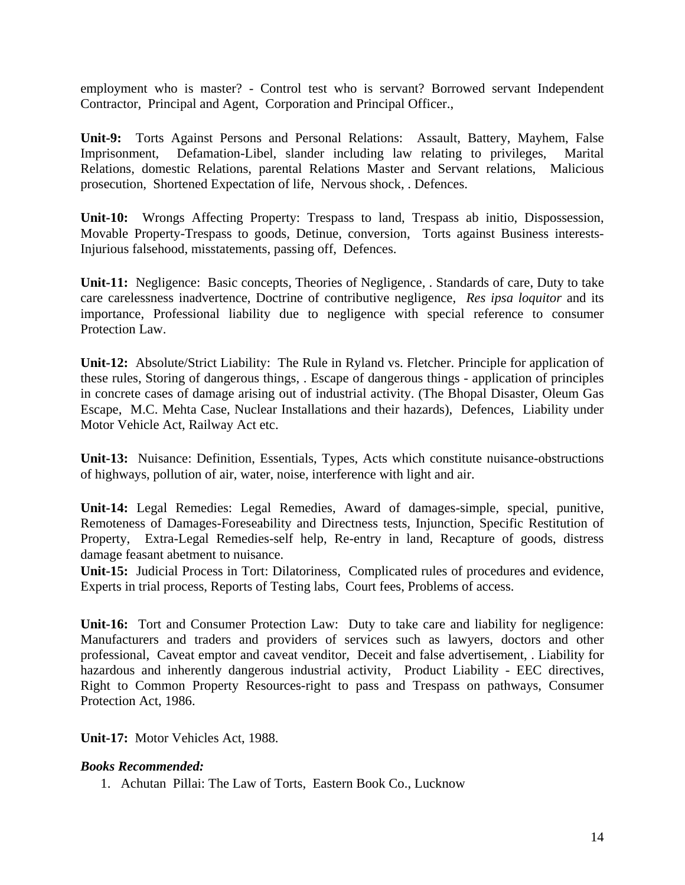employment who is master? - Control test who is servant? Borrowed servant Independent Contractor, Principal and Agent, Corporation and Principal Officer.,

**Unit-9:** Torts Against Persons and Personal Relations: Assault, Battery, Mayhem, False Imprisonment, Defamation-Libel, slander including law relating to privileges, Marital Relations, domestic Relations, parental Relations Master and Servant relations, Malicious prosecution, Shortened Expectation of life, Nervous shock, . Defences.

**Unit-10:** Wrongs Affecting Property: Trespass to land, Trespass ab initio, Dispossession, Movable Property-Trespass to goods, Detinue, conversion, Torts against Business interests-Injurious falsehood, misstatements, passing off, Defences.

**Unit-11:** Negligence: Basic concepts, Theories of Negligence, . Standards of care, Duty to take care carelessness inadvertence, Doctrine of contributive negligence, *Res ipsa loquitor* and its importance, Professional liability due to negligence with special reference to consumer Protection Law.

**Unit-12:** Absolute/Strict Liability: The Rule in Ryland vs. Fletcher. Principle for application of these rules, Storing of dangerous things, . Escape of dangerous things - application of principles in concrete cases of damage arising out of industrial activity. (The Bhopal Disaster, Oleum Gas Escape, M.C. Mehta Case, Nuclear Installations and their hazards), Defences, Liability under Motor Vehicle Act, Railway Act etc.

**Unit-13:** Nuisance: Definition, Essentials, Types, Acts which constitute nuisance-obstructions of highways, pollution of air, water, noise, interference with light and air.

**Unit-14:** Legal Remedies: Legal Remedies, Award of damages-simple, special, punitive, Remoteness of Damages-Foreseability and Directness tests, Injunction, Specific Restitution of Property, Extra-Legal Remedies-self help, Re-entry in land, Recapture of goods, distress damage feasant abetment to nuisance.

**Unit-15:** Judicial Process in Tort: Dilatoriness, Complicated rules of procedures and evidence, Experts in trial process, Reports of Testing labs, Court fees, Problems of access.

**Unit-16:** Tort and Consumer Protection Law: Duty to take care and liability for negligence: Manufacturers and traders and providers of services such as lawyers, doctors and other professional, Caveat emptor and caveat venditor, Deceit and false advertisement, . Liability for hazardous and inherently dangerous industrial activity, Product Liability - EEC directives, Right to Common Property Resources-right to pass and Trespass on pathways, Consumer Protection Act, 1986.

**Unit-17:** Motor Vehicles Act, 1988.

***Books Recommended:***

1. Achutan Pillai: The Law of Torts, Eastern Book Co., Lucknow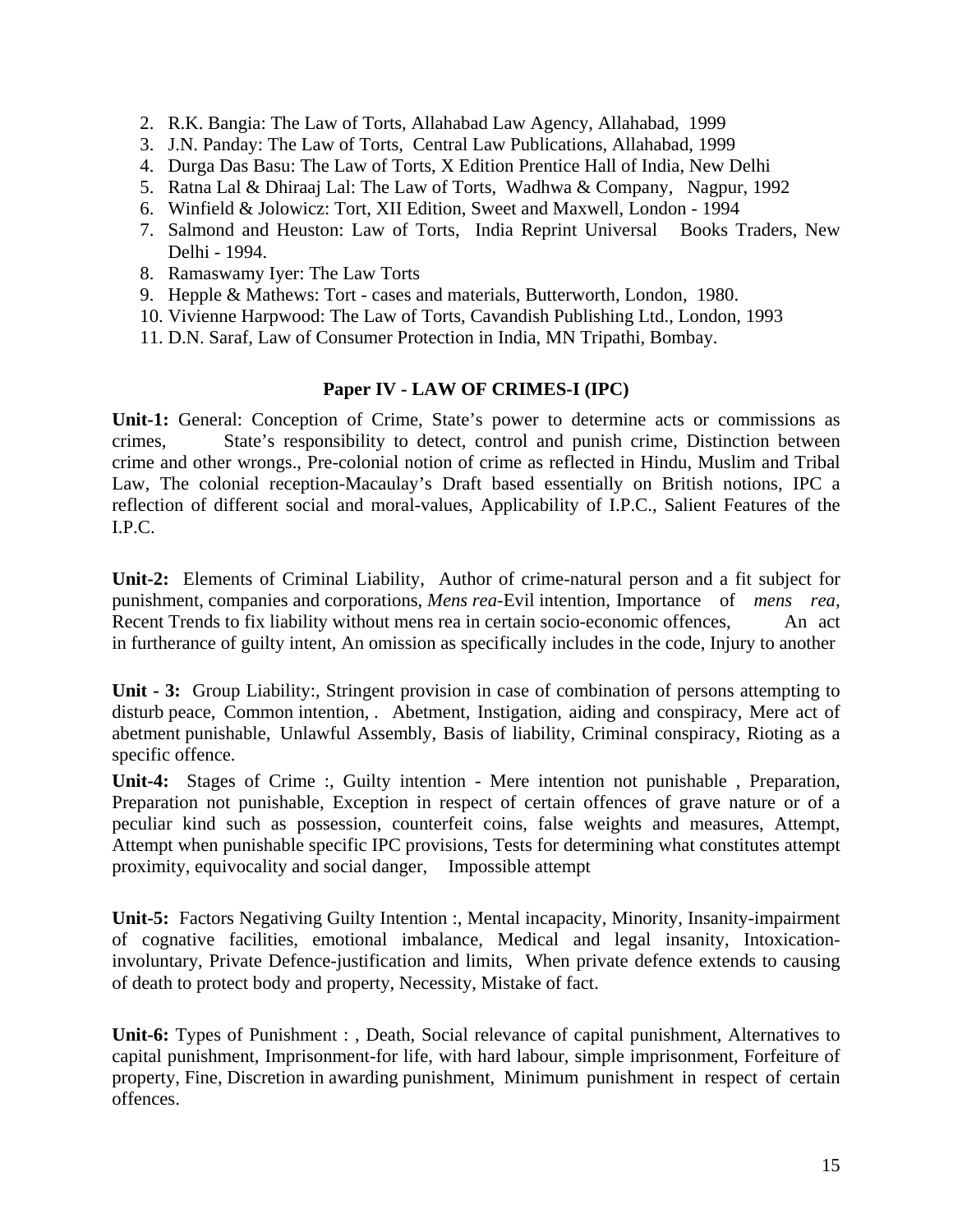2. R.K. Bangia: The Law of Torts, Allahabad Law Agency, Allahabad, 1999
3. J.N. Panday: The Law of Torts, Central Law Publications, Allahabad, 1999
4. Durga Das Basu: The Law of Torts, X Edition Prentice Hall of India, New Delhi
5. Ratna Lal & Dhiraaj Lal: The Law of Torts, Wadhwa & Company, Nagpur, 1992
6. Winfield & Jolowicz: Tort, XII Edition, Sweet and Maxwell, London - 1994
7. Salmond and Heuston: Law of Torts, India Reprint Universal Books Traders, New Delhi - 1994.
8. Ramaswamy Iyer: The Law Torts
9. Hepple & Mathews: Tort - cases and materials, Butterworth, London, 1980.
10. Vivienne Harpwood: The Law of Torts, Cavandish Publishing Ltd., London, 1993
11. D.N. Saraf, Law of Consumer Protection in India, MN Tripathi, Bombay.

## Paper IV - LAW OF CRIMES-I (IPC)

**Unit-1:** General: Conception of Crime, State's power to determine acts or commissions as crimes, State's responsibility to detect, control and punish crime, Distinction between crime and other wrongs., Pre-colonial notion of crime as reflected in Hindu, Muslim and Tribal Law, The colonial reception-Macaulay's Draft based essentially on British notions, IPC a reflection of different social and moral-values, Applicability of I.P.C., Salient Features of the I.P.C.

**Unit-2:** Elements of Criminal Liability, Author of crime-natural person and a fit subject for punishment, companies and corporations, *Mens rea*-Evil intention, Importance of *mens rea,* Recent Trends to fix liability without mens rea in certain socio-economic offences, An act in furtherance of guilty intent, An omission as specifically includes in the code, Injury to another

**Unit - 3:** Group Liability:, Stringent provision in case of combination of persons attempting to disturb peace, Common intention, . Abetment, Instigation, aiding and conspiracy, Mere act of abetment punishable, Unlawful Assembly, Basis of liability, Criminal conspiracy, Rioting as a specific offence.

**Unit-4:** Stages of Crime :, Guilty intention - Mere intention not punishable , Preparation, Preparation not punishable, Exception in respect of certain offences of grave nature or of a peculiar kind such as possession, counterfeit coins, false weights and measures, Attempt, Attempt when punishable specific IPC provisions, Tests for determining what constitutes attempt proximity, equivocality and social danger, Impossible attempt

**Unit-5:** Factors Negativing Guilty Intention :, Mental incapacity, Minority, Insanity-impairment of cognative facilities, emotional imbalance, Medical and legal insanity, Intoxication-involuntary, Private Defence-justification and limits, When private defence extends to causing of death to protect body and property, Necessity, Mistake of fact.

**Unit-6:** Types of Punishment : , Death, Social relevance of capital punishment, Alternatives to capital punishment, Imprisonment-for life, with hard labour, simple imprisonment, Forfeiture of property, Fine, Discretion in awarding punishment, Minimum punishment in respect of certain offences.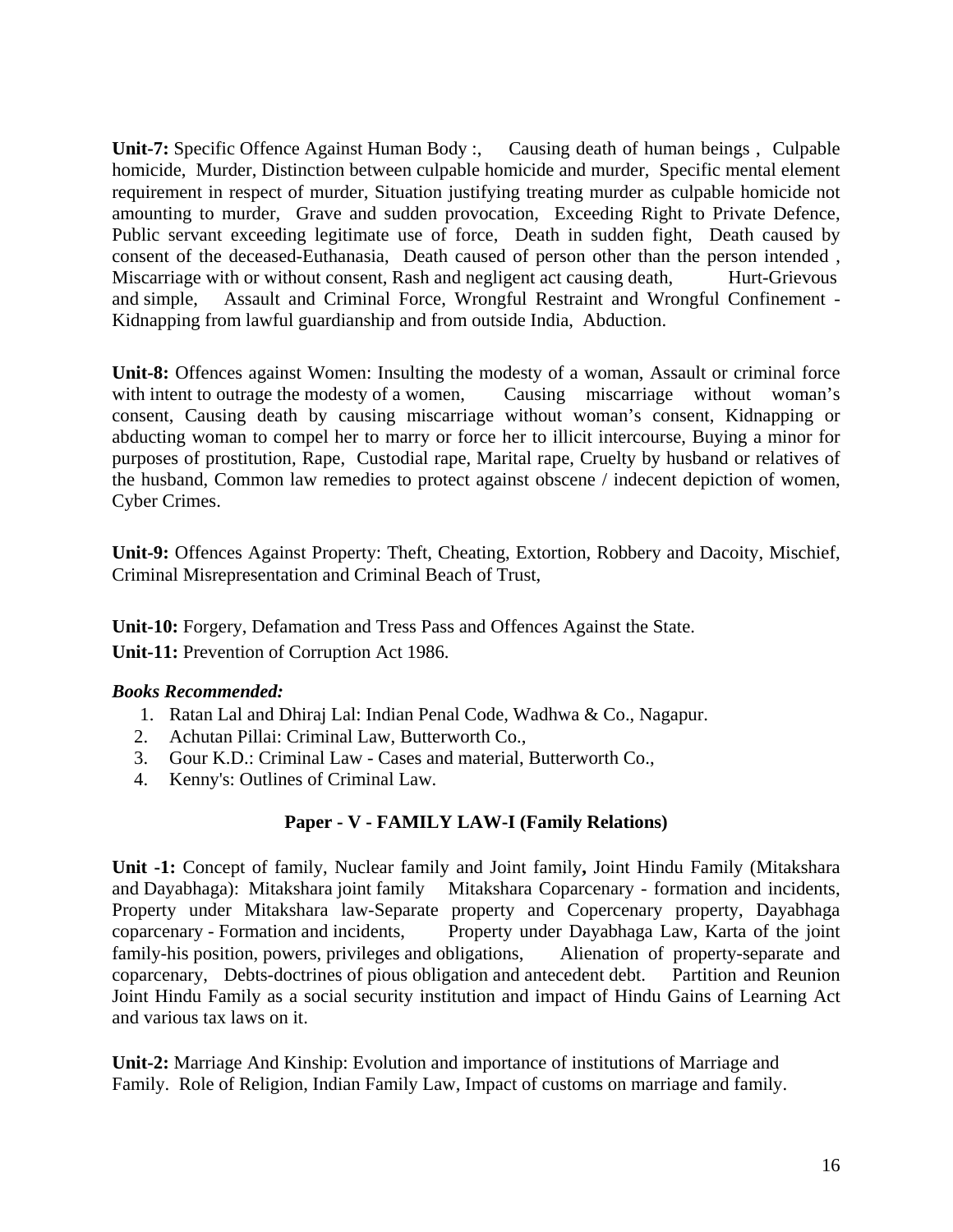**Unit-7:** Specific Offence Against Human Body :, Causing death of human beings , Culpable homicide, Murder, Distinction between culpable homicide and murder, Specific mental element requirement in respect of murder, Situation justifying treating murder as culpable homicide not amounting to murder, Grave and sudden provocation, Exceeding Right to Private Defence, Public servant exceeding legitimate use of force, Death in sudden fight, Death caused by consent of the deceased-Euthanasia, Death caused of person other than the person intended , Miscarriage with or without consent, Rash and negligent act causing death, Hurt-Grievous and simple, Assault and Criminal Force, Wrongful Restraint and Wrongful Confinement - Kidnapping from lawful guardianship and from outside India, Abduction.

**Unit-8:** Offences against Women: Insulting the modesty of a woman, Assault or criminal force with intent to outrage the modesty of a women, Causing miscarriage without woman's consent, Causing death by causing miscarriage without woman's consent, Kidnapping or abducting woman to compel her to marry or force her to illicit intercourse, Buying a minor for purposes of prostitution, Rape, Custodial rape, Marital rape, Cruelty by husband or relatives of the husband, Common law remedies to protect against obscene / indecent depiction of women, Cyber Crimes.

**Unit-9:** Offences Against Property: Theft, Cheating, Extortion, Robbery and Dacoity, Mischief, Criminal Misrepresentation and Criminal Beach of Trust,

**Unit-10:** Forgery, Defamation and Tress Pass and Offences Against the State.

**Unit-11:** Prevention of Corruption Act 1986.

***Books Recommended:***

1. Ratan Lal and Dhiraj Lal: Indian Penal Code, Wadhwa & Co., Nagapur.
2. Achutan Pillai: Criminal Law, Butterworth Co.,
3. Gour K.D.: Criminal Law - Cases and material, Butterworth Co.,
4. Kenny's: Outlines of Criminal Law.

## Paper - V - FAMILY LAW-I (Family Relations)

**Unit -1:** Concept of family, Nuclear family and Joint family**,** Joint Hindu Family (Mitakshara and Dayabhaga): Mitakshara joint family Mitakshara Coparcenary - formation and incidents, Property under Mitakshara law-Separate property and Copercenary property, Dayabhaga coparcenary - Formation and incidents, Property under Dayabhaga Law, Karta of the joint family-his position, powers, privileges and obligations, Alienation of property-separate and coparcenary, Debts-doctrines of pious obligation and antecedent debt. Partition and Reunion Joint Hindu Family as a social security institution and impact of Hindu Gains of Learning Act and various tax laws on it.

**Unit-2:** Marriage And Kinship: Evolution and importance of institutions of Marriage and Family. Role of Religion, Indian Family Law, Impact of customs on marriage and family.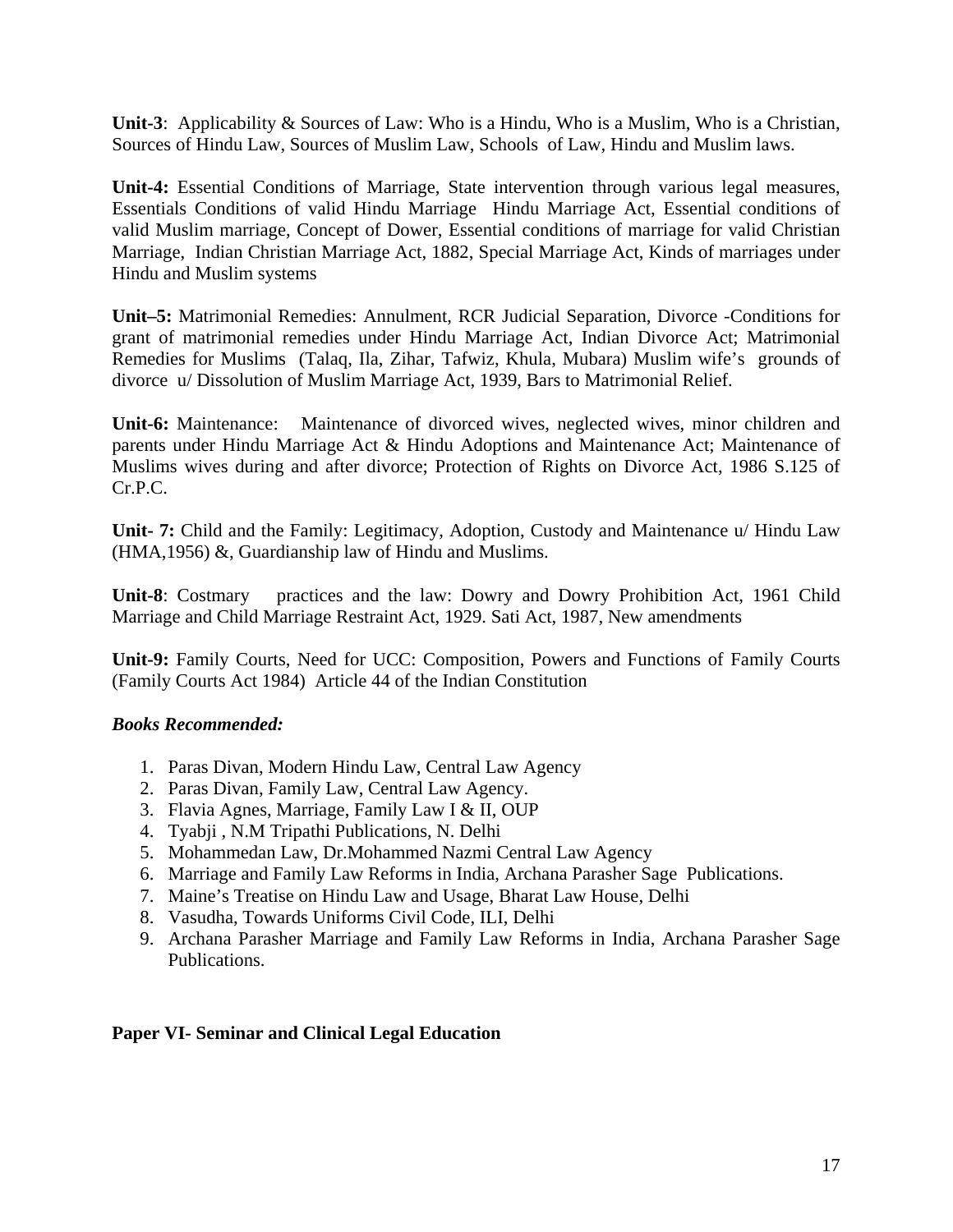**Unit-3**: Applicability & Sources of Law: Who is a Hindu, Who is a Muslim, Who is a Christian, Sources of Hindu Law, Sources of Muslim Law, Schools of Law, Hindu and Muslim laws.

**Unit-4:** Essential Conditions of Marriage, State intervention through various legal measures, Essentials Conditions of valid Hindu Marriage Hindu Marriage Act, Essential conditions of valid Muslim marriage, Concept of Dower, Essential conditions of marriage for valid Christian Marriage, Indian Christian Marriage Act, 1882, Special Marriage Act, Kinds of marriages under Hindu and Muslim systems

**Unit–5:** Matrimonial Remedies: Annulment, RCR Judicial Separation, Divorce -Conditions for grant of matrimonial remedies under Hindu Marriage Act, Indian Divorce Act; Matrimonial Remedies for Muslims (Talaq, Ila, Zihar, Tafwiz, Khula, Mubara) Muslim wife's grounds of divorce u/ Dissolution of Muslim Marriage Act, 1939, Bars to Matrimonial Relief.

**Unit-6:** Maintenance: Maintenance of divorced wives, neglected wives, minor children and parents under Hindu Marriage Act & Hindu Adoptions and Maintenance Act; Maintenance of Muslims wives during and after divorce; Protection of Rights on Divorce Act, 1986 S.125 of Cr.P.C.

**Unit- 7:** Child and the Family: Legitimacy, Adoption, Custody and Maintenance u/ Hindu Law (HMA,1956) &, Guardianship law of Hindu and Muslims.

**Unit-8**: Costmary practices and the law: Dowry and Dowry Prohibition Act, 1961 Child Marriage and Child Marriage Restraint Act, 1929. Sati Act, 1987, New amendments

**Unit-9:** Family Courts, Need for UCC: Composition, Powers and Functions of Family Courts (Family Courts Act 1984) Article 44 of the Indian Constitution

***Books Recommended:***

1. Paras Divan, Modern Hindu Law, Central Law Agency
2. Paras Divan, Family Law, Central Law Agency.
3. Flavia Agnes, Marriage, Family Law I & II, OUP
4. Tyabji , N.M Tripathi Publications, N. Delhi
5. Mohammedan Law, Dr.Mohammed Nazmi Central Law Agency
6. Marriage and Family Law Reforms in India, Archana Parasher Sage Publications.
7. Maine's Treatise on Hindu Law and Usage, Bharat Law House, Delhi
8. Vasudha, Towards Uniforms Civil Code, ILI, Delhi
9. Archana Parasher Marriage and Family Law Reforms in India, Archana Parasher Sage Publications.

**Paper VI- Seminar and Clinical Legal Education**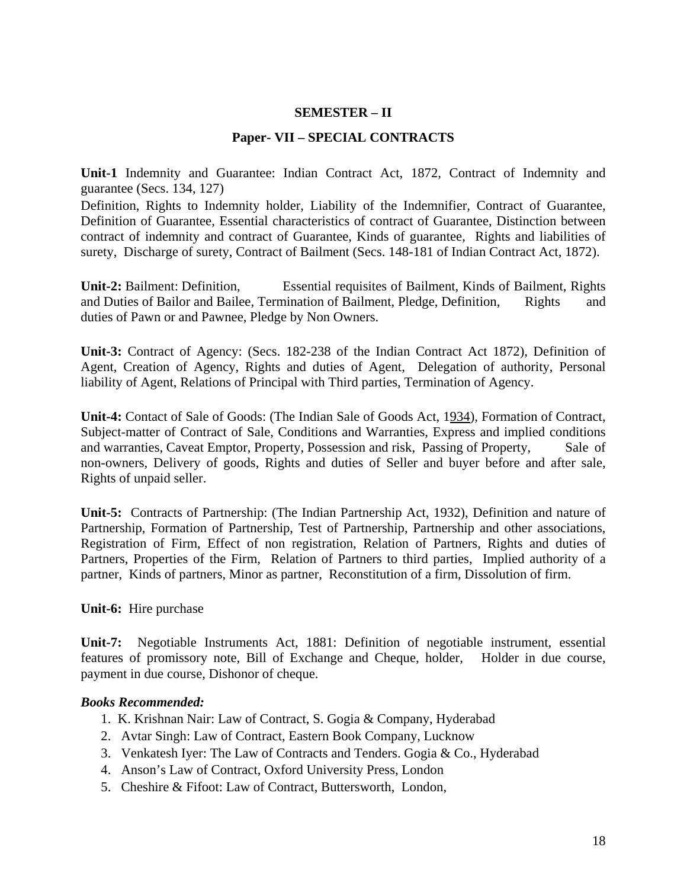## SEMESTER – II

## Paper- VII – SPECIAL CONTRACTS

**Unit-1** Indemnity and Guarantee: Indian Contract Act, 1872, Contract of Indemnity and guarantee (Secs. 134, 127)
Definition, Rights to Indemnity holder, Liability of the Indemnifier, Contract of Guarantee, Definition of Guarantee, Essential characteristics of contract of Guarantee, Distinction between contract of indemnity and contract of Guarantee, Kinds of guarantee, Rights and liabilities of surety, Discharge of surety, Contract of Bailment (Secs. 148-181 of Indian Contract Act, 1872).

**Unit-2:** Bailment: Definition, Essential requisites of Bailment, Kinds of Bailment, Rights and Duties of Bailor and Bailee, Termination of Bailment, Pledge, Definition, Rights and duties of Pawn or and Pawnee, Pledge by Non Owners.

**Unit-3:** Contract of Agency: (Secs. 182-238 of the Indian Contract Act 1872), Definition of Agent, Creation of Agency, Rights and duties of Agent, Delegation of authority, Personal liability of Agent, Relations of Principal with Third parties, Termination of Agency.

**Unit-4:** Contact of Sale of Goods: (The Indian Sale of Goods Act, 1934), Formation of Contract, Subject-matter of Contract of Sale, Conditions and Warranties, Express and implied conditions and warranties, Caveat Emptor, Property, Possession and risk, Passing of Property, Sale of non-owners, Delivery of goods, Rights and duties of Seller and buyer before and after sale, Rights of unpaid seller.

**Unit-5:** Contracts of Partnership: (The Indian Partnership Act, 1932), Definition and nature of Partnership, Formation of Partnership, Test of Partnership, Partnership and other associations, Registration of Firm, Effect of non registration, Relation of Partners, Rights and duties of Partners, Properties of the Firm, Relation of Partners to third parties, Implied authority of a partner, Kinds of partners, Minor as partner, Reconstitution of a firm, Dissolution of firm.

**Unit-6:** Hire purchase

**Unit-7:** Negotiable Instruments Act, 1881: Definition of negotiable instrument, essential features of promissory note, Bill of Exchange and Cheque, holder, Holder in due course, payment in due course, Dishonor of cheque.

***Books Recommended:***

1. K. Krishnan Nair: Law of Contract, S. Gogia & Company, Hyderabad
2. Avtar Singh: Law of Contract, Eastern Book Company, Lucknow
3. Venkatesh Iyer: The Law of Contracts and Tenders. Gogia & Co., Hyderabad
4. Anson's Law of Contract, Oxford University Press, London
5. Cheshire & Fifoot: Law of Contract, Buttersworth, London,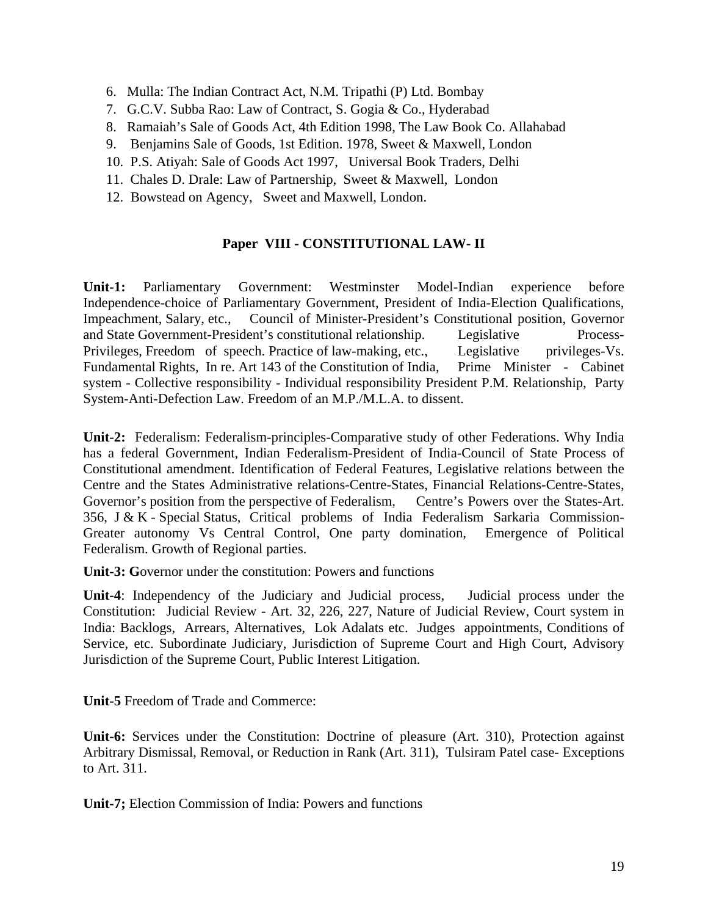6. Mulla: The Indian Contract Act, N.M. Tripathi (P) Ltd. Bombay
7. G.C.V. Subba Rao: Law of Contract, S. Gogia & Co., Hyderabad
8. Ramaiah's Sale of Goods Act, 4th Edition 1998, The Law Book Co. Allahabad
9. Benjamins Sale of Goods, 1st Edition. 1978, Sweet & Maxwell, London
10. P.S. Atiyah: Sale of Goods Act 1997, Universal Book Traders, Delhi
11. Chales D. Drale: Law of Partnership, Sweet & Maxwell, London
12. Bowstead on Agency, Sweet and Maxwell, London.

## Paper VIII - CONSTITUTIONAL LAW- II

**Unit-1:** Parliamentary Government: Westminster Model-Indian experience before Independence-choice of Parliamentary Government, President of India-Election Qualifications, Impeachment, Salary, etc., Council of Minister-President's Constitutional position, Governor and State Government-President's constitutional relationship. Legislative Process-Privileges, Freedom of speech. Practice of law-making, etc., Legislative privileges-Vs. Fundamental Rights, In re. Art 143 of the Constitution of India, Prime Minister - Cabinet system - Collective responsibility - Individual responsibility President P.M. Relationship, Party System-Anti-Defection Law. Freedom of an M.P./M.L.A. to dissent.

**Unit-2:** Federalism: Federalism-principles-Comparative study of other Federations. Why India has a federal Government, Indian Federalism-President of India-Council of State Process of Constitutional amendment. Identification of Federal Features, Legislative relations between the Centre and the States Administrative relations-Centre-States, Financial Relations-Centre-States, Governor's position from the perspective of Federalism, Centre's Powers over the States-Art. 356, J & K - Special Status, Critical problems of India Federalism Sarkaria Commission-Greater autonomy Vs Central Control, One party domination, Emergence of Political Federalism. Growth of Regional parties.

**Unit-3: G**overnor under the constitution: Powers and functions

**Unit-4**: Independency of the Judiciary and Judicial process, Judicial process under the Constitution: Judicial Review - Art. 32, 226, 227, Nature of Judicial Review, Court system in India: Backlogs, Arrears, Alternatives, Lok Adalats etc. Judges appointments, Conditions of Service, etc. Subordinate Judiciary, Jurisdiction of Supreme Court and High Court, Advisory Jurisdiction of the Supreme Court, Public Interest Litigation.

**Unit-5** Freedom of Trade and Commerce:

**Unit-6:** Services under the Constitution: Doctrine of pleasure (Art. 310), Protection against Arbitrary Dismissal, Removal, or Reduction in Rank (Art. 311), Tulsiram Patel case- Exceptions to Art. 311.

**Unit-7;** Election Commission of India: Powers and functions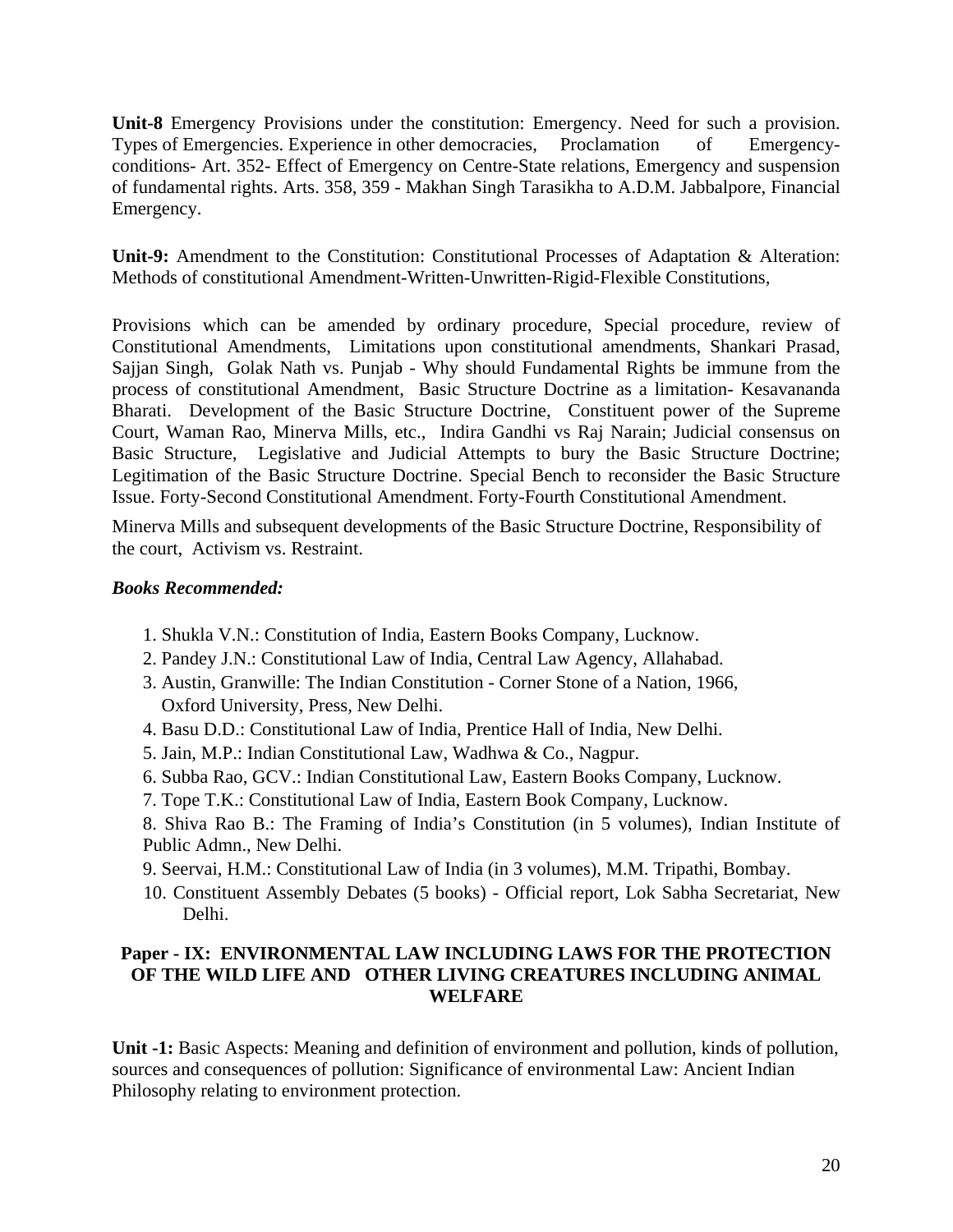**Unit-8** Emergency Provisions under the constitution: Emergency. Need for such a provision. Types of Emergencies. Experience in other democracies, Proclamation of Emergency-conditions- Art. 352- Effect of Emergency on Centre-State relations, Emergency and suspension of fundamental rights. Arts. 358, 359 - Makhan Singh Tarasikha to A.D.M. Jabbalpore, Financial Emergency.

**Unit-9:** Amendment to the Constitution: Constitutional Processes of Adaptation & Alteration: Methods of constitutional Amendment-Written-Unwritten-Rigid-Flexible Constitutions,

Provisions which can be amended by ordinary procedure, Special procedure, review of Constitutional Amendments, Limitations upon constitutional amendments, Shankari Prasad, Sajjan Singh, Golak Nath vs. Punjab - Why should Fundamental Rights be immune from the process of constitutional Amendment, Basic Structure Doctrine as a limitation- Kesavananda Bharati. Development of the Basic Structure Doctrine, Constituent power of the Supreme Court, Waman Rao, Minerva Mills, etc., Indira Gandhi vs Raj Narain; Judicial consensus on Basic Structure, Legislative and Judicial Attempts to bury the Basic Structure Doctrine; Legitimation of the Basic Structure Doctrine. Special Bench to reconsider the Basic Structure Issue. Forty-Second Constitutional Amendment. Forty-Fourth Constitutional Amendment.

Minerva Mills and subsequent developments of the Basic Structure Doctrine, Responsibility of the court, Activism vs. Restraint.

***Books Recommended:***

1. Shukla V.N.: Constitution of India, Eastern Books Company, Lucknow.
2. Pandey J.N.: Constitutional Law of India, Central Law Agency, Allahabad.
3. Austin, Granwille: The Indian Constitution - Corner Stone of a Nation, 1966, Oxford University, Press, New Delhi.
4. Basu D.D.: Constitutional Law of India, Prentice Hall of India, New Delhi.
5. Jain, M.P.: Indian Constitutional Law, Wadhwa & Co., Nagpur.
6. Subba Rao, GCV.: Indian Constitutional Law, Eastern Books Company, Lucknow.
7. Tope T.K.: Constitutional Law of India, Eastern Book Company, Lucknow.
8. Shiva Rao B.: The Framing of India's Constitution (in 5 volumes), Indian Institute of Public Admn., New Delhi.
9. Seervai, H.M.: Constitutional Law of India (in 3 volumes), M.M. Tripathi, Bombay.
10. Constituent Assembly Debates (5 books) - Official report, Lok Sabha Secretariat, New Delhi.

## Paper - IX: ENVIRONMENTAL LAW INCLUDING LAWS FOR THE PROTECTION OF THE WILD LIFE AND OTHER LIVING CREATURES INCLUDING ANIMAL WELFARE

**Unit -1:** Basic Aspects: Meaning and definition of environment and pollution, kinds of pollution, sources and consequences of pollution: Significance of environmental Law: Ancient Indian Philosophy relating to environment protection.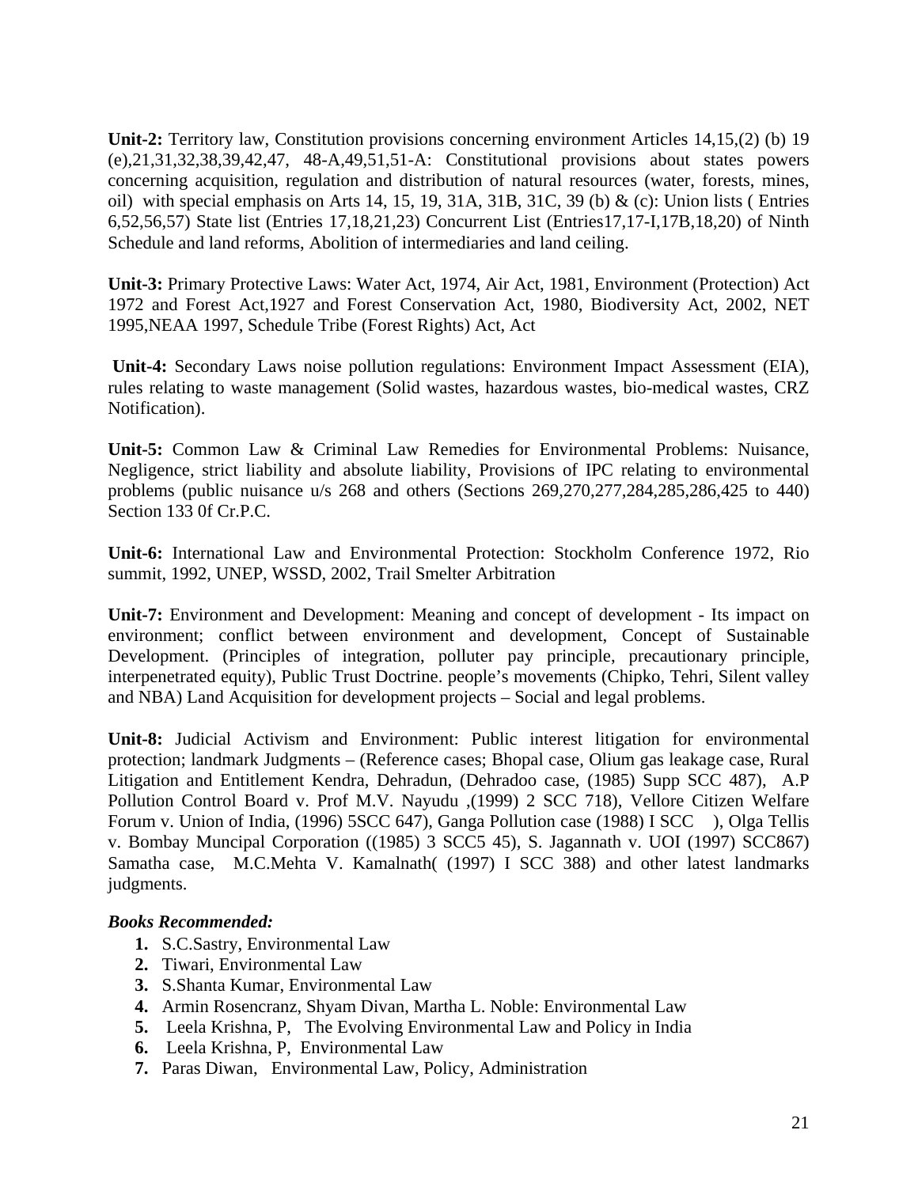**Unit-2:** Territory law, Constitution provisions concerning environment Articles 14,15,(2) (b) 19 (e),21,31,32,38,39,42,47, 48-A,49,51,51-A: Constitutional provisions about states powers concerning acquisition, regulation and distribution of natural resources (water, forests, mines, oil) with special emphasis on Arts 14, 15, 19, 31A, 31B, 31C, 39 (b) & (c): Union lists ( Entries 6,52,56,57) State list (Entries 17,18,21,23) Concurrent List (Entries17,17-I,17B,18,20) of Ninth Schedule and land reforms, Abolition of intermediaries and land ceiling.

**Unit-3:** Primary Protective Laws: Water Act, 1974, Air Act, 1981, Environment (Protection) Act 1972 and Forest Act,1927 and Forest Conservation Act, 1980, Biodiversity Act, 2002, NET 1995,NEAA 1997, Schedule Tribe (Forest Rights) Act, Act

**Unit-4:** Secondary Laws noise pollution regulations: Environment Impact Assessment (EIA), rules relating to waste management (Solid wastes, hazardous wastes, bio-medical wastes, CRZ Notification).

**Unit-5:** Common Law & Criminal Law Remedies for Environmental Problems: Nuisance, Negligence, strict liability and absolute liability, Provisions of IPC relating to environmental problems (public nuisance u/s 268 and others (Sections 269,270,277,284,285,286,425 to 440) Section 133 0f Cr.P.C.

**Unit-6:** International Law and Environmental Protection: Stockholm Conference 1972, Rio summit, 1992, UNEP, WSSD, 2002, Trail Smelter Arbitration

**Unit-7:** Environment and Development: Meaning and concept of development - Its impact on environment; conflict between environment and development, Concept of Sustainable Development. (Principles of integration, polluter pay principle, precautionary principle, interpenetrated equity), Public Trust Doctrine. people's movements (Chipko, Tehri, Silent valley and NBA) Land Acquisition for development projects – Social and legal problems.

**Unit-8:** Judicial Activism and Environment: Public interest litigation for environmental protection; landmark Judgments – (Reference cases; Bhopal case, Olium gas leakage case, Rural Litigation and Entitlement Kendra, Dehradun, (Dehradoo case, (1985) Supp SCC 487), A.P Pollution Control Board v. Prof M.V. Nayudu ,(1999) 2 SCC 718), Vellore Citizen Welfare Forum v. Union of India, (1996) 5SCC 647), Ganga Pollution case (1988) I SCC ), Olga Tellis v. Bombay Muncipal Corporation ((1985) 3 SCC5 45), S. Jagannath v. UOI (1997) SCC867) Samatha case, M.C.Mehta V. Kamalnath( (1997) I SCC 388) and other latest landmarks judgments.

***Books Recommended:***

1. S.C.Sastry, Environmental Law
2. Tiwari, Environmental Law
3. S.Shanta Kumar, Environmental Law
4. Armin Rosencranz, Shyam Divan, Martha L. Noble: Environmental Law
5. Leela Krishna, P, The Evolving Environmental Law and Policy in India
6. Leela Krishna, P, Environmental Law
7. Paras Diwan, Environmental Law, Policy, Administration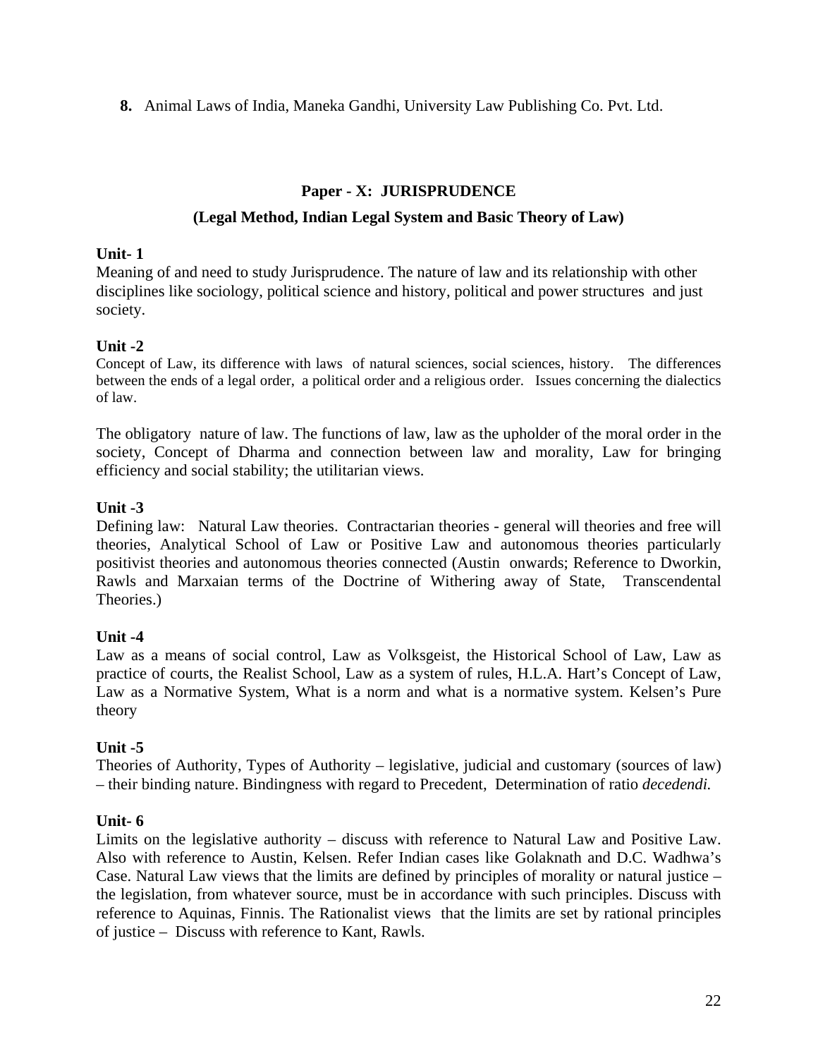**8.** Animal Laws of India, Maneka Gandhi, University Law Publishing Co. Pvt. Ltd.

## Paper - X: JURISPRUDENCE

### (Legal Method, Indian Legal System and Basic Theory of Law)

**Unit- 1**

Meaning of and need to study Jurisprudence. The nature of law and its relationship with other disciplines like sociology, political science and history, political and power structures and just society.

**Unit -2**

Concept of Law, its difference with laws of natural sciences, social sciences, history. The differences between the ends of a legal order, a political order and a religious order. Issues concerning the dialectics of law.

The obligatory nature of law. The functions of law, law as the upholder of the moral order in the society, Concept of Dharma and connection between law and morality, Law for bringing efficiency and social stability; the utilitarian views.

**Unit -3**

Defining law: Natural Law theories. Contractarian theories - general will theories and free will theories, Analytical School of Law or Positive Law and autonomous theories particularly positivist theories and autonomous theories connected (Austin onwards; Reference to Dworkin, Rawls and Marxaian terms of the Doctrine of Withering away of State, Transcendental Theories.)

**Unit -4**

Law as a means of social control, Law as Volksgeist, the Historical School of Law, Law as practice of courts, the Realist School, Law as a system of rules, H.L.A. Hart's Concept of Law, Law as a Normative System, What is a norm and what is a normative system. Kelsen's Pure theory

**Unit -5**

Theories of Authority, Types of Authority – legislative, judicial and customary (sources of law) – their binding nature. Bindingness with regard to Precedent, Determination of ratio *decedendi.*

**Unit- 6**

Limits on the legislative authority – discuss with reference to Natural Law and Positive Law. Also with reference to Austin, Kelsen. Refer Indian cases like Golaknath and D.C. Wadhwa's Case. Natural Law views that the limits are defined by principles of morality or natural justice – the legislation, from whatever source, must be in accordance with such principles. Discuss with reference to Aquinas, Finnis. The Rationalist views that the limits are set by rational principles of justice – Discuss with reference to Kant, Rawls.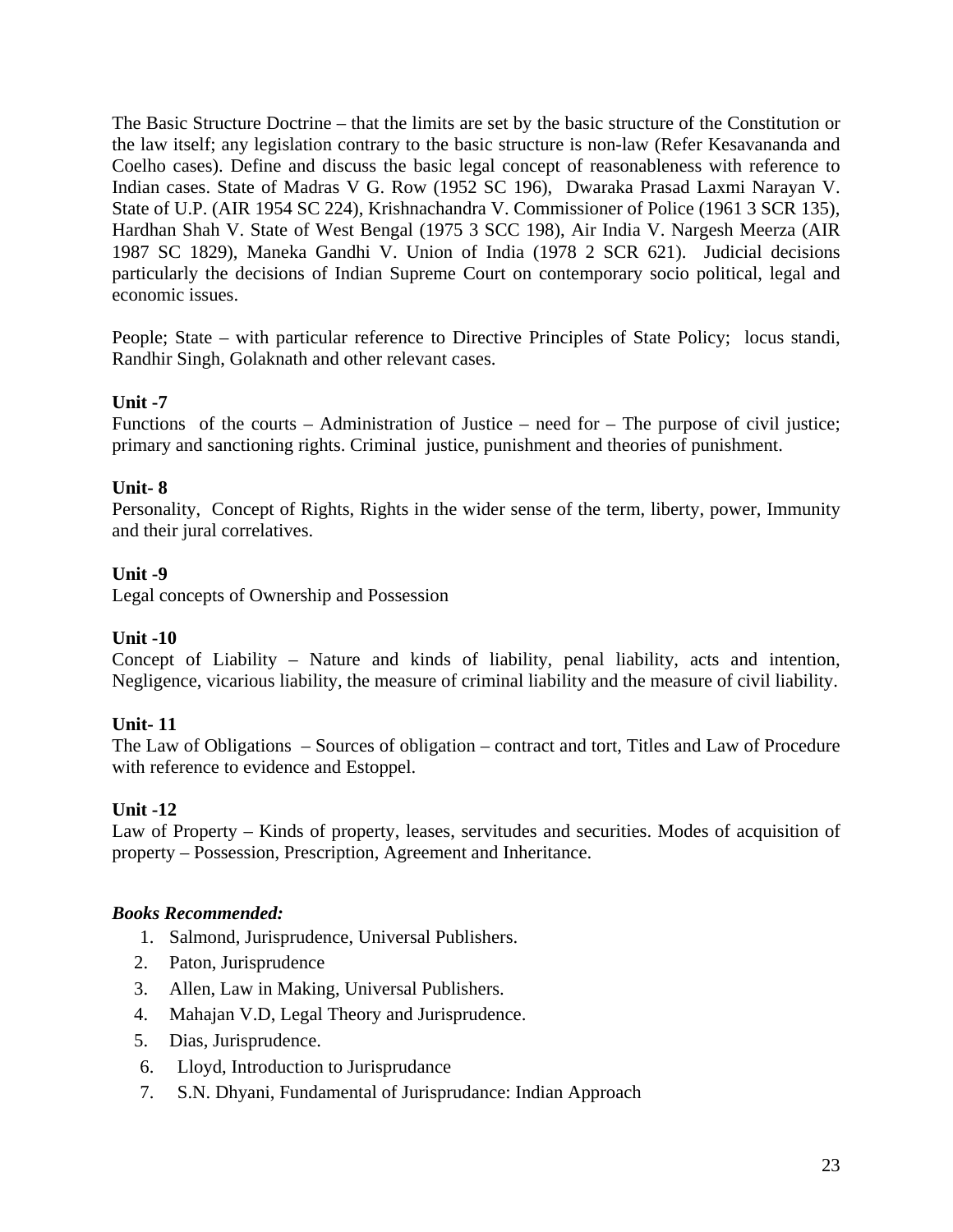The Basic Structure Doctrine – that the limits are set by the basic structure of the Constitution or the law itself; any legislation contrary to the basic structure is non-law (Refer Kesavananda and Coelho cases). Define and discuss the basic legal concept of reasonableness with reference to Indian cases. State of Madras V G. Row (1952 SC 196), Dwaraka Prasad Laxmi Narayan V. State of U.P. (AIR 1954 SC 224), Krishnachandra V. Commissioner of Police (1961 3 SCR 135), Hardhan Shah V. State of West Bengal (1975 3 SCC 198), Air India V. Nargesh Meerza (AIR 1987 SC 1829), Maneka Gandhi V. Union of India (1978 2 SCR 621). Judicial decisions particularly the decisions of Indian Supreme Court on contemporary socio political, legal and economic issues.

People; State – with particular reference to Directive Principles of State Policy; locus standi, Randhir Singh, Golaknath and other relevant cases.

**Unit -7**
Functions of the courts – Administration of Justice – need for – The purpose of civil justice; primary and sanctioning rights. Criminal justice, punishment and theories of punishment.

**Unit- 8**
Personality, Concept of Rights, Rights in the wider sense of the term, liberty, power, Immunity and their jural correlatives.

**Unit -9**
Legal concepts of Ownership and Possession

**Unit -10**
Concept of Liability – Nature and kinds of liability, penal liability, acts and intention, Negligence, vicarious liability, the measure of criminal liability and the measure of civil liability.

**Unit- 11**
The Law of Obligations – Sources of obligation – contract and tort, Titles and Law of Procedure with reference to evidence and Estoppel.

**Unit -12**
Law of Property – Kinds of property, leases, servitudes and securities. Modes of acquisition of property – Possession, Prescription, Agreement and Inheritance.

***Books Recommended:***

1. Salmond, Jurisprudence, Universal Publishers.
2. Paton, Jurisprudence
3. Allen, Law in Making, Universal Publishers.
4. Mahajan V.D, Legal Theory and Jurisprudence.
5. Dias, Jurisprudence.
6. Lloyd, Introduction to Jurisprudance
7. S.N. Dhyani, Fundamental of Jurisprudance: Indian Approach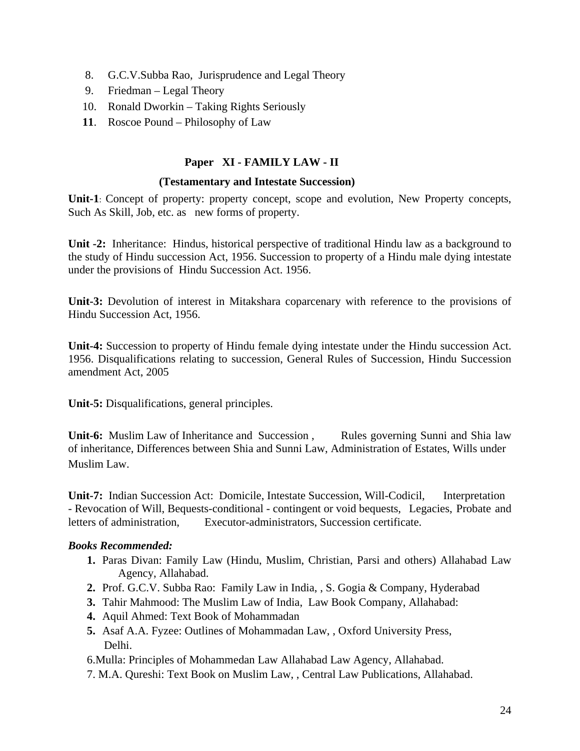8. G.C.V.Subba Rao, Jurisprudence and Legal Theory
9. Friedman – Legal Theory
10. Ronald Dworkin – Taking Rights Seriously
11. Roscoe Pound – Philosophy of Law

## Paper XI - FAMILY LAW - II

### (Testamentary and Intestate Succession)

**Unit-1**: Concept of property: property concept, scope and evolution, New Property concepts, Such As Skill, Job, etc. as new forms of property.

**Unit -2:** Inheritance: Hindus, historical perspective of traditional Hindu law as a background to the study of Hindu succession Act, 1956. Succession to property of a Hindu male dying intestate under the provisions of Hindu Succession Act. 1956.

**Unit-3:** Devolution of interest in Mitakshara coparcenary with reference to the provisions of Hindu Succession Act, 1956.

**Unit-4:** Succession to property of Hindu female dying intestate under the Hindu succession Act. 1956. Disqualifications relating to succession, General Rules of Succession, Hindu Succession amendment Act, 2005

**Unit-5:** Disqualifications, general principles.

**Unit-6:** Muslim Law of Inheritance and Succession , Rules governing Sunni and Shia law of inheritance, Differences between Shia and Sunni Law, Administration of Estates, Wills under Muslim Law.

**Unit-7:** Indian Succession Act: Domicile, Intestate Succession, Will-Codicil, Interpretation - Revocation of Will, Bequests-conditional - contingent or void bequests, Legacies, Probate and letters of administration, Executor-administrators, Succession certificate.

***Books Recommended:***

1. Paras Divan: Family Law (Hindu, Muslim, Christian, Parsi and others) Allahabad Law Agency, Allahabad.
2. Prof. G.C.V. Subba Rao: Family Law in India, , S. Gogia & Company, Hyderabad
3. Tahir Mahmood: The Muslim Law of India, Law Book Company, Allahabad:
4. Aquil Ahmed: Text Book of Mohammadan
5. Asaf A.A. Fyzee: Outlines of Mohammadan Law, , Oxford University Press, Delhi.
6. Mulla: Principles of Mohammedan Law Allahabad Law Agency, Allahabad.
7. M.A. Qureshi: Text Book on Muslim Law, , Central Law Publications, Allahabad.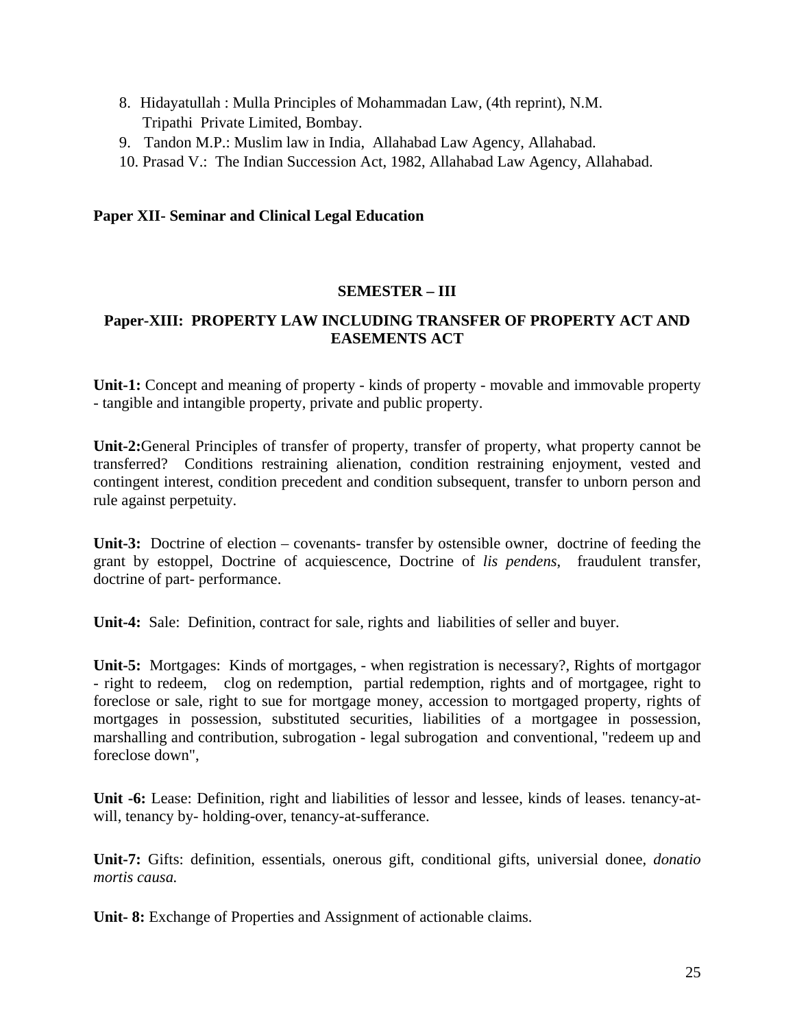8. Hidayatullah : Mulla Principles of Mohammadan Law, (4th reprint), N.M. Tripathi Private Limited, Bombay.
9. Tandon M.P.: Muslim law in India, Allahabad Law Agency, Allahabad.
10. Prasad V.: The Indian Succession Act, 1982, Allahabad Law Agency, Allahabad.

**Paper XII- Seminar and Clinical Legal Education**

## SEMESTER – III

### Paper-XIII: PROPERTY LAW INCLUDING TRANSFER OF PROPERTY ACT AND EASEMENTS ACT

**Unit-1:** Concept and meaning of property - kinds of property - movable and immovable property - tangible and intangible property, private and public property.

**Unit-2:**General Principles of transfer of property, transfer of property, what property cannot be transferred? Conditions restraining alienation, condition restraining enjoyment, vested and contingent interest, condition precedent and condition subsequent, transfer to unborn person and rule against perpetuity.

**Unit-3:** Doctrine of election – covenants- transfer by ostensible owner, doctrine of feeding the grant by estoppel, Doctrine of acquiescence, Doctrine of *lis pendens*, fraudulent transfer, doctrine of part- performance.

**Unit-4:** Sale: Definition, contract for sale, rights and liabilities of seller and buyer.

**Unit-5:** Mortgages: Kinds of mortgages, - when registration is necessary?, Rights of mortgagor - right to redeem, clog on redemption, partial redemption, rights and of mortgagee, right to foreclose or sale, right to sue for mortgage money, accession to mortgaged property, rights of mortgages in possession, substituted securities, liabilities of a mortgagee in possession, marshalling and contribution, subrogation - legal subrogation and conventional, "redeem up and foreclose down",

**Unit -6:** Lease: Definition, right and liabilities of lessor and lessee, kinds of leases. tenancy-at-will, tenancy by- holding-over, tenancy-at-sufferance.

**Unit-7:** Gifts: definition, essentials, onerous gift, conditional gifts, universial donee, *donatio mortis causa.*

**Unit- 8:** Exchange of Properties and Assignment of actionable claims.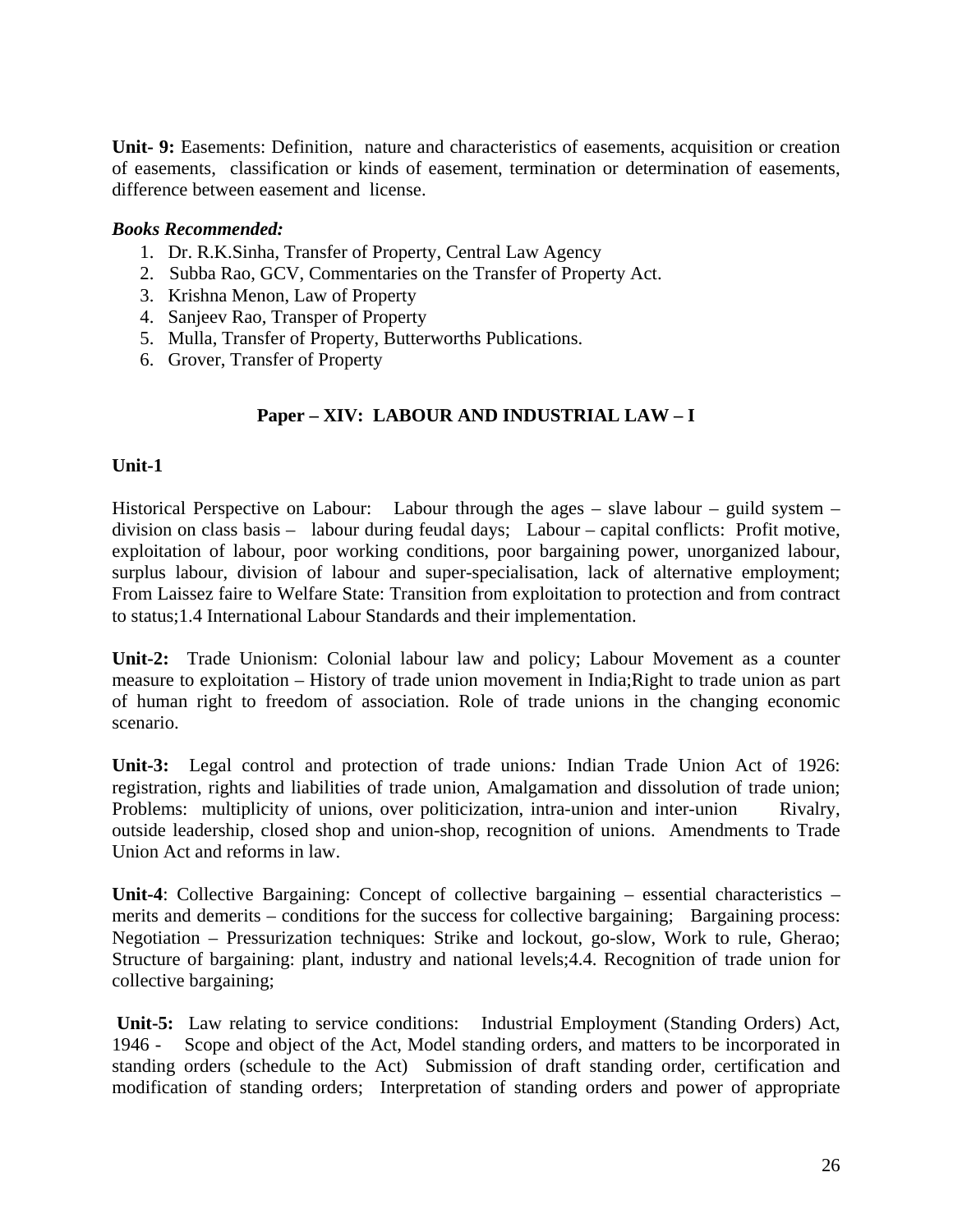**Unit- 9:** Easements: Definition, nature and characteristics of easements, acquisition or creation of easements, classification or kinds of easement, termination or determination of easements, difference between easement and license.

***Books Recommended:***

1. Dr. R.K.Sinha, Transfer of Property, Central Law Agency
2. Subba Rao, GCV, Commentaries on the Transfer of Property Act.
3. Krishna Menon, Law of Property
4. Sanjeev Rao, Transper of Property
5. Mulla, Transfer of Property, Butterworths Publications.
6. Grover, Transfer of Property

## Paper – XIV: LABOUR AND INDUSTRIAL LAW – I

**Unit-1**

Historical Perspective on Labour: Labour through the ages – slave labour – guild system – division on class basis – labour during feudal days; Labour – capital conflicts: Profit motive, exploitation of labour, poor working conditions, poor bargaining power, unorganized labour, surplus labour, division of labour and super-specialisation, lack of alternative employment; From Laissez faire to Welfare State: Transition from exploitation to protection and from contract to status;1.4 International Labour Standards and their implementation.

**Unit-2:** Trade Unionism: Colonial labour law and policy; Labour Movement as a counter measure to exploitation – History of trade union movement in India;Right to trade union as part of human right to freedom of association. Role of trade unions in the changing economic scenario.

**Unit-3:** Legal control and protection of trade unions*:* Indian Trade Union Act of 1926: registration, rights and liabilities of trade union, Amalgamation and dissolution of trade union; Problems: multiplicity of unions, over politicization, intra-union and inter-union Rivalry, outside leadership, closed shop and union-shop, recognition of unions. Amendments to Trade Union Act and reforms in law.

**Unit-4**: Collective Bargaining: Concept of collective bargaining – essential characteristics – merits and demerits – conditions for the success for collective bargaining; Bargaining process: Negotiation – Pressurization techniques: Strike and lockout, go-slow, Work to rule, Gherao; Structure of bargaining: plant, industry and national levels;4.4. Recognition of trade union for collective bargaining;

**Unit-5:** Law relating to service conditions: Industrial Employment (Standing Orders) Act, 1946 - Scope and object of the Act, Model standing orders, and matters to be incorporated in standing orders (schedule to the Act) Submission of draft standing order, certification and modification of standing orders; Interpretation of standing orders and power of appropriate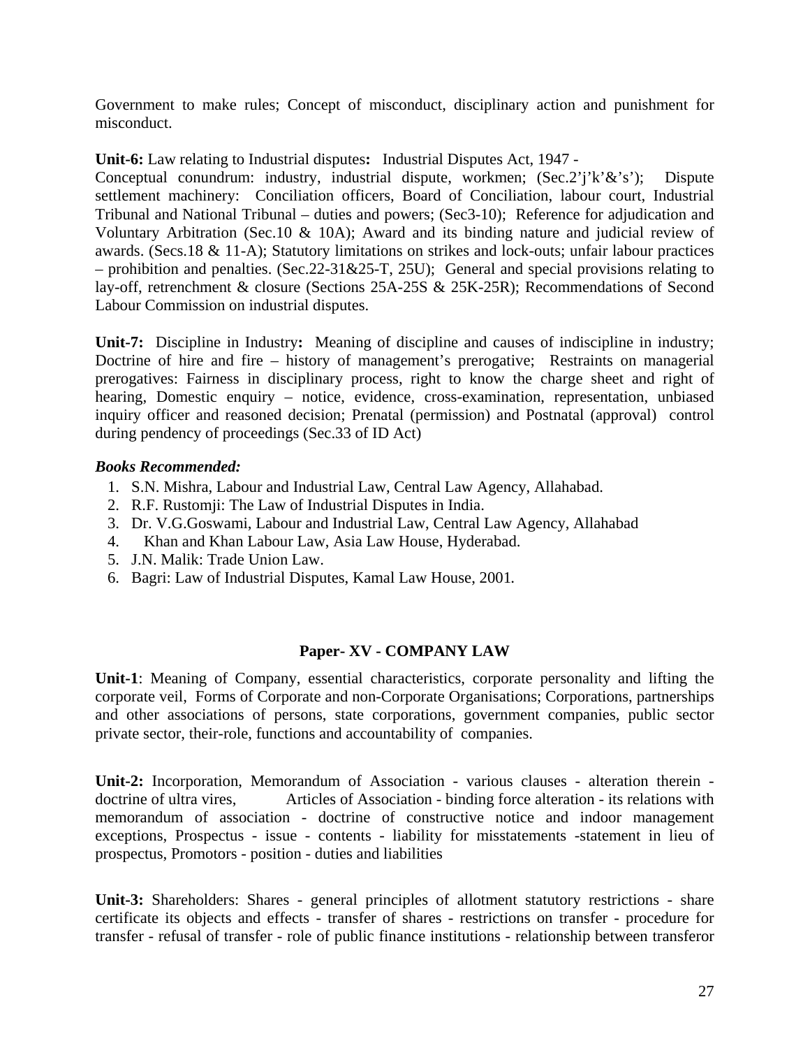Government to make rules; Concept of misconduct, disciplinary action and punishment for misconduct.

**Unit-6:** Law relating to Industrial disputes**:** Industrial Disputes Act, 1947 -
Conceptual conundrum: industry, industrial dispute, workmen; (Sec.2'j'k'&'s'); Dispute settlement machinery: Conciliation officers, Board of Conciliation, labour court, Industrial Tribunal and National Tribunal – duties and powers; (Sec3-10); Reference for adjudication and Voluntary Arbitration (Sec.10 & 10A); Award and its binding nature and judicial review of awards. (Secs.18 & 11-A); Statutory limitations on strikes and lock-outs; unfair labour practices – prohibition and penalties. (Sec.22-31&25-T, 25U); General and special provisions relating to lay-off, retrenchment & closure (Sections 25A-25S & 25K-25R); Recommendations of Second Labour Commission on industrial disputes.

**Unit-7:** Discipline in Industry**:** Meaning of discipline and causes of indiscipline in industry; Doctrine of hire and fire – history of management's prerogative; Restraints on managerial prerogatives: Fairness in disciplinary process, right to know the charge sheet and right of hearing, Domestic enquiry – notice, evidence, cross-examination, representation, unbiased inquiry officer and reasoned decision; Prenatal (permission) and Postnatal (approval) control during pendency of proceedings (Sec.33 of ID Act)

***Books Recommended:***

1. S.N. Mishra, Labour and Industrial Law, Central Law Agency, Allahabad.
2. R.F. Rustomji: The Law of Industrial Disputes in India.
3. Dr. V.G.Goswami, Labour and Industrial Law, Central Law Agency, Allahabad
4. Khan and Khan Labour Law, Asia Law House, Hyderabad.
5. J.N. Malik: Trade Union Law.
6. Bagri: Law of Industrial Disputes, Kamal Law House, 2001.

## Paper- XV - COMPANY LAW

**Unit-1**: Meaning of Company, essential characteristics, corporate personality and lifting the corporate veil, Forms of Corporate and non-Corporate Organisations; Corporations, partnerships and other associations of persons, state corporations, government companies, public sector private sector, their-role, functions and accountability of companies.

**Unit-2:** Incorporation, Memorandum of Association - various clauses - alteration therein - doctrine of ultra vires, Articles of Association - binding force alteration - its relations with memorandum of association - doctrine of constructive notice and indoor management exceptions, Prospectus - issue - contents - liability for misstatements -statement in lieu of prospectus, Promotors - position - duties and liabilities

**Unit-3:** Shareholders: Shares - general principles of allotment statutory restrictions - share certificate its objects and effects - transfer of shares - restrictions on transfer - procedure for transfer - refusal of transfer - role of public finance institutions - relationship between transferor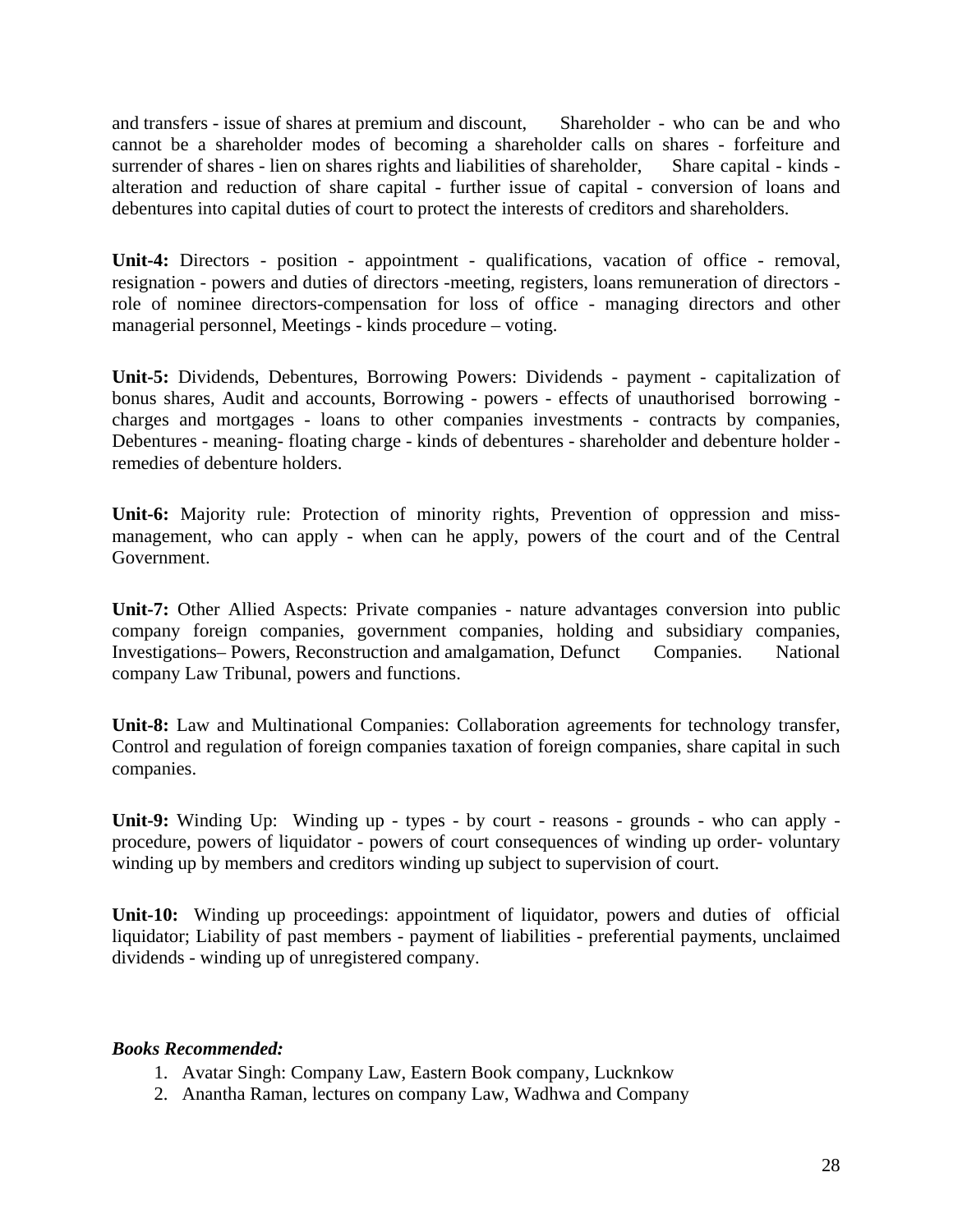and transfers - issue of shares at premium and discount, Shareholder - who can be and who cannot be a shareholder modes of becoming a shareholder calls on shares - forfeiture and surrender of shares - lien on shares rights and liabilities of shareholder, Share capital - kinds - alteration and reduction of share capital - further issue of capital - conversion of loans and debentures into capital duties of court to protect the interests of creditors and shareholders.

**Unit-4:** Directors - position - appointment - qualifications, vacation of office - removal, resignation - powers and duties of directors -meeting, registers, loans remuneration of directors - role of nominee directors-compensation for loss of office - managing directors and other managerial personnel, Meetings - kinds procedure – voting.

**Unit-5:** Dividends, Debentures, Borrowing Powers: Dividends - payment - capitalization of bonus shares, Audit and accounts, Borrowing - powers - effects of unauthorised borrowing - charges and mortgages - loans to other companies investments - contracts by companies, Debentures - meaning- floating charge - kinds of debentures - shareholder and debenture holder - remedies of debenture holders.

**Unit-6:** Majority rule: Protection of minority rights, Prevention of oppression and miss-management, who can apply - when can he apply, powers of the court and of the Central Government.

**Unit-7:** Other Allied Aspects: Private companies - nature advantages conversion into public company foreign companies, government companies, holding and subsidiary companies, Investigations– Powers, Reconstruction and amalgamation, Defunct Companies. National company Law Tribunal, powers and functions.

**Unit-8:** Law and Multinational Companies: Collaboration agreements for technology transfer, Control and regulation of foreign companies taxation of foreign companies, share capital in such companies.

**Unit-9:** Winding Up: Winding up - types - by court - reasons - grounds - who can apply - procedure, powers of liquidator - powers of court consequences of winding up order- voluntary winding up by members and creditors winding up subject to supervision of court.

**Unit-10:** Winding up proceedings: appointment of liquidator, powers and duties of official liquidator; Liability of past members - payment of liabilities - preferential payments, unclaimed dividends - winding up of unregistered company.

***Books Recommended:***

1. Avatar Singh: Company Law, Eastern Book company, Lucknkow
2. Anantha Raman, lectures on company Law, Wadhwa and Company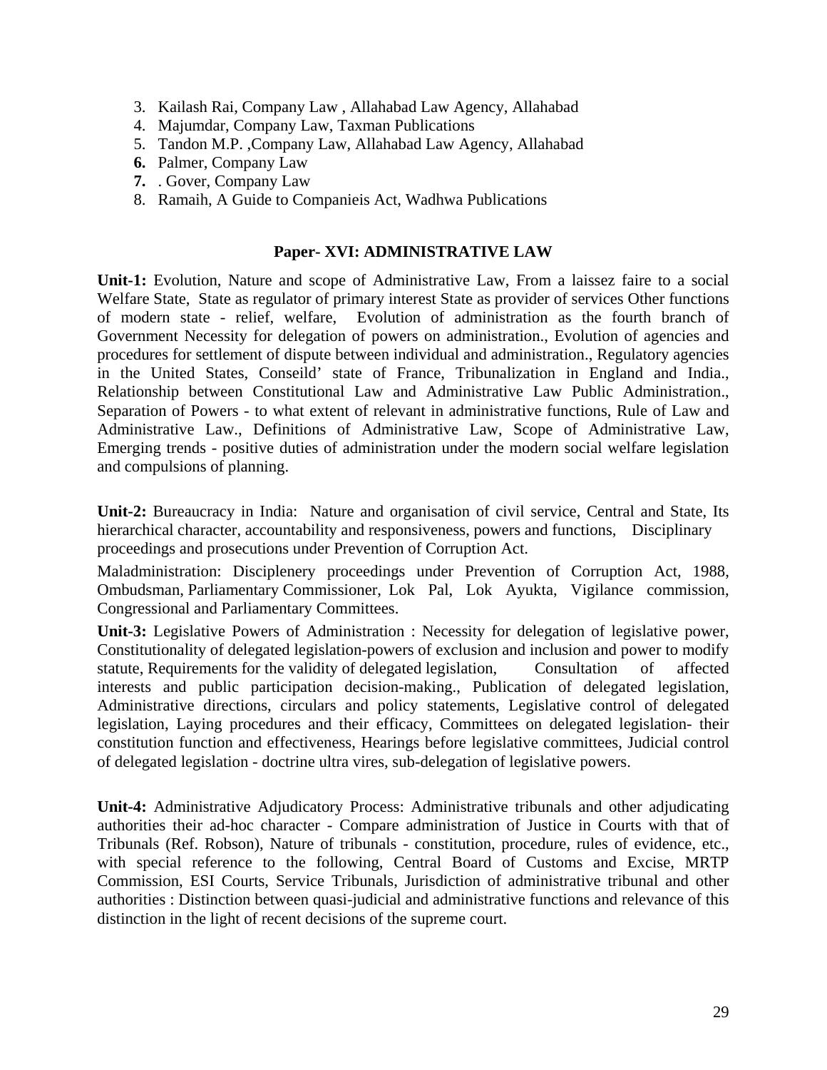3. Kailash Rai, Company Law , Allahabad Law Agency, Allahabad
4. Majumdar, Company Law, Taxman Publications
5. Tandon M.P. ,Company Law, Allahabad Law Agency, Allahabad
6. Palmer, Company Law
7. . Gover, Company Law
8. Ramaih, A Guide to Companieis Act, Wadhwa Publications

## Paper- XVI: ADMINISTRATIVE LAW

**Unit-1:** Evolution, Nature and scope of Administrative Law, From a laissez faire to a social Welfare State, State as regulator of primary interest State as provider of services Other functions of modern state - relief, welfare, Evolution of administration as the fourth branch of Government Necessity for delegation of powers on administration., Evolution of agencies and procedures for settlement of dispute between individual and administration., Regulatory agencies in the United States, Conseild' state of France, Tribunalization in England and India., Relationship between Constitutional Law and Administrative Law Public Administration., Separation of Powers - to what extent of relevant in administrative functions, Rule of Law and Administrative Law., Definitions of Administrative Law, Scope of Administrative Law, Emerging trends - positive duties of administration under the modern social welfare legislation and compulsions of planning.

**Unit-2:** Bureaucracy in India: Nature and organisation of civil service, Central and State, Its hierarchical character, accountability and responsiveness, powers and functions, Disciplinary proceedings and prosecutions under Prevention of Corruption Act.

Maladministration: Disciplenery proceedings under Prevention of Corruption Act, 1988, Ombudsman, Parliamentary Commissioner, Lok Pal, Lok Ayukta, Vigilance commission, Congressional and Parliamentary Committees.

**Unit-3:** Legislative Powers of Administration : Necessity for delegation of legislative power, Constitutionality of delegated legislation-powers of exclusion and inclusion and power to modify statute, Requirements for the validity of delegated legislation, Consultation of affected interests and public participation decision-making., Publication of delegated legislation, Administrative directions, circulars and policy statements, Legislative control of delegated legislation, Laying procedures and their efficacy, Committees on delegated legislation- their constitution function and effectiveness, Hearings before legislative committees, Judicial control of delegated legislation - doctrine ultra vires, sub-delegation of legislative powers.

**Unit-4:** Administrative Adjudicatory Process: Administrative tribunals and other adjudicating authorities their ad-hoc character - Compare administration of Justice in Courts with that of Tribunals (Ref. Robson), Nature of tribunals - constitution, procedure, rules of evidence, etc., with special reference to the following, Central Board of Customs and Excise, MRTP Commission, ESI Courts, Service Tribunals, Jurisdiction of administrative tribunal and other authorities : Distinction between quasi-judicial and administrative functions and relevance of this distinction in the light of recent decisions of the supreme court.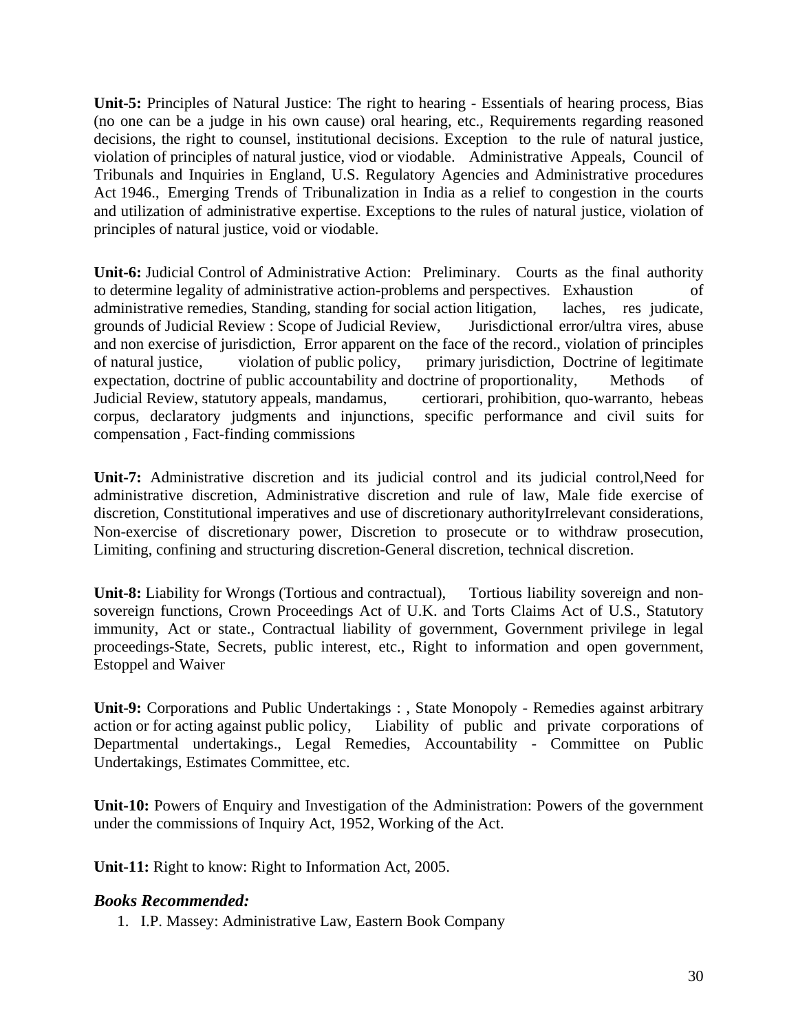**Unit-5:** Principles of Natural Justice: The right to hearing - Essentials of hearing process, Bias (no one can be a judge in his own cause) oral hearing, etc., Requirements regarding reasoned decisions, the right to counsel, institutional decisions. Exception to the rule of natural justice, violation of principles of natural justice, viod or viodable. Administrative Appeals, Council of Tribunals and Inquiries in England, U.S. Regulatory Agencies and Administrative procedures Act 1946., Emerging Trends of Tribunalization in India as a relief to congestion in the courts and utilization of administrative expertise. Exceptions to the rules of natural justice, violation of principles of natural justice, void or viodable.

**Unit-6:** Judicial Control of Administrative Action: Preliminary. Courts as the final authority to determine legality of administrative action-problems and perspectives. Exhaustion of administrative remedies, Standing, standing for social action litigation, laches, res judicate, grounds of Judicial Review : Scope of Judicial Review, Jurisdictional error/ultra vires, abuse and non exercise of jurisdiction, Error apparent on the face of the record., violation of principles of natural justice, violation of public policy, primary jurisdiction, Doctrine of legitimate expectation, doctrine of public accountability and doctrine of proportionality, Methods of Judicial Review, statutory appeals, mandamus, certiorari, prohibition, quo-warranto, hebeas corpus, declaratory judgments and injunctions, specific performance and civil suits for compensation , Fact-finding commissions

**Unit-7:** Administrative discretion and its judicial control and its judicial control,Need for administrative discretion, Administrative discretion and rule of law, Male fide exercise of discretion, Constitutional imperatives and use of discretionary authorityIrrelevant considerations, Non-exercise of discretionary power, Discretion to prosecute or to withdraw prosecution, Limiting, confining and structuring discretion-General discretion, technical discretion.

**Unit-8:** Liability for Wrongs (Tortious and contractual), Tortious liability sovereign and non-sovereign functions, Crown Proceedings Act of U.K. and Torts Claims Act of U.S., Statutory immunity, Act or state., Contractual liability of government, Government privilege in legal proceedings-State, Secrets, public interest, etc., Right to information and open government, Estoppel and Waiver

**Unit-9:** Corporations and Public Undertakings : , State Monopoly - Remedies against arbitrary action or for acting against public policy, Liability of public and private corporations of Departmental undertakings., Legal Remedies, Accountability - Committee on Public Undertakings, Estimates Committee, etc.

**Unit-10:** Powers of Enquiry and Investigation of the Administration: Powers of the government under the commissions of Inquiry Act, 1952, Working of the Act.

**Unit-11:** Right to know: Right to Information Act, 2005.

***Books Recommended:***

1. I.P. Massey: Administrative Law, Eastern Book Company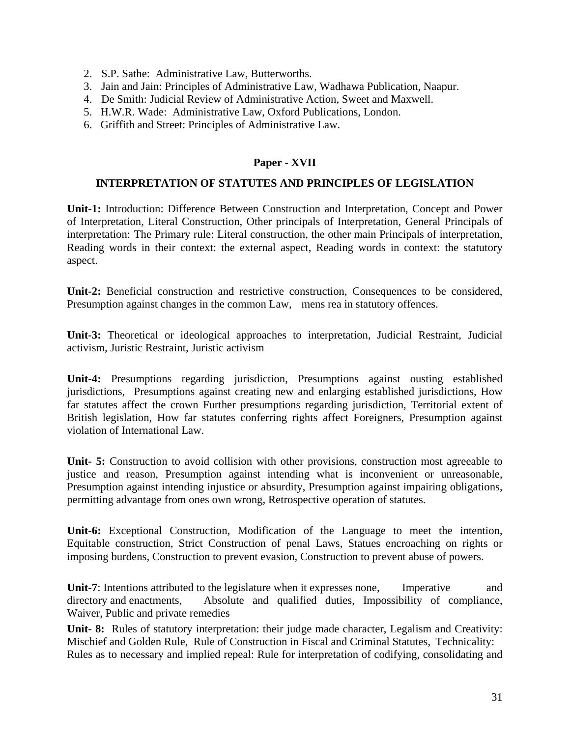2. S.P. Sathe: Administrative Law, Butterworths.
3. Jain and Jain: Principles of Administrative Law, Wadhawa Publication, Naapur.
4. De Smith: Judicial Review of Administrative Action, Sweet and Maxwell.
5. H.W.R. Wade: Administrative Law, Oxford Publications, London.
6. Griffith and Street: Principles of Administrative Law.

## Paper - XVII

## INTERPRETATION OF STATUTES AND PRINCIPLES OF LEGISLATION

**Unit-1:** Introduction: Difference Between Construction and Interpretation, Concept and Power of Interpretation, Literal Construction, Other principals of Interpretation, General Principals of interpretation: The Primary rule: Literal construction, the other main Principals of interpretation, Reading words in their context: the external aspect, Reading words in context: the statutory aspect.

**Unit-2:** Beneficial construction and restrictive construction, Consequences to be considered, Presumption against changes in the common Law, mens rea in statutory offences.

**Unit-3:** Theoretical or ideological approaches to interpretation, Judicial Restraint, Judicial activism, Juristic Restraint, Juristic activism

**Unit-4:** Presumptions regarding jurisdiction, Presumptions against ousting established jurisdictions, Presumptions against creating new and enlarging established jurisdictions, How far statutes affect the crown Further presumptions regarding jurisdiction, Territorial extent of British legislation, How far statutes conferring rights affect Foreigners, Presumption against violation of International Law.

**Unit- 5:** Construction to avoid collision with other provisions, construction most agreeable to justice and reason, Presumption against intending what is inconvenient or unreasonable, Presumption against intending injustice or absurdity, Presumption against impairing obligations, permitting advantage from ones own wrong, Retrospective operation of statutes.

**Unit-6:** Exceptional Construction, Modification of the Language to meet the intention, Equitable construction, Strict Construction of penal Laws, Statues encroaching on rights or imposing burdens, Construction to prevent evasion, Construction to prevent abuse of powers.

**Unit-7**: Intentions attributed to the legislature when it expresses none, Imperative and directory and enactments, Absolute and qualified duties, Impossibility of compliance, Waiver, Public and private remedies

**Unit- 8:** Rules of statutory interpretation: their judge made character, Legalism and Creativity: Mischief and Golden Rule, Rule of Construction in Fiscal and Criminal Statutes, Technicality: Rules as to necessary and implied repeal: Rule for interpretation of codifying, consolidating and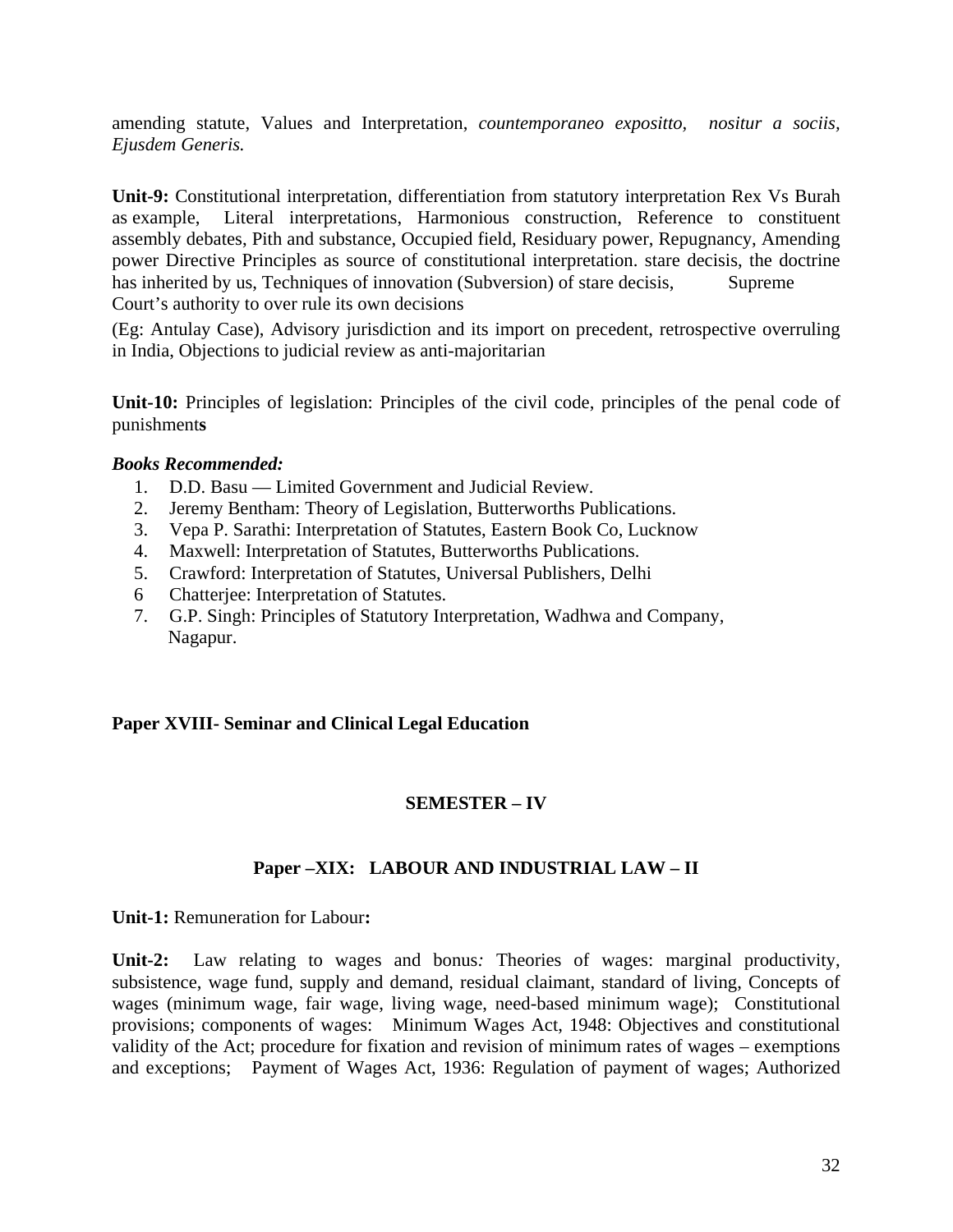amending statute, Values and Interpretation, *countemporaneo expositto, nositur a sociis, Ejusdem Generis.*

**Unit-9:** Constitutional interpretation, differentiation from statutory interpretation Rex Vs Burah as example, Literal interpretations, Harmonious construction, Reference to constituent assembly debates, Pith and substance, Occupied field, Residuary power, Repugnancy, Amending power Directive Principles as source of constitutional interpretation. stare decisis, the doctrine has inherited by us, Techniques of innovation (Subversion) of stare decisis, Supreme Court's authority to over rule its own decisions

(Eg: Antulay Case), Advisory jurisdiction and its import on precedent, retrospective overruling in India, Objections to judicial review as anti-majoritarian

**Unit-10:** Principles of legislation: Principles of the civil code, principles of the penal code of punishment**s**

***Books Recommended:***

1. D.D. Basu — Limited Government and Judicial Review.
2. Jeremy Bentham: Theory of Legislation, Butterworths Publications.
3. Vepa P. Sarathi: Interpretation of Statutes, Eastern Book Co, Lucknow
4. Maxwell: Interpretation of Statutes, Butterworths Publications.
5. Crawford: Interpretation of Statutes, Universal Publishers, Delhi
6. Chatterjee: Interpretation of Statutes.
7. G.P. Singh: Principles of Statutory Interpretation, Wadhwa and Company, Nagapur.

**Paper XVIII- Seminar and Clinical Legal Education**

## SEMESTER – IV

## Paper –XIX: LABOUR AND INDUSTRIAL LAW – II

**Unit-1:** Remuneration for Labour**:**

**Unit-2:** Law relating to wages and bonus*:* Theories of wages: marginal productivity, subsistence, wage fund, supply and demand, residual claimant, standard of living, Concepts of wages (minimum wage, fair wage, living wage, need-based minimum wage); Constitutional provisions; components of wages: Minimum Wages Act, 1948: Objectives and constitutional validity of the Act; procedure for fixation and revision of minimum rates of wages – exemptions and exceptions; Payment of Wages Act, 1936: Regulation of payment of wages; Authorized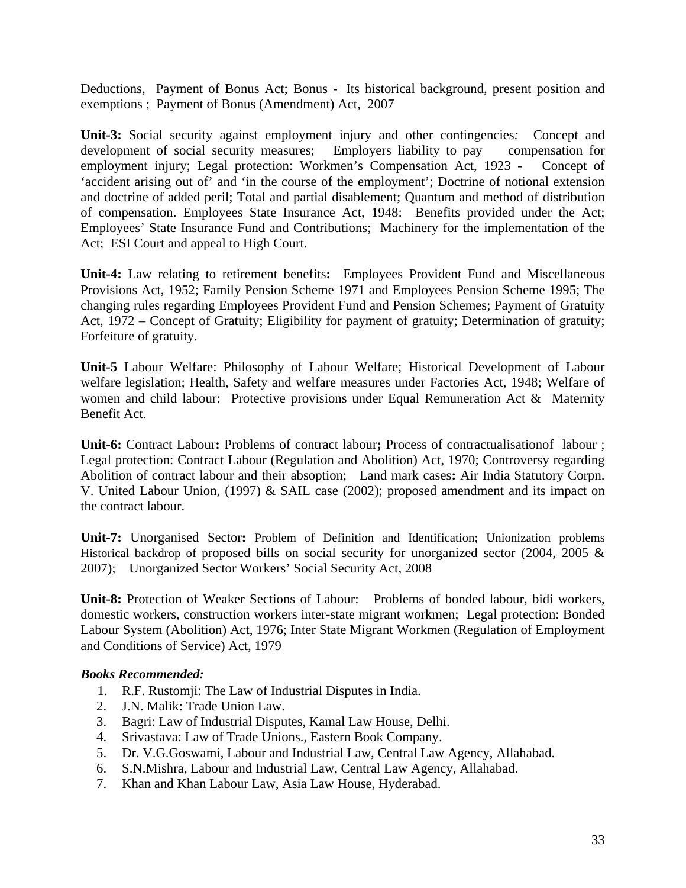Deductions, Payment of Bonus Act; Bonus - Its historical background, present position and exemptions ; Payment of Bonus (Amendment) Act, 2007

**Unit-3:** Social security against employment injury and other contingencies*:* Concept and development of social security measures; Employers liability to pay compensation for employment injury; Legal protection: Workmen's Compensation Act, 1923 - Concept of 'accident arising out of' and 'in the course of the employment'; Doctrine of notional extension and doctrine of added peril; Total and partial disablement; Quantum and method of distribution of compensation. Employees State Insurance Act, 1948: Benefits provided under the Act; Employees' State Insurance Fund and Contributions; Machinery for the implementation of the Act; ESI Court and appeal to High Court.

**Unit-4:** Law relating to retirement benefits**:** Employees Provident Fund and Miscellaneous Provisions Act, 1952; Family Pension Scheme 1971 and Employees Pension Scheme 1995; The changing rules regarding Employees Provident Fund and Pension Schemes; Payment of Gratuity Act, 1972 – Concept of Gratuity; Eligibility for payment of gratuity; Determination of gratuity; Forfeiture of gratuity.

**Unit-5** Labour Welfare: Philosophy of Labour Welfare; Historical Development of Labour welfare legislation; Health, Safety and welfare measures under Factories Act, 1948; Welfare of women and child labour: Protective provisions under Equal Remuneration Act & Maternity Benefit Act.

**Unit-6:** Contract Labour**:** Problems of contract labour**;** Process of contractualisationof labour ; Legal protection: Contract Labour (Regulation and Abolition) Act, 1970; Controversy regarding Abolition of contract labour and their absoption; Land mark cases**:** Air India Statutory Corpn. V. United Labour Union, (1997) & SAIL case (2002); proposed amendment and its impact on the contract labour.

**Unit-7:** Unorganised Sector**:** Problem of Definition and Identification; Unionization problems Historical backdrop of proposed bills on social security for unorganized sector (2004, 2005 & 2007); Unorganized Sector Workers' Social Security Act, 2008

**Unit-8:** Protection of Weaker Sections of Labour: Problems of bonded labour, bidi workers, domestic workers, construction workers inter-state migrant workmen; Legal protection: Bonded Labour System (Abolition) Act, 1976; Inter State Migrant Workmen (Regulation of Employment and Conditions of Service) Act, 1979

***Books Recommended:***

1. R.F. Rustomji: The Law of Industrial Disputes in India.
2. J.N. Malik: Trade Union Law.
3. Bagri: Law of Industrial Disputes, Kamal Law House, Delhi.
4. Srivastava: Law of Trade Unions., Eastern Book Company.
5. Dr. V.G.Goswami, Labour and Industrial Law, Central Law Agency, Allahabad.
6. S.N.Mishra, Labour and Industrial Law, Central Law Agency, Allahabad.
7. Khan and Khan Labour Law, Asia Law House, Hyderabad.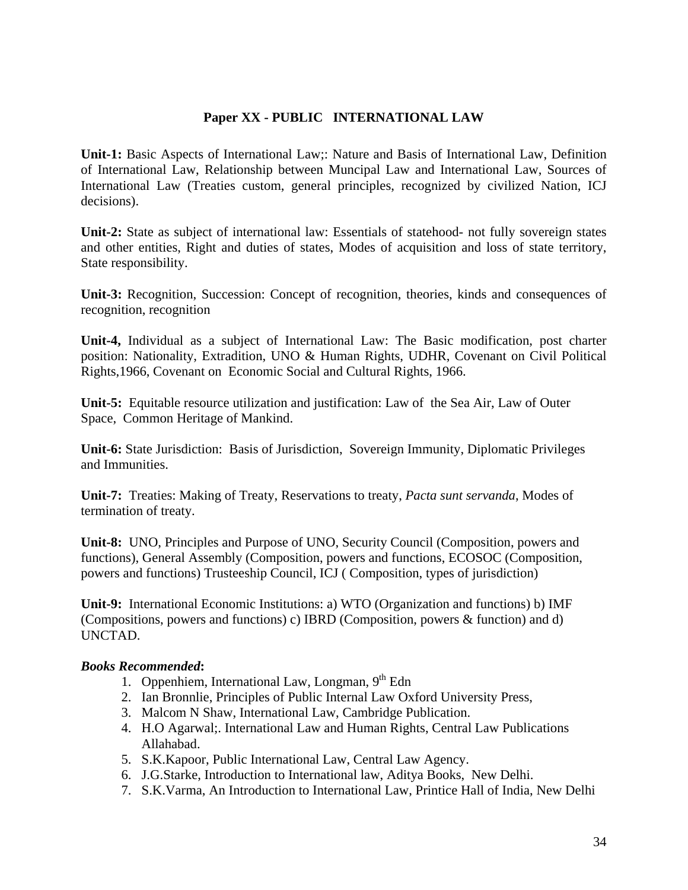## Paper XX - PUBLIC INTERNATIONAL LAW

**Unit-1:** Basic Aspects of International Law;: Nature and Basis of International Law, Definition of International Law, Relationship between Muncipal Law and International Law, Sources of International Law (Treaties custom, general principles, recognized by civilized Nation, ICJ decisions).

**Unit-2:** State as subject of international law: Essentials of statehood- not fully sovereign states and other entities, Right and duties of states, Modes of acquisition and loss of state territory, State responsibility.

**Unit-3:** Recognition, Succession: Concept of recognition, theories, kinds and consequences of recognition, recognition

**Unit-4,** Individual as a subject of International Law: The Basic modification, post charter position: Nationality, Extradition, UNO & Human Rights, UDHR, Covenant on Civil Political Rights,1966, Covenant on Economic Social and Cultural Rights, 1966.

**Unit-5:** Equitable resource utilization and justification: Law of the Sea Air, Law of Outer Space, Common Heritage of Mankind.

**Unit-6:** State Jurisdiction: Basis of Jurisdiction, Sovereign Immunity, Diplomatic Privileges and Immunities.

**Unit-7:** Treaties: Making of Treaty, Reservations to treaty, *Pacta sunt servanda*, Modes of termination of treaty.

**Unit-8:** UNO, Principles and Purpose of UNO, Security Council (Composition, powers and functions), General Assembly (Composition, powers and functions, ECOSOC (Composition, powers and functions) Trusteeship Council, ICJ ( Composition, types of jurisdiction)

**Unit-9:** International Economic Institutions: a) WTO (Organization and functions) b) IMF (Compositions, powers and functions) c) IBRD (Composition, powers & function) and d) UNCTAD.

***Books Recommended*:**

1. Oppenhiem, International Law, Longman, 9th Edn
2. Ian Bronnlie, Principles of Public Internal Law Oxford University Press,
3. Malcom N Shaw, International Law, Cambridge Publication.
4. H.O Agarwal;. International Law and Human Rights, Central Law Publications Allahabad.
5. S.K.Kapoor, Public International Law, Central Law Agency.
6. J.G.Starke, Introduction to International law, Aditya Books, New Delhi.
7. S.K.Varma, An Introduction to International Law, Printice Hall of India, New Delhi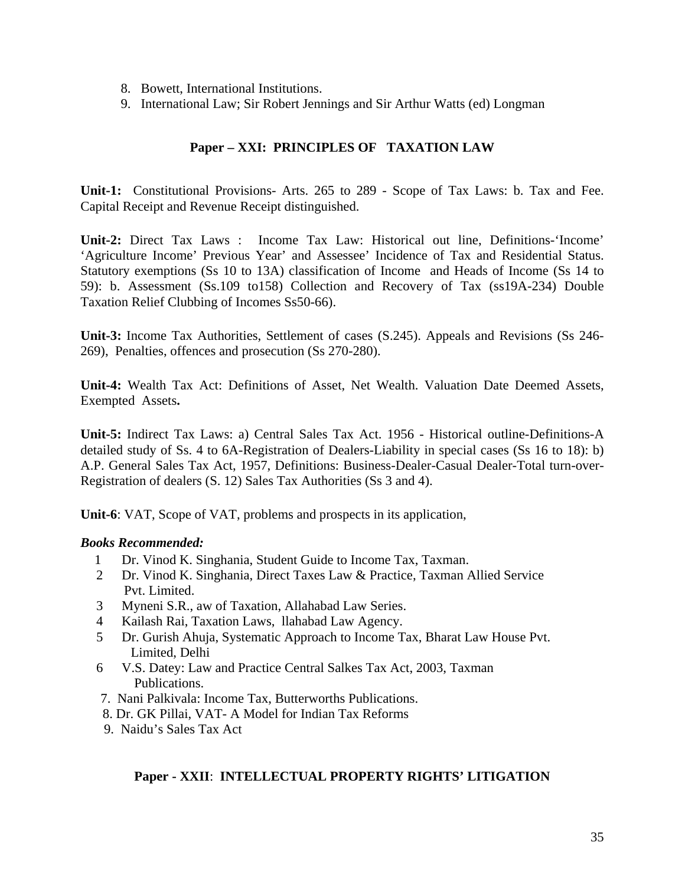8. Bowett, International Institutions.
9. International Law; Sir Robert Jennings and Sir Arthur Watts (ed) Longman

## Paper – XXI: PRINCIPLES OF TAXATION LAW

**Unit-1:** Constitutional Provisions- Arts. 265 to 289 - Scope of Tax Laws: b. Tax and Fee. Capital Receipt and Revenue Receipt distinguished.

**Unit-2:** Direct Tax Laws : Income Tax Law: Historical out line, Definitions-'Income' 'Agriculture Income' Previous Year' and Assessee' Incidence of Tax and Residential Status. Statutory exemptions (Ss 10 to 13A) classification of Income and Heads of Income (Ss 14 to 59): b. Assessment (Ss.109 to158) Collection and Recovery of Tax (ss19A-234) Double Taxation Relief Clubbing of Incomes Ss50-66).

**Unit-3:** Income Tax Authorities, Settlement of cases (S.245). Appeals and Revisions (Ss 246-269), Penalties, offences and prosecution (Ss 270-280).

**Unit-4:** Wealth Tax Act: Definitions of Asset, Net Wealth. Valuation Date Deemed Assets, Exempted Assets**.**

**Unit-5:** Indirect Tax Laws: a) Central Sales Tax Act. 1956 - Historical outline-Definitions-A detailed study of Ss. 4 to 6A-Registration of Dealers-Liability in special cases (Ss 16 to 18): b) A.P. General Sales Tax Act, 1957, Definitions: Business-Dealer-Casual Dealer-Total turn-over-Registration of dealers (S. 12) Sales Tax Authorities (Ss 3 and 4).

**Unit-6**: VAT, Scope of VAT, problems and prospects in its application,

***Books Recommended:***

1. Dr. Vinod K. Singhania, Student Guide to Income Tax, Taxman.
2. Dr. Vinod K. Singhania, Direct Taxes Law & Practice, Taxman Allied Service Pvt. Limited.
3. Myneni S.R., aw of Taxation, Allahabad Law Series.
4. Kailash Rai, Taxation Laws, llahabad Law Agency.
5. Dr. Gurish Ahuja, Systematic Approach to Income Tax, Bharat Law House Pvt. Limited, Delhi
6. V.S. Datey: Law and Practice Central Salkes Tax Act, 2003, Taxman Publications.
7. Nani Palkivala: Income Tax, Butterworths Publications.
8. Dr. GK Pillai, VAT- A Model for Indian Tax Reforms
9. Naidu's Sales Tax Act

## Paper - XXII: INTELLECTUAL PROPERTY RIGHTS' LITIGATION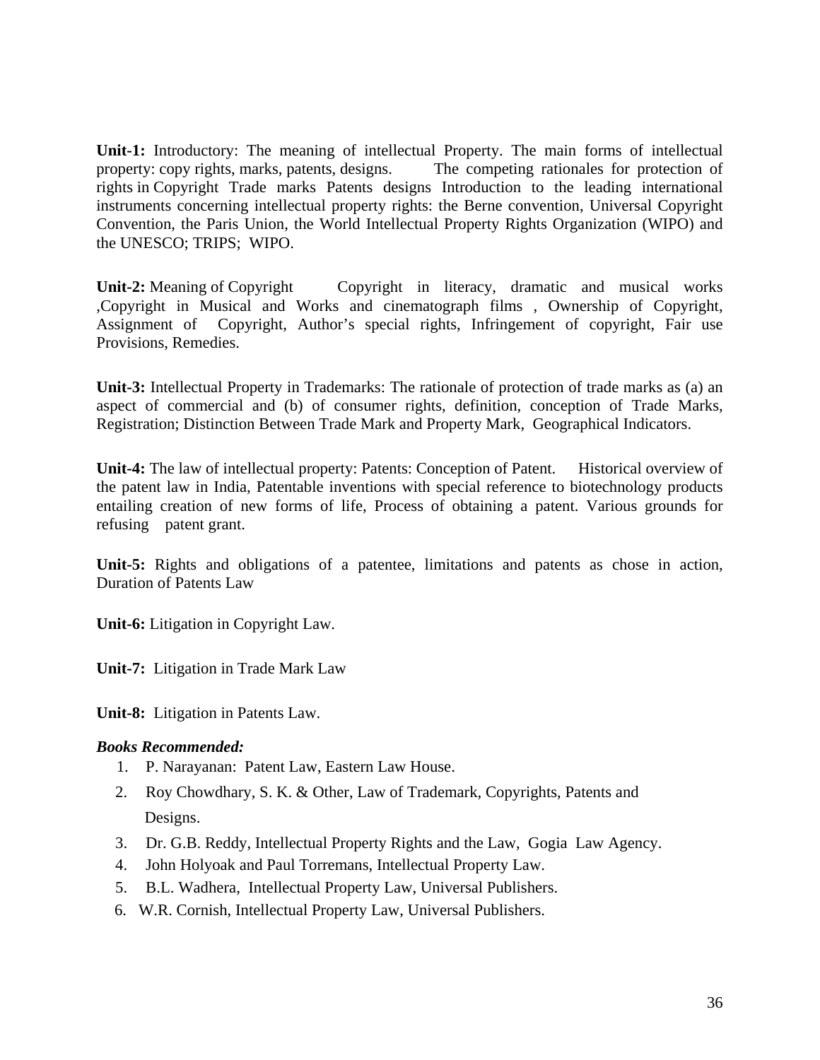**Unit-1:** Introductory: The meaning of intellectual Property. The main forms of intellectual property: copy rights, marks, patents, designs. The competing rationales for protection of rights in Copyright Trade marks Patents designs Introduction to the leading international instruments concerning intellectual property rights: the Berne convention, Universal Copyright Convention, the Paris Union, the World Intellectual Property Rights Organization (WIPO) and the UNESCO; TRIPS; WIPO.

**Unit-2:** Meaning of Copyright Copyright in literacy, dramatic and musical works ,Copyright in Musical and Works and cinematograph films , Ownership of Copyright, Assignment of Copyright, Author's special rights, Infringement of copyright, Fair use Provisions, Remedies.

**Unit-3:** Intellectual Property in Trademarks: The rationale of protection of trade marks as (a) an aspect of commercial and (b) of consumer rights, definition, conception of Trade Marks, Registration; Distinction Between Trade Mark and Property Mark, Geographical Indicators.

**Unit-4:** The law of intellectual property: Patents: Conception of Patent. Historical overview of the patent law in India, Patentable inventions with special reference to biotechnology products entailing creation of new forms of life, Process of obtaining a patent. Various grounds for refusing patent grant.

**Unit-5:** Rights and obligations of a patentee, limitations and patents as chose in action, Duration of Patents Law

**Unit-6:** Litigation in Copyright Law.

**Unit-7:** Litigation in Trade Mark Law

**Unit-8:** Litigation in Patents Law.

***Books Recommended:***

1. P. Narayanan: Patent Law, Eastern Law House.
2. Roy Chowdhary, S. K. & Other, Law of Trademark, Copyrights, Patents and Designs.
3. Dr. G.B. Reddy, Intellectual Property Rights and the Law, Gogia Law Agency.
4. John Holyoak and Paul Torremans, Intellectual Property Law.
5. B.L. Wadhera, Intellectual Property Law, Universal Publishers.
6. W.R. Cornish, Intellectual Property Law, Universal Publishers.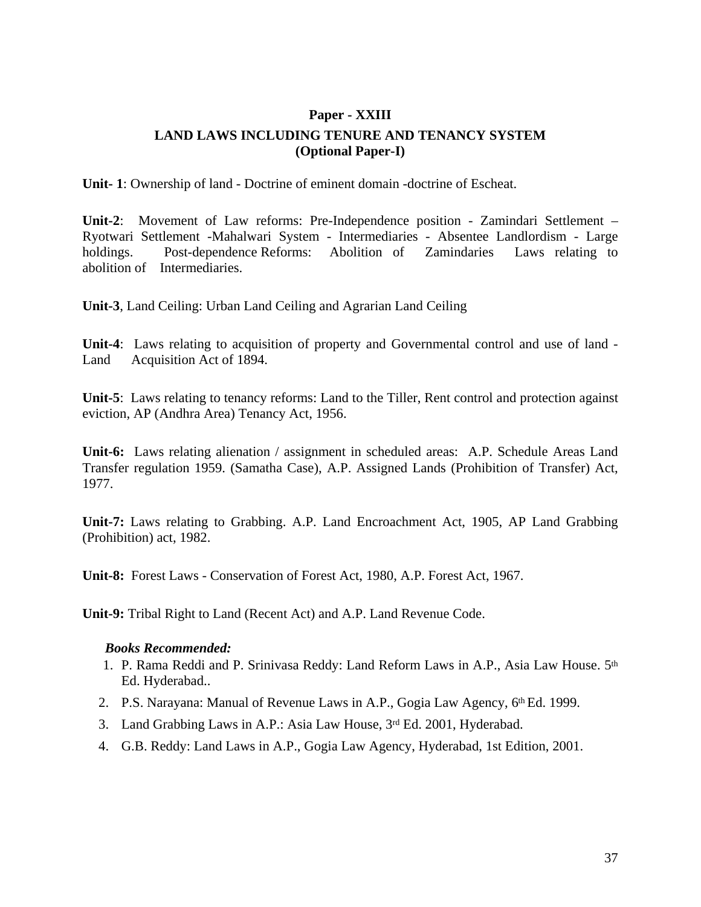## Paper - XXIII

### LAND LAWS INCLUDING TENURE AND TENANCY SYSTEM
### (Optional Paper-I)

**Unit- 1**: Ownership of land - Doctrine of eminent domain -doctrine of Escheat.

**Unit-2**: Movement of Law reforms: Pre-Independence position - Zamindari Settlement – Ryotwari Settlement -Mahalwari System - Intermediaries - Absentee Landlordism - Large holdings. Post-dependence Reforms: Abolition of Zamindaries Laws relating to abolition of Intermediaries.

**Unit-3**, Land Ceiling: Urban Land Ceiling and Agrarian Land Ceiling

**Unit-4**: Laws relating to acquisition of property and Governmental control and use of land - Land Acquisition Act of 1894.

**Unit-5**: Laws relating to tenancy reforms: Land to the Tiller, Rent control and protection against eviction, AP (Andhra Area) Tenancy Act, 1956.

**Unit-6:** Laws relating alienation / assignment in scheduled areas: A.P. Schedule Areas Land Transfer regulation 1959. (Samatha Case), A.P. Assigned Lands (Prohibition of Transfer) Act, 1977.

**Unit-7:** Laws relating to Grabbing. A.P. Land Encroachment Act, 1905, AP Land Grabbing (Prohibition) act, 1982.

**Unit-8:** Forest Laws - Conservation of Forest Act, 1980, A.P. Forest Act, 1967.

**Unit-9:** Tribal Right to Land (Recent Act) and A.P. Land Revenue Code.

***Books Recommended:***

1. P. Rama Reddi and P. Srinivasa Reddy: Land Reform Laws in A.P., Asia Law House. 5th Ed. Hyderabad..
2. P.S. Narayana: Manual of Revenue Laws in A.P., Gogia Law Agency, 6th Ed. 1999.
3. Land Grabbing Laws in A.P.: Asia Law House, 3rd Ed. 2001, Hyderabad.
4. G.B. Reddy: Land Laws in A.P., Gogia Law Agency, Hyderabad, 1st Edition, 2001.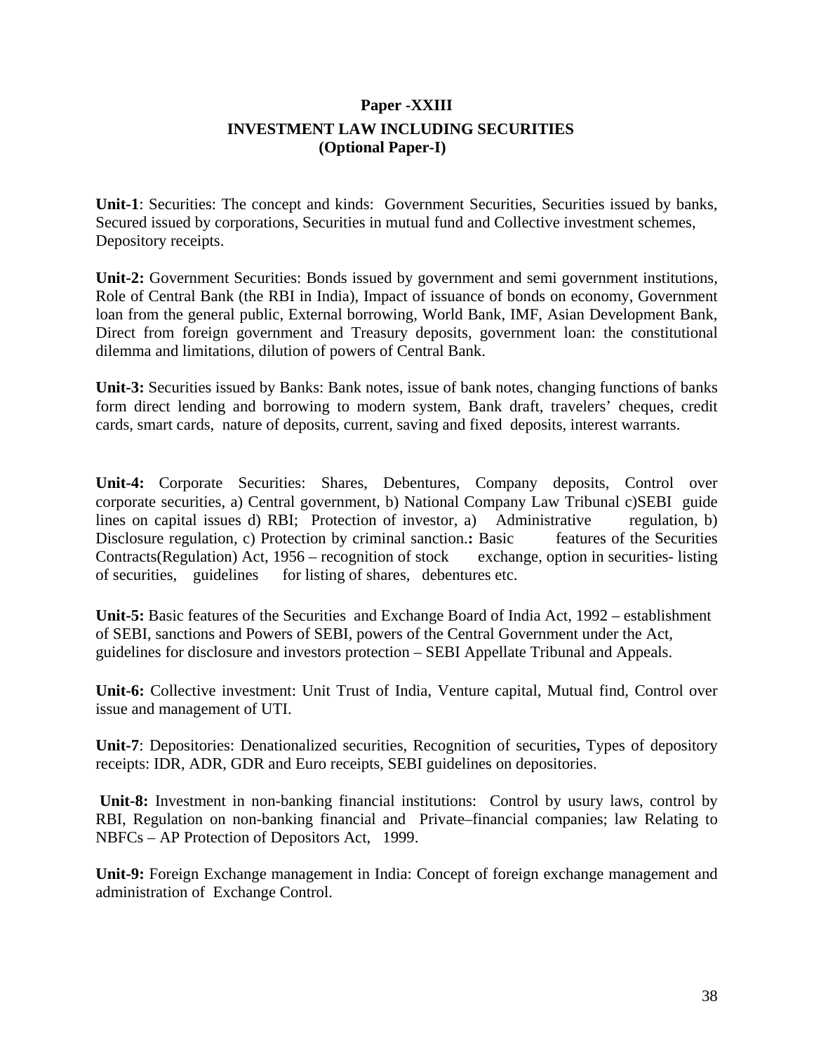## Paper -XXIII

### INVESTMENT LAW INCLUDING SECURITIES
### (Optional Paper-I)

**Unit-1**: Securities: The concept and kinds: Government Securities, Securities issued by banks, Secured issued by corporations, Securities in mutual fund and Collective investment schemes, Depository receipts.

**Unit-2:** Government Securities: Bonds issued by government and semi government institutions, Role of Central Bank (the RBI in India), Impact of issuance of bonds on economy, Government loan from the general public, External borrowing, World Bank, IMF, Asian Development Bank, Direct from foreign government and Treasury deposits, government loan: the constitutional dilemma and limitations, dilution of powers of Central Bank.

**Unit-3:** Securities issued by Banks: Bank notes, issue of bank notes, changing functions of banks form direct lending and borrowing to modern system, Bank draft, travelers' cheques, credit cards, smart cards, nature of deposits, current, saving and fixed deposits, interest warrants.

**Unit-4:** Corporate Securities: Shares, Debentures, Company deposits, Control over corporate securities, a) Central government, b) National Company Law Tribunal c)SEBI guide lines on capital issues d) RBI; Protection of investor, a) Administrative regulation, b) Disclosure regulation, c) Protection by criminal sanction.**:** Basic features of the Securities Contracts(Regulation) Act, 1956 – recognition of stock exchange, option in securities- listing of securities, guidelines for listing of shares, debentures etc.

**Unit-5:** Basic features of the Securities and Exchange Board of India Act, 1992 – establishment of SEBI, sanctions and Powers of SEBI, powers of the Central Government under the Act, guidelines for disclosure and investors protection – SEBI Appellate Tribunal and Appeals.

**Unit-6:** Collective investment: Unit Trust of India, Venture capital, Mutual find, Control over issue and management of UTI.

**Unit-7**: Depositories: Denationalized securities, Recognition of securities**,** Types of depository receipts: IDR, ADR, GDR and Euro receipts, SEBI guidelines on depositories.

**Unit-8:** Investment in non-banking financial institutions: Control by usury laws, control by RBI, Regulation on non-banking financial and Private–financial companies; law Relating to NBFCs – AP Protection of Depositors Act, 1999.

**Unit-9:** Foreign Exchange management in India: Concept of foreign exchange management and administration of Exchange Control.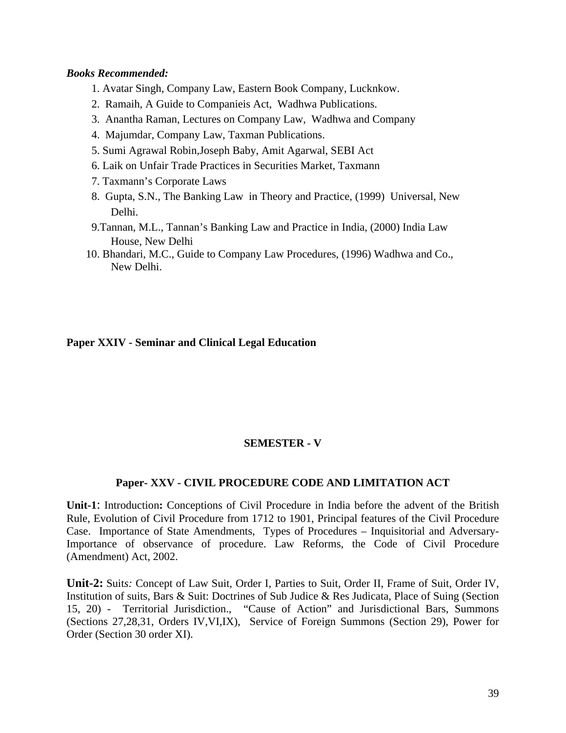***Books Recommended:***

1. Avatar Singh, Company Law, Eastern Book Company, Lucknkow.
2. Ramaih, A Guide to Companieis Act, Wadhwa Publications.
3. Anantha Raman, Lectures on Company Law, Wadhwa and Company
4. Majumdar, Company Law, Taxman Publications.
5. Sumi Agrawal Robin,Joseph Baby, Amit Agarwal, SEBI Act
6. Laik on Unfair Trade Practices in Securities Market, Taxmann
7. Taxmann's Corporate Laws
8. Gupta, S.N., The Banking Law in Theory and Practice, (1999) Universal, New Delhi.
9. Tannan, M.L., Tannan's Banking Law and Practice in India, (2000) India Law House, New Delhi
10. Bhandari, M.C., Guide to Company Law Procedures, (1996) Wadhwa and Co., New Delhi.

**Paper XXIV - Seminar and Clinical Legal Education**

## SEMESTER - V

### Paper- XXV - CIVIL PROCEDURE CODE AND LIMITATION ACT

**Unit-1**: Introduction**:** Conceptions of Civil Procedure in India before the advent of the British Rule, Evolution of Civil Procedure from 1712 to 1901, Principal features of the Civil Procedure Case. Importance of State Amendments, Types of Procedures – Inquisitorial and Adversary- Importance of observance of procedure. Law Reforms, the Code of Civil Procedure (Amendment) Act, 2002.

**Unit-2:** Suit*s:* Concept of Law Suit, Order I, Parties to Suit, Order II, Frame of Suit, Order IV, Institution of suits, Bars & Suit: Doctrines of Sub Judice & Res Judicata, Place of Suing (Section 15, 20) - Territorial Jurisdiction., "Cause of Action" and Jurisdictional Bars, Summons (Sections 27,28,31, Orders IV,VI,IX), Service of Foreign Summons (Section 29), Power for Order (Section 30 order XI).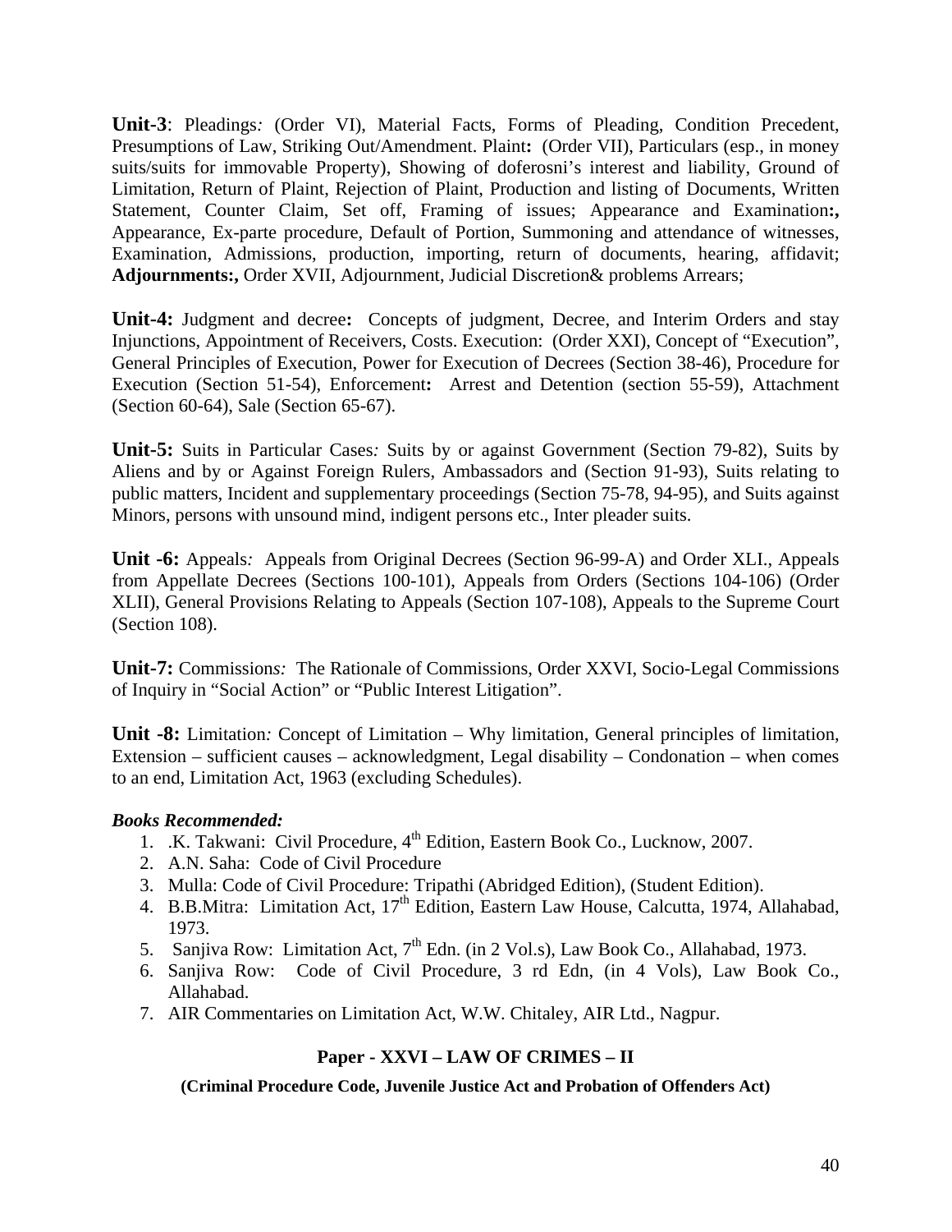**Unit-3**: Pleadings*:* (Order VI), Material Facts, Forms of Pleading, Condition Precedent, Presumptions of Law, Striking Out/Amendment. Plaint**:** (Order VII), Particulars (esp., in money suits/suits for immovable Property), Showing of doferosni's interest and liability, Ground of Limitation, Return of Plaint, Rejection of Plaint, Production and listing of Documents, Written Statement, Counter Claim, Set off, Framing of issues; Appearance and Examination**:,** Appearance, Ex-parte procedure, Default of Portion, Summoning and attendance of witnesses, Examination, Admissions, production, importing, return of documents, hearing, affidavit; **Adjournments:,** Order XVII, Adjournment, Judicial Discretion& problems Arrears;

**Unit-4:** Judgment and decree**:** Concepts of judgment, Decree, and Interim Orders and stay Injunctions, Appointment of Receivers, Costs. Execution: (Order XXI), Concept of "Execution", General Principles of Execution, Power for Execution of Decrees (Section 38-46), Procedure for Execution (Section 51-54), Enforcement**:** Arrest and Detention (section 55-59), Attachment (Section 60-64), Sale (Section 65-67).

**Unit-5:** Suits in Particular Cases*:* Suits by or against Government (Section 79-82), Suits by Aliens and by or Against Foreign Rulers, Ambassadors and (Section 91-93), Suits relating to public matters, Incident and supplementary proceedings (Section 75-78, 94-95), and Suits against Minors, persons with unsound mind, indigent persons etc., Inter pleader suits.

**Unit -6:** Appeals*:* Appeals from Original Decrees (Section 96-99-A) and Order XLI., Appeals from Appellate Decrees (Sections 100-101), Appeals from Orders (Sections 104-106) (Order XLII), General Provisions Relating to Appeals (Section 107-108), Appeals to the Supreme Court (Section 108).

**Unit-7:** Commissions*:* The Rationale of Commissions, Order XXVI, Socio-Legal Commissions of Inquiry in "Social Action" or "Public Interest Litigation".

**Unit -8:** Limitation*:* Concept of Limitation – Why limitation, General principles of limitation, Extension – sufficient causes – acknowledgment, Legal disability – Condonation – when comes to an end, Limitation Act, 1963 (excluding Schedules).

***Books Recommended:***

1. .K. Takwani: Civil Procedure, 4th Edition, Eastern Book Co., Lucknow, 2007.
2. A.N. Saha: Code of Civil Procedure
3. Mulla: Code of Civil Procedure: Tripathi (Abridged Edition), (Student Edition).
4. B.B.Mitra: Limitation Act, 17th Edition, Eastern Law House, Calcutta, 1974, Allahabad, 1973.
5. Sanjiva Row: Limitation Act, 7th Edn. (in 2 Vol.s), Law Book Co., Allahabad, 1973.
6. Sanjiva Row: Code of Civil Procedure, 3 rd Edn, (in 4 Vols), Law Book Co., Allahabad.
7. AIR Commentaries on Limitation Act, W.W. Chitaley, AIR Ltd., Nagpur.

## Paper - XXVI – LAW OF CRIMES – II

**(Criminal Procedure Code, Juvenile Justice Act and Probation of Offenders Act)**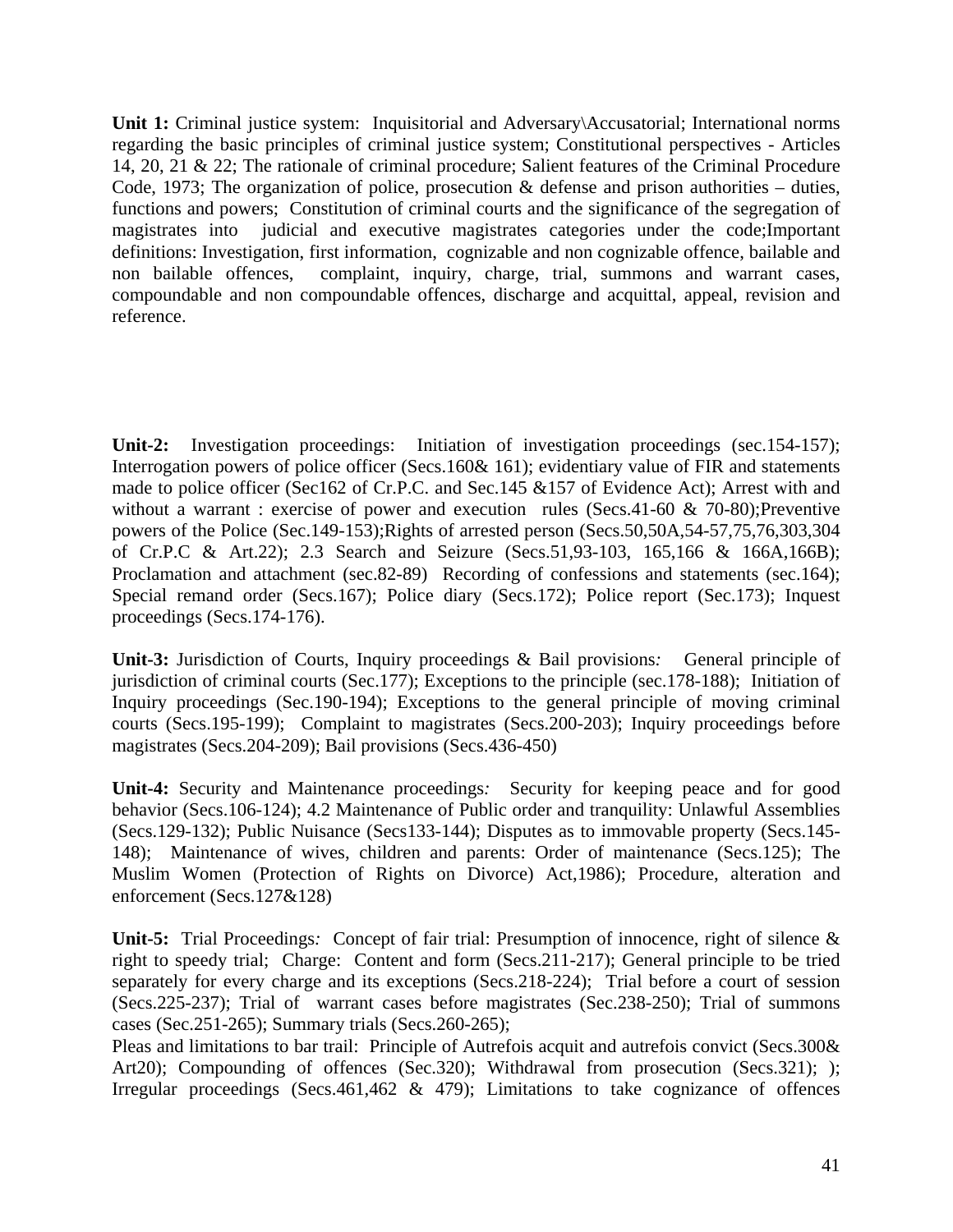**Unit 1:** Criminal justice system: Inquisitorial and Adversary\Accusatorial; International norms regarding the basic principles of criminal justice system; Constitutional perspectives - Articles 14, 20, 21 & 22; The rationale of criminal procedure; Salient features of the Criminal Procedure Code, 1973; The organization of police, prosecution & defense and prison authorities – duties, functions and powers; Constitution of criminal courts and the significance of the segregation of magistrates into judicial and executive magistrates categories under the code;Important definitions: Investigation, first information, cognizable and non cognizable offence, bailable and non bailable offences, complaint, inquiry, charge, trial, summons and warrant cases, compoundable and non compoundable offences, discharge and acquittal, appeal, revision and reference.

**Unit-2:** Investigation proceedings: Initiation of investigation proceedings (sec.154-157); Interrogation powers of police officer (Secs.160& 161); evidentiary value of FIR and statements made to police officer (Sec162 of Cr.P.C. and Sec.145 &157 of Evidence Act); Arrest with and without a warrant : exercise of power and execution rules (Secs.41-60 & 70-80);Preventive powers of the Police (Sec.149-153);Rights of arrested person (Secs.50,50A,54-57,75,76,303,304 of Cr.P.C & Art.22); 2.3 Search and Seizure (Secs.51,93-103, 165,166 & 166A,166B); Proclamation and attachment (sec.82-89) Recording of confessions and statements (sec.164); Special remand order (Secs.167); Police diary (Secs.172); Police report (Sec.173); Inquest proceedings (Secs.174-176).

**Unit-3:** Jurisdiction of Courts, Inquiry proceedings & Bail provisions*:* General principle of jurisdiction of criminal courts (Sec.177); Exceptions to the principle (sec.178-188); Initiation of Inquiry proceedings (Sec.190-194); Exceptions to the general principle of moving criminal courts (Secs.195-199); Complaint to magistrates (Secs.200-203); Inquiry proceedings before magistrates (Secs.204-209); Bail provisions (Secs.436-450)

**Unit-4:** Security and Maintenance proceedings*:* Security for keeping peace and for good behavior (Secs.106-124); 4.2 Maintenance of Public order and tranquility: Unlawful Assemblies (Secs.129-132); Public Nuisance (Secs133-144); Disputes as to immovable property (Secs.145-148); Maintenance of wives, children and parents: Order of maintenance (Secs.125); The Muslim Women (Protection of Rights on Divorce) Act,1986); Procedure, alteration and enforcement (Secs.127&128)

**Unit-5:** Trial Proceedings*:* Concept of fair trial: Presumption of innocence, right of silence & right to speedy trial; Charge: Content and form (Secs.211-217); General principle to be tried separately for every charge and its exceptions (Secs.218-224); Trial before a court of session (Secs.225-237); Trial of warrant cases before magistrates (Sec.238-250); Trial of summons cases (Sec.251-265); Summary trials (Secs.260-265);
Pleas and limitations to bar trail: Principle of Autrefois acquit and autrefois convict (Secs.300& Art20); Compounding of offences (Sec.320); Withdrawal from prosecution (Secs.321); ); Irregular proceedings (Secs.461,462 & 479); Limitations to take cognizance of offences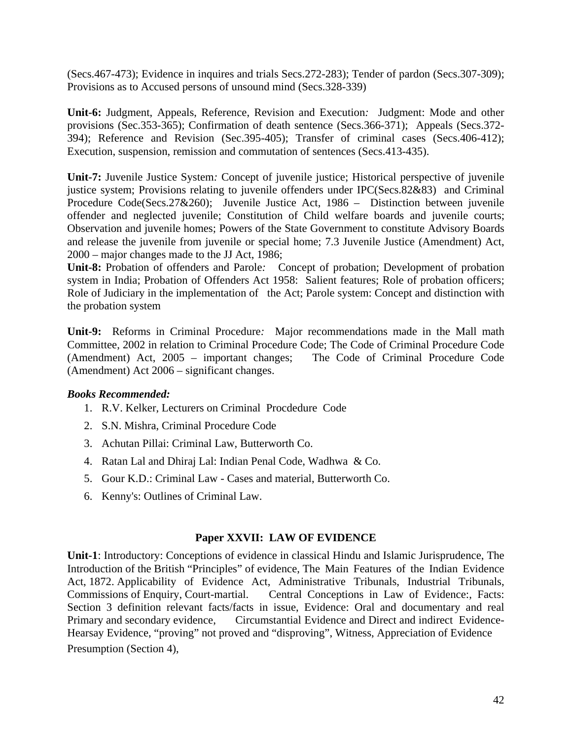(Secs.467-473); Evidence in inquires and trials Secs.272-283); Tender of pardon (Secs.307-309); Provisions as to Accused persons of unsound mind (Secs.328-339)

**Unit-6:** Judgment, Appeals, Reference, Revision and Execution*:* Judgment: Mode and other provisions (Sec.353-365); Confirmation of death sentence (Secs.366-371); Appeals (Secs.372-394); Reference and Revision (Sec.395-405); Transfer of criminal cases (Secs.406-412); Execution, suspension, remission and commutation of sentences (Secs.413-435).

**Unit-7:** Juvenile Justice System*:* Concept of juvenile justice; Historical perspective of juvenile justice system; Provisions relating to juvenile offenders under IPC(Secs.82&83) and Criminal Procedure Code(Secs.27&260); Juvenile Justice Act, 1986 – Distinction between juvenile offender and neglected juvenile; Constitution of Child welfare boards and juvenile courts; Observation and juvenile homes; Powers of the State Government to constitute Advisory Boards and release the juvenile from juvenile or special home; 7.3 Juvenile Justice (Amendment) Act, 2000 – major changes made to the JJ Act, 1986;

**Unit-8:** Probation of offenders and Parole*:* Concept of probation; Development of probation system in India; Probation of Offenders Act 1958: Salient features; Role of probation officers; Role of Judiciary in the implementation of the Act; Parole system: Concept and distinction with the probation system

**Unit-9:** Reforms in Criminal Procedure*:* Major recommendations made in the Mall math Committee, 2002 in relation to Criminal Procedure Code; The Code of Criminal Procedure Code (Amendment) Act, 2005 – important changes; The Code of Criminal Procedure Code (Amendment) Act 2006 – significant changes.

***Books Recommended:***

1. R.V. Kelker, Lecturers on Criminal Procdedure Code
2. S.N. Mishra, Criminal Procedure Code
3. Achutan Pillai: Criminal Law, Butterworth Co.
4. Ratan Lal and Dhiraj Lal: Indian Penal Code, Wadhwa & Co.
5. Gour K.D.: Criminal Law - Cases and material, Butterworth Co.
6. Kenny's: Outlines of Criminal Law.

## Paper XXVII: LAW OF EVIDENCE

**Unit-1**: Introductory: Conceptions of evidence in classical Hindu and Islamic Jurisprudence, The Introduction of the British "Principles" of evidence, The Main Features of the Indian Evidence Act, 1872. Applicability of Evidence Act, Administrative Tribunals, Industrial Tribunals, Commissions of Enquiry, Court-martial. Central Conceptions in Law of Evidence:, Facts: Section 3 definition relevant facts/facts in issue, Evidence: Oral and documentary and real Primary and secondary evidence, Circumstantial Evidence and Direct and indirect Evidence-Hearsay Evidence, "proving" not proved and "disproving", Witness, Appreciation of Evidence Presumption (Section 4),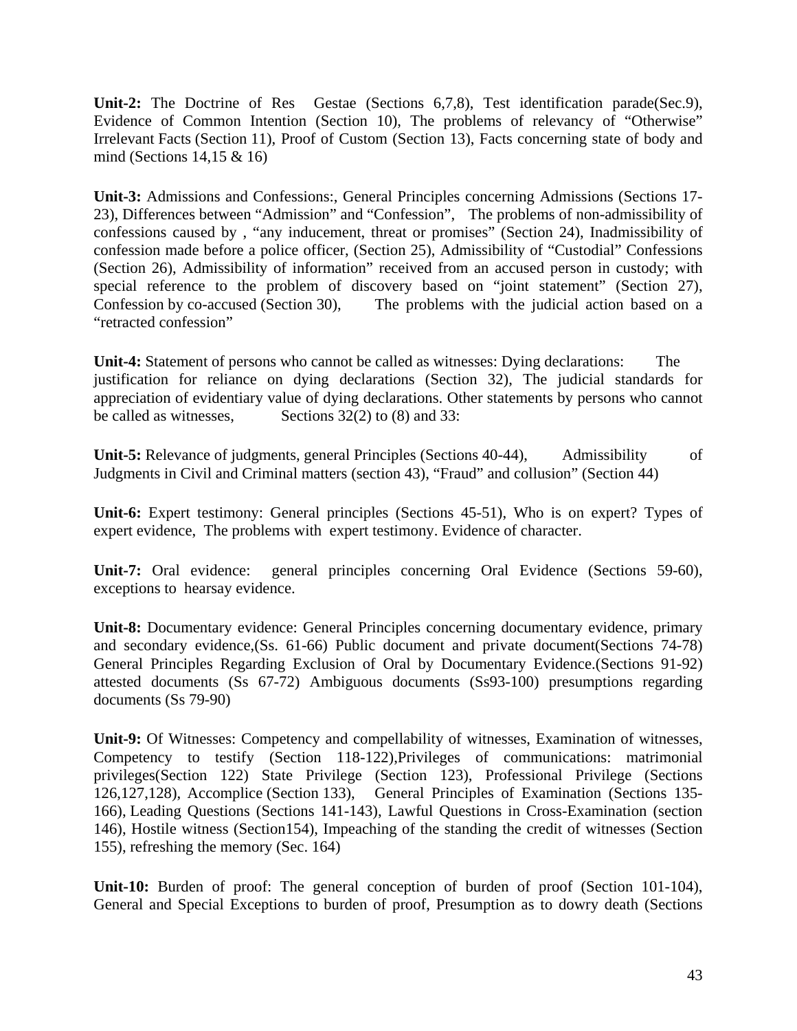**Unit-2:** The Doctrine of Res Gestae (Sections 6,7,8), Test identification parade(Sec.9), Evidence of Common Intention (Section 10), The problems of relevancy of “Otherwise” Irrelevant Facts (Section 11), Proof of Custom (Section 13), Facts concerning state of body and mind (Sections 14,15 & 16)

**Unit-3:** Admissions and Confessions:, General Principles concerning Admissions (Sections 17-23), Differences between “Admission” and “Confession”, The problems of non-admissibility of confessions caused by , “any inducement, threat or promises” (Section 24), Inadmissibility of confession made before a police officer, (Section 25), Admissibility of “Custodial” Confessions (Section 26), Admissibility of information” received from an accused person in custody; with special reference to the problem of discovery based on “joint statement” (Section 27), Confession by co-accused (Section 30), The problems with the judicial action based on a “retracted confession”

**Unit-4:** Statement of persons who cannot be called as witnesses: Dying declarations: The justification for reliance on dying declarations (Section 32), The judicial standards for appreciation of evidentiary value of dying declarations. Other statements by persons who cannot be called as witnesses, Sections 32(2) to (8) and 33:

**Unit-5:** Relevance of judgments, general Principles (Sections 40-44), Admissibility of Judgments in Civil and Criminal matters (section 43), “Fraud” and collusion” (Section 44)

**Unit-6:** Expert testimony: General principles (Sections 45-51), Who is on expert? Types of expert evidence, The problems with expert testimony. Evidence of character.

**Unit-7:** Oral evidence: general principles concerning Oral Evidence (Sections 59-60), exceptions to hearsay evidence.

**Unit-8:** Documentary evidence: General Principles concerning documentary evidence, primary and secondary evidence,(Ss. 61-66) Public document and private document(Sections 74-78) General Principles Regarding Exclusion of Oral by Documentary Evidence.(Sections 91-92) attested documents (Ss 67-72) Ambiguous documents (Ss93-100) presumptions regarding documents (Ss 79-90)

**Unit-9:** Of Witnesses: Competency and compellability of witnesses, Examination of witnesses, Competency to testify (Section 118-122),Privileges of communications: matrimonial privileges(Section 122) State Privilege (Section 123), Professional Privilege (Sections 126,127,128), Accomplice (Section 133), General Principles of Examination (Sections 135-166), Leading Questions (Sections 141-143), Lawful Questions in Cross-Examination (section 146), Hostile witness (Section154), Impeaching of the standing the credit of witnesses (Section 155), refreshing the memory (Sec. 164)

**Unit-10:** Burden of proof: The general conception of burden of proof (Section 101-104), General and Special Exceptions to burden of proof, Presumption as to dowry death (Sections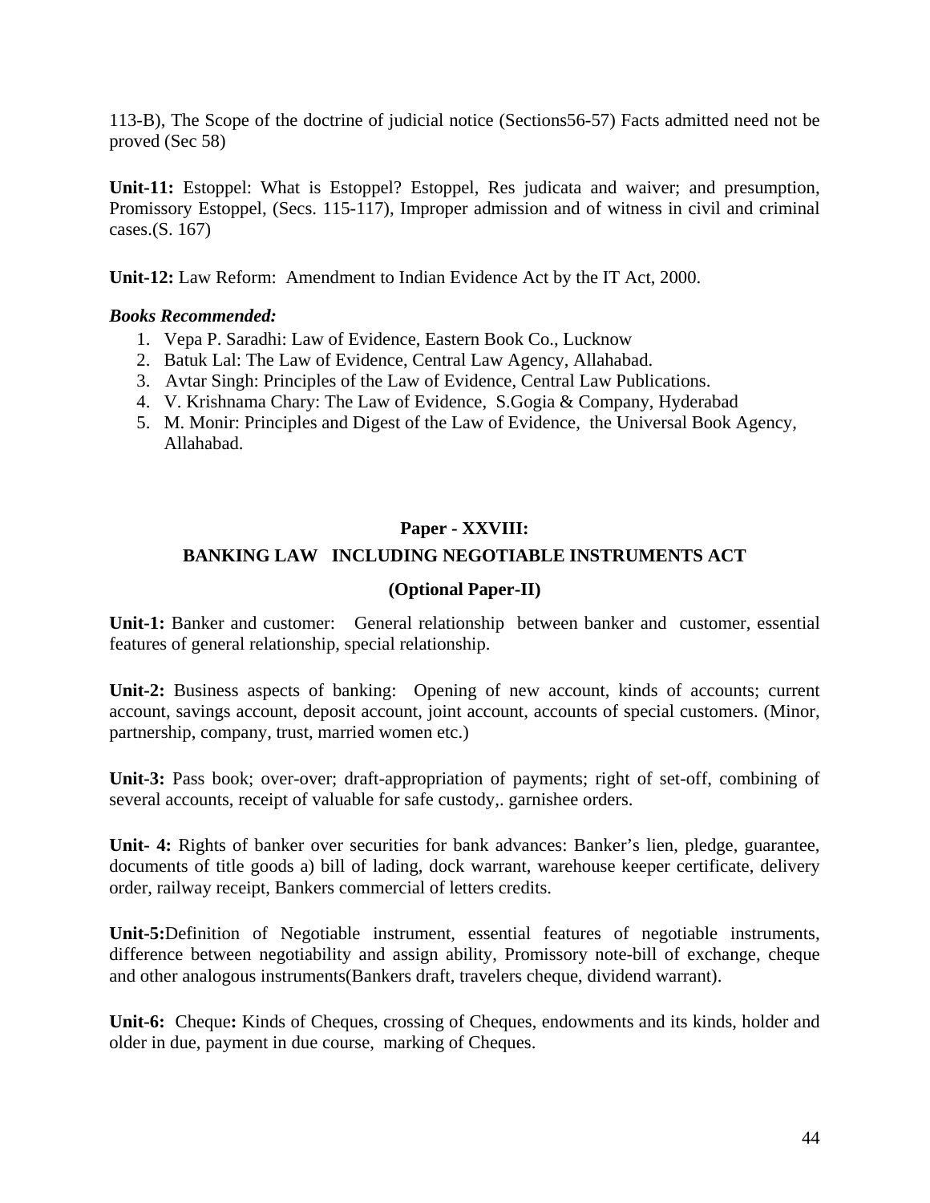113-B), The Scope of the doctrine of judicial notice (Sections56-57) Facts admitted need not be proved (Sec 58)

**Unit-11:** Estoppel: What is Estoppel? Estoppel, Res judicata and waiver; and presumption, Promissory Estoppel, (Secs. 115-117), Improper admission and of witness in civil and criminal cases.(S. 167)

**Unit-12:** Law Reform: Amendment to Indian Evidence Act by the IT Act, 2000.

***Books Recommended:***

1. Vepa P. Saradhi: Law of Evidence, Eastern Book Co., Lucknow
2. Batuk Lal: The Law of Evidence, Central Law Agency, Allahabad.
3. Avtar Singh: Principles of the Law of Evidence, Central Law Publications.
4. V. Krishnama Chary: The Law of Evidence, S.Gogia & Company, Hyderabad
5. M. Monir: Principles and Digest of the Law of Evidence, the Universal Book Agency, Allahabad.

## Paper - XXVIII:

## BANKING LAW INCLUDING NEGOTIABLE INSTRUMENTS ACT

### (Optional Paper-II)

**Unit-1:** Banker and customer: General relationship between banker and customer, essential features of general relationship, special relationship.

**Unit-2:** Business aspects of banking: Opening of new account, kinds of accounts; current account, savings account, deposit account, joint account, accounts of special customers. (Minor, partnership, company, trust, married women etc.)

**Unit-3:** Pass book; over-over; draft-appropriation of payments; right of set-off, combining of several accounts, receipt of valuable for safe custody,. garnishee orders.

**Unit- 4:** Rights of banker over securities for bank advances: Banker's lien, pledge, guarantee, documents of title goods a) bill of lading, dock warrant, warehouse keeper certificate, delivery order, railway receipt, Bankers commercial of letters credits.

**Unit-5:**Definition of Negotiable instrument, essential features of negotiable instruments, difference between negotiability and assign ability, Promissory note-bill of exchange, cheque and other analogous instruments(Bankers draft, travelers cheque, dividend warrant).

**Unit-6:** Cheque**:** Kinds of Cheques, crossing of Cheques, endowments and its kinds, holder and older in due, payment in due course, marking of Cheques.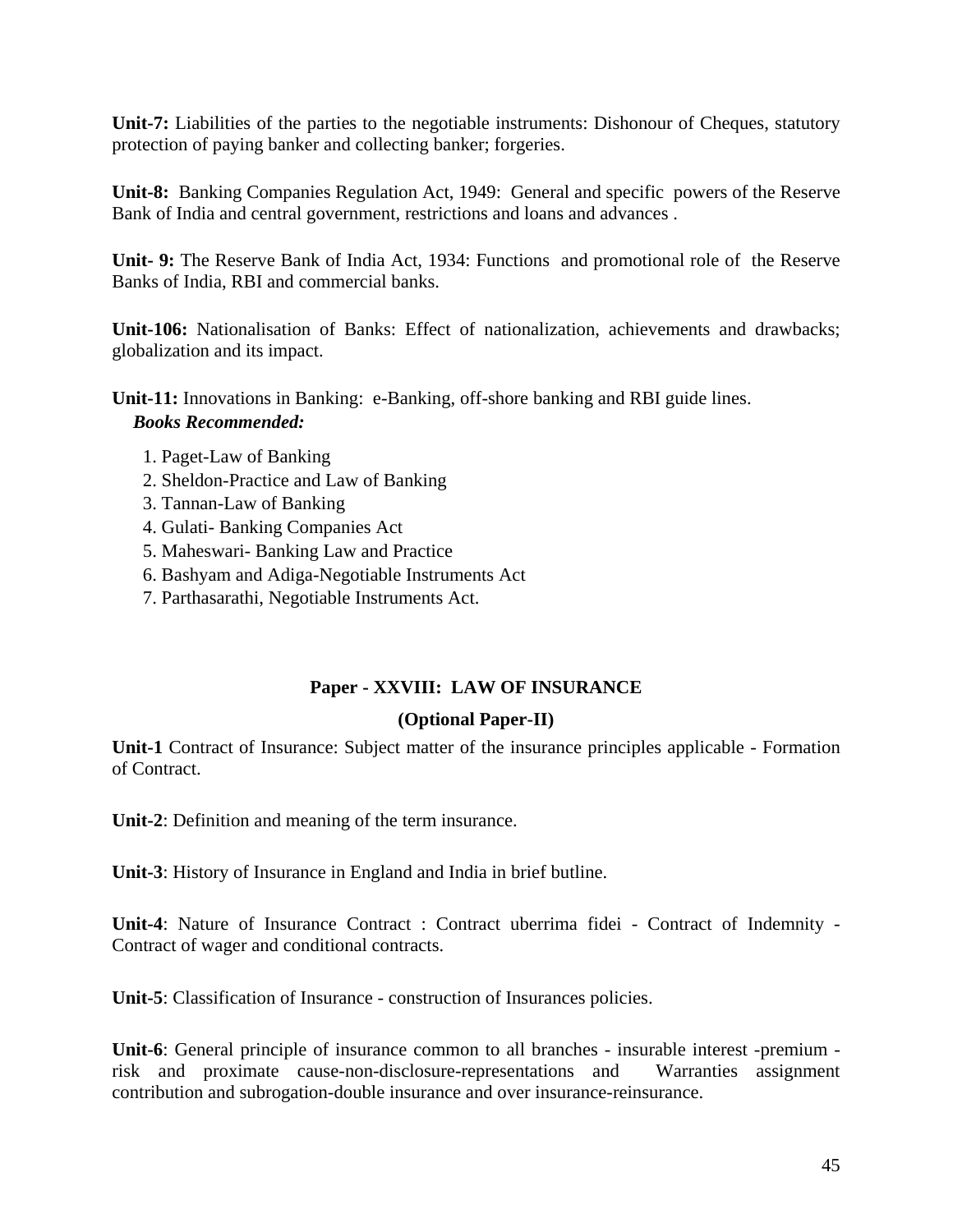**Unit-7:** Liabilities of the parties to the negotiable instruments: Dishonour of Cheques, statutory protection of paying banker and collecting banker; forgeries.

**Unit-8:** Banking Companies Regulation Act, 1949: General and specific powers of the Reserve Bank of India and central government, restrictions and loans and advances .

**Unit- 9:** The Reserve Bank of India Act, 1934: Functions and promotional role of the Reserve Banks of India, RBI and commercial banks.

**Unit-106:** Nationalisation of Banks: Effect of nationalization, achievements and drawbacks; globalization and its impact.

**Unit-11:** Innovations in Banking: e-Banking, off-shore banking and RBI guide lines.

***Books Recommended:***

1. Paget-Law of Banking
2. Sheldon-Practice and Law of Banking
3. Tannan-Law of Banking
4. Gulati- Banking Companies Act
5. Maheswari- Banking Law and Practice
6. Bashyam and Adiga-Negotiable Instruments Act
7. Parthasarathi, Negotiable Instruments Act.

## Paper - XXVIII: LAW OF INSURANCE

### (Optional Paper-II)

**Unit-1** Contract of Insurance: Subject matter of the insurance principles applicable - Formation of Contract.

**Unit-2**: Definition and meaning of the term insurance.

**Unit-3**: History of Insurance in England and India in brief butline.

**Unit-4**: Nature of Insurance Contract : Contract uberrima fidei - Contract of Indemnity - Contract of wager and conditional contracts.

**Unit-5**: Classification of Insurance - construction of Insurances policies.

**Unit-6**: General principle of insurance common to all branches - insurable interest -premium - risk and proximate cause-non-disclosure-representations and Warranties assignment contribution and subrogation-double insurance and over insurance-reinsurance.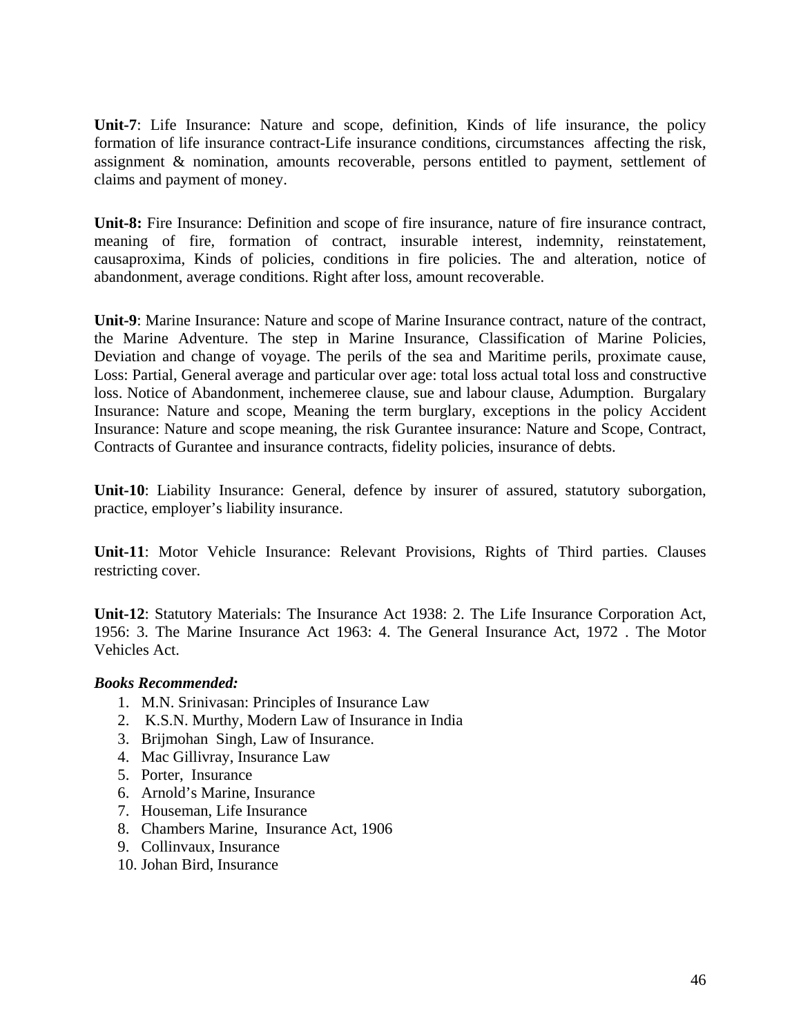**Unit-7**: Life Insurance: Nature and scope, definition, Kinds of life insurance, the policy formation of life insurance contract-Life insurance conditions, circumstances affecting the risk, assignment & nomination, amounts recoverable, persons entitled to payment, settlement of claims and payment of money.

**Unit-8:** Fire Insurance: Definition and scope of fire insurance, nature of fire insurance contract, meaning of fire, formation of contract, insurable interest, indemnity, reinstatement, causaproxima, Kinds of policies, conditions in fire policies. The and alteration, notice of abandonment, average conditions. Right after loss, amount recoverable.

**Unit-9**: Marine Insurance: Nature and scope of Marine Insurance contract, nature of the contract, the Marine Adventure. The step in Marine Insurance, Classification of Marine Policies, Deviation and change of voyage. The perils of the sea and Maritime perils, proximate cause, Loss: Partial, General average and particular over age: total loss actual total loss and constructive loss. Notice of Abandonment, inchemeree clause, sue and labour clause, Adumption. Burgalary Insurance: Nature and scope, Meaning the term burglary, exceptions in the policy Accident Insurance: Nature and scope meaning, the risk Gurantee insurance: Nature and Scope, Contract, Contracts of Gurantee and insurance contracts, fidelity policies, insurance of debts.

**Unit-10**: Liability Insurance: General, defence by insurer of assured, statutory suborgation, practice, employer's liability insurance.

**Unit-11**: Motor Vehicle Insurance: Relevant Provisions, Rights of Third parties. Clauses restricting cover.

**Unit-12**: Statutory Materials: The Insurance Act 1938: 2. The Life Insurance Corporation Act, 1956: 3. The Marine Insurance Act 1963: 4. The General Insurance Act, 1972 . The Motor Vehicles Act.

***Books Recommended:***

1. M.N. Srinivasan: Principles of Insurance Law
2. K.S.N. Murthy, Modern Law of Insurance in India
3. Brijmohan Singh, Law of Insurance.
4. Mac Gillivray, Insurance Law
5. Porter, Insurance
6. Arnold's Marine, Insurance
7. Houseman, Life Insurance
8. Chambers Marine, Insurance Act, 1906
9. Collinvaux, Insurance
10. Johan Bird, Insurance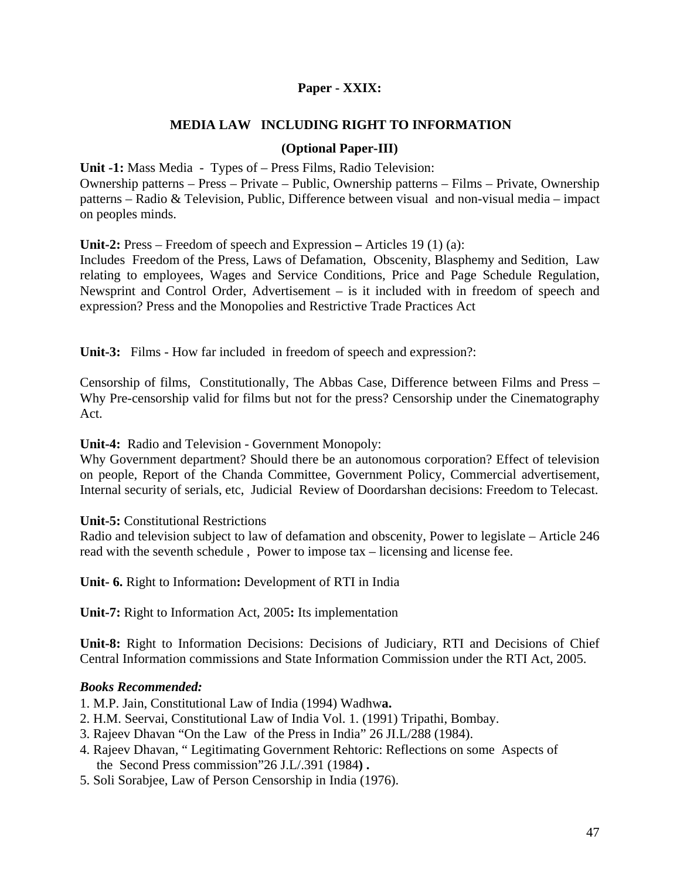## Paper - XXIX:

### MEDIA LAW INCLUDING RIGHT TO INFORMATION

### (Optional Paper-III)

**Unit -1:** Mass Media - Types of – Press Films, Radio Television:
Ownership patterns – Press – Private – Public, Ownership patterns – Films – Private, Ownership patterns – Radio & Television, Public, Difference between visual and non-visual media – impact on peoples minds.

**Unit-2:** Press – Freedom of speech and Expression **–** Articles 19 (1) (a):
Includes Freedom of the Press, Laws of Defamation, Obscenity, Blasphemy and Sedition, Law relating to employees, Wages and Service Conditions, Price and Page Schedule Regulation, Newsprint and Control Order, Advertisement – is it included with in freedom of speech and expression? Press and the Monopolies and Restrictive Trade Practices Act

**Unit-3:** Films - How far included in freedom of speech and expression?:

Censorship of films, Constitutionally, The Abbas Case, Difference between Films and Press – Why Pre-censorship valid for films but not for the press? Censorship under the Cinematography Act.

**Unit-4:** Radio and Television - Government Monopoly:
Why Government department? Should there be an autonomous corporation? Effect of television on people, Report of the Chanda Committee, Government Policy, Commercial advertisement, Internal security of serials, etc, Judicial Review of Doordarshan decisions: Freedom to Telecast.

**Unit-5:** Constitutional Restrictions
Radio and television subject to law of defamation and obscenity, Power to legislate – Article 246 read with the seventh schedule , Power to impose tax – licensing and license fee.

**Unit- 6.** Right to Information**:** Development of RTI in India

**Unit-7:** Right to Information Act, 2005**:** Its implementation

**Unit-8:** Right to Information Decisions: Decisions of Judiciary, RTI and Decisions of Chief Central Information commissions and State Information Commission under the RTI Act, 2005.

***Books Recommended:***

1. M.P. Jain, Constitutional Law of India (1994) Wadhw**a.**
2. H.M. Seervai, Constitutional Law of India Vol. 1. (1991) Tripathi, Bombay.
3. Rajeev Dhavan "On the Law of the Press in India" 26 JI.L/288 (1984).
4. Rajeev Dhavan, " Legitimating Government Rehtoric: Reflections on some Aspects of the Second Press commission"26 J.L/.391 (1984**) .**
5. Soli Sorabjee, Law of Person Censorship in India (1976).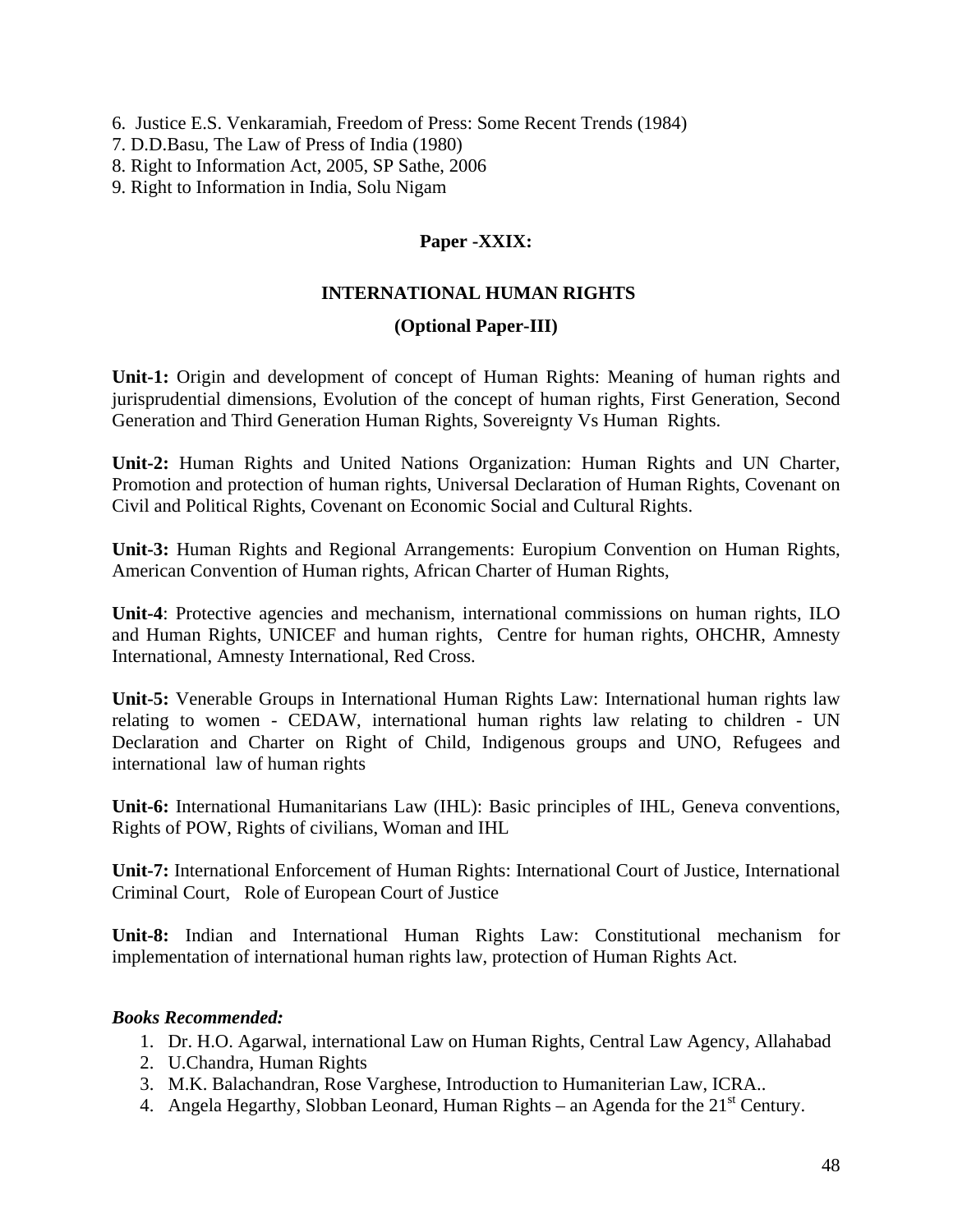6. Justice E.S. Venkaramiah, Freedom of Press: Some Recent Trends (1984)
7. D.D.Basu, The Law of Press of India (1980)
8. Right to Information Act, 2005, SP Sathe, 2006
9. Right to Information in India, Solu Nigam

**Paper -XXIX:**

**INTERNATIONAL HUMAN RIGHTS**

**(Optional Paper-III)**

**Unit-1:** Origin and development of concept of Human Rights: Meaning of human rights and jurisprudential dimensions, Evolution of the concept of human rights, First Generation, Second Generation and Third Generation Human Rights, Sovereignty Vs Human Rights.

**Unit-2:** Human Rights and United Nations Organization: Human Rights and UN Charter, Promotion and protection of human rights, Universal Declaration of Human Rights, Covenant on Civil and Political Rights, Covenant on Economic Social and Cultural Rights.

**Unit-3:** Human Rights and Regional Arrangements: Europium Convention on Human Rights, American Convention of Human rights, African Charter of Human Rights,

**Unit-4**: Protective agencies and mechanism, international commissions on human rights, ILO and Human Rights, UNICEF and human rights, Centre for human rights, OHCHR, Amnesty International, Amnesty International, Red Cross.

**Unit-5:** Venerable Groups in International Human Rights Law: International human rights law relating to women - CEDAW, international human rights law relating to children - UN Declaration and Charter on Right of Child, Indigenous groups and UNO, Refugees and international law of human rights

**Unit-6:** International Humanitarians Law (IHL): Basic principles of IHL, Geneva conventions, Rights of POW, Rights of civilians, Woman and IHL

**Unit-7:** International Enforcement of Human Rights: International Court of Justice, International Criminal Court, Role of European Court of Justice

**Unit-8:** Indian and International Human Rights Law: Constitutional mechanism for implementation of international human rights law, protection of Human Rights Act.

***Books Recommended:***

1. Dr. H.O. Agarwal, international Law on Human Rights, Central Law Agency, Allahabad
2. U.Chandra, Human Rights
3. M.K. Balachandran, Rose Varghese, Introduction to Humaniterian Law, ICRA..
4. Angela Hegarthy, Slobban Leonard, Human Rights – an Agenda for the 21st Century.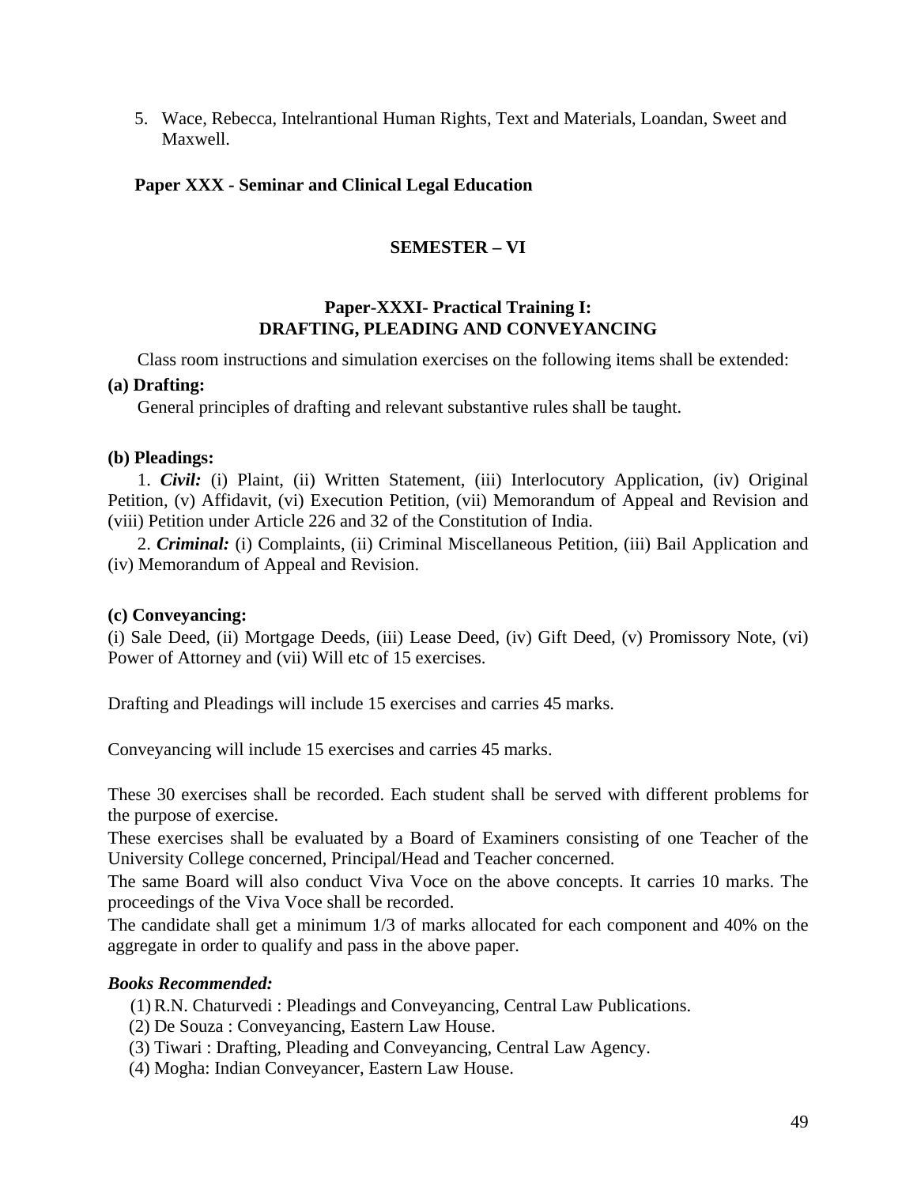5. Wace, Rebecca, Intelrantional Human Rights, Text and Materials, Loandan, Sweet and Maxwell.

**Paper XXX - Seminar and Clinical Legal Education**

## SEMESTER – VI

### Paper-XXXI- Practical Training I: DRAFTING, PLEADING AND CONVEYANCING

Class room instructions and simulation exercises on the following items shall be extended:

**(a) Drafting:**

General principles of drafting and relevant substantive rules shall be taught.

**(b) Pleadings:**

1. ***Civil:*** (i) Plaint, (ii) Written Statement, (iii) Interlocutory Application, (iv) Original Petition, (v) Affidavit, (vi) Execution Petition, (vii) Memorandum of Appeal and Revision and (viii) Petition under Article 226 and 32 of the Constitution of India.

2. ***Criminal:*** (i) Complaints, (ii) Criminal Miscellaneous Petition, (iii) Bail Application and (iv) Memorandum of Appeal and Revision.

**(c) Conveyancing:**

(i) Sale Deed, (ii) Mortgage Deeds, (iii) Lease Deed, (iv) Gift Deed, (v) Promissory Note, (vi) Power of Attorney and (vii) Will etc of 15 exercises.

Drafting and Pleadings will include 15 exercises and carries 45 marks.

Conveyancing will include 15 exercises and carries 45 marks.

These 30 exercises shall be recorded. Each student shall be served with different problems for the purpose of exercise.

These exercises shall be evaluated by a Board of Examiners consisting of one Teacher of the University College concerned, Principal/Head and Teacher concerned.

The same Board will also conduct Viva Voce on the above concepts. It carries 10 marks. The proceedings of the Viva Voce shall be recorded.

The candidate shall get a minimum 1/3 of marks allocated for each component and 40% on the aggregate in order to qualify and pass in the above paper.

***Books Recommended:***

(1) R.N. Chaturvedi : Pleadings and Conveyancing, Central Law Publications.
(2) De Souza : Conveyancing, Eastern Law House.
(3) Tiwari : Drafting, Pleading and Conveyancing, Central Law Agency.
(4) Mogha: Indian Conveyancer, Eastern Law House.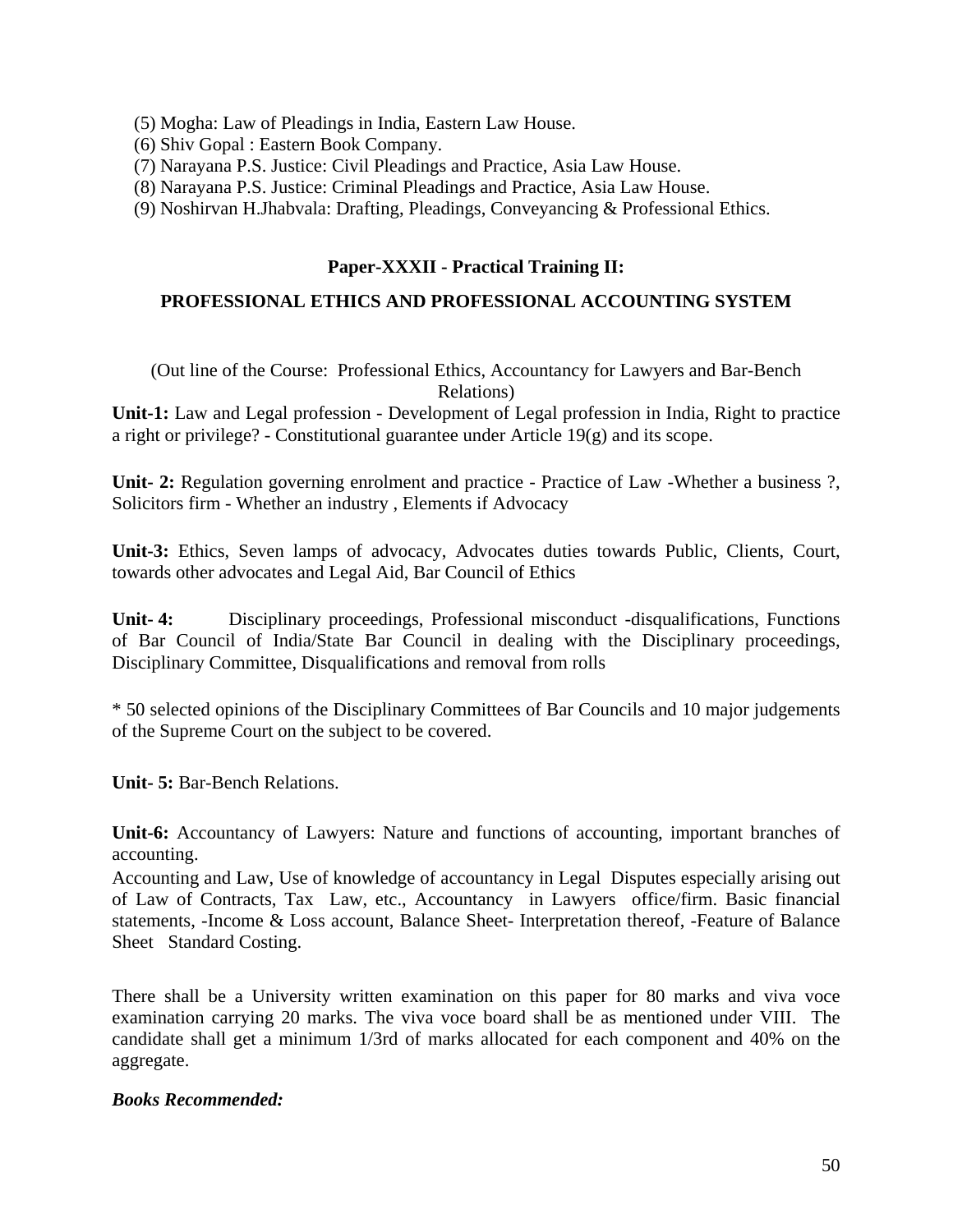(5) Mogha: Law of Pleadings in India, Eastern Law House.
(6) Shiv Gopal : Eastern Book Company.
(7) Narayana P.S. Justice: Civil Pleadings and Practice, Asia Law House.
(8) Narayana P.S. Justice: Criminal Pleadings and Practice, Asia Law House.
(9) Noshirvan H.Jhabvala: Drafting, Pleadings, Conveyancing & Professional Ethics.

### Paper-XXXII - Practical Training II:

### PROFESSIONAL ETHICS AND PROFESSIONAL ACCOUNTING SYSTEM

(Out line of the Course: Professional Ethics, Accountancy for Lawyers and Bar-Bench Relations)

**Unit-1:** Law and Legal profession - Development of Legal profession in India, Right to practice a right or privilege? - Constitutional guarantee under Article 19(g) and its scope.

**Unit- 2:** Regulation governing enrolment and practice - Practice of Law -Whether a business ?, Solicitors firm - Whether an industry , Elements if Advocacy

**Unit-3:** Ethics, Seven lamps of advocacy, Advocates duties towards Public, Clients, Court, towards other advocates and Legal Aid, Bar Council of Ethics

**Unit- 4:** Disciplinary proceedings, Professional misconduct -disqualifications, Functions of Bar Council of India/State Bar Council in dealing with the Disciplinary proceedings, Disciplinary Committee, Disqualifications and removal from rolls

* 50 selected opinions of the Disciplinary Committees of Bar Councils and 10 major judgements of the Supreme Court on the subject to be covered.

**Unit- 5:** Bar-Bench Relations.

**Unit-6:** Accountancy of Lawyers: Nature and functions of accounting, important branches of accounting.
Accounting and Law, Use of knowledge of accountancy in Legal Disputes especially arising out of Law of Contracts, Tax Law, etc., Accountancy in Lawyers office/firm. Basic financial statements, -Income & Loss account, Balance Sheet- Interpretation thereof, -Feature of Balance Sheet Standard Costing.

There shall be a University written examination on this paper for 80 marks and viva voce examination carrying 20 marks. The viva voce board shall be as mentioned under VIII. The candidate shall get a minimum 1/3rd of marks allocated for each component and 40% on the aggregate.

***Books Recommended:***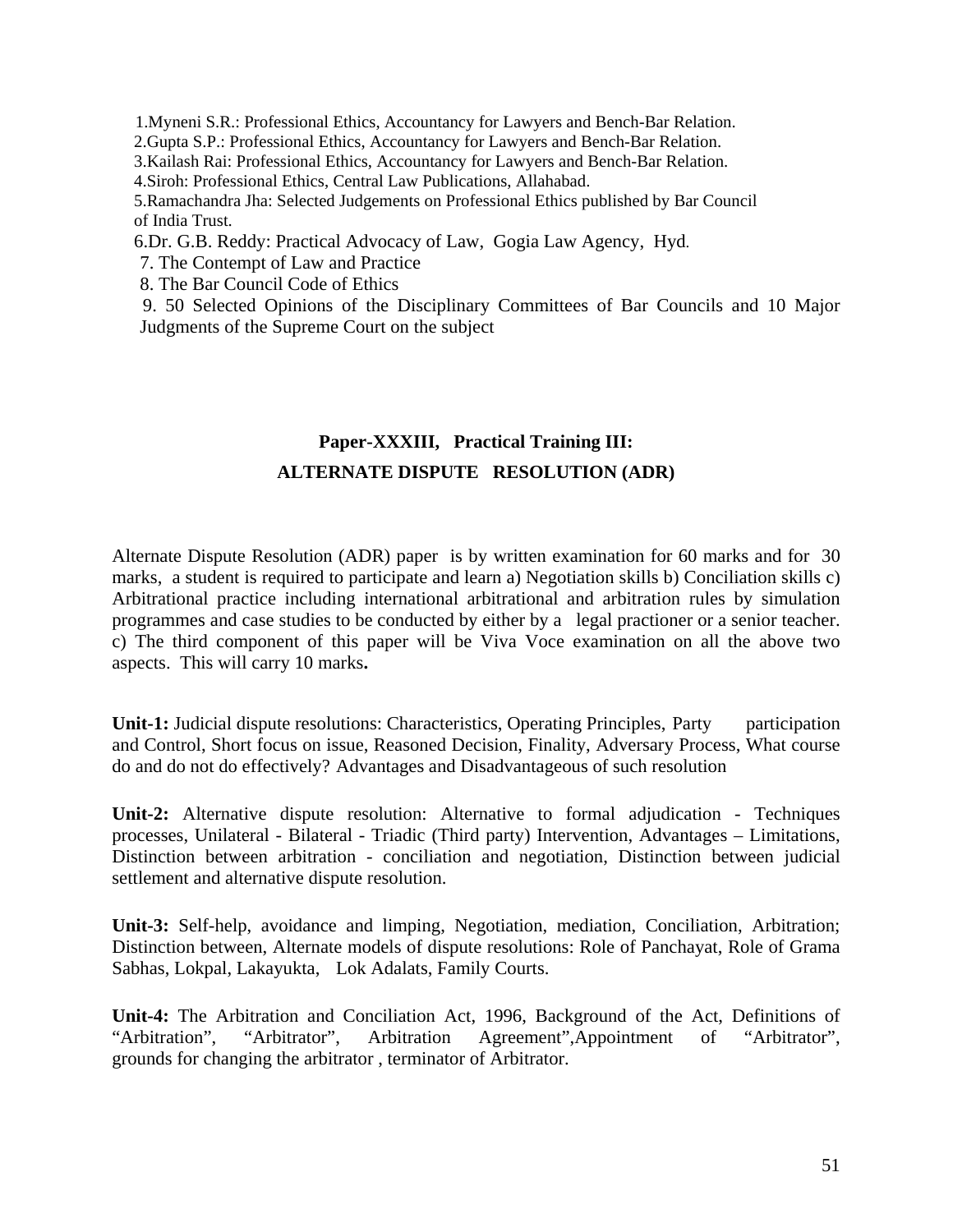1. Myneni S.R.: Professional Ethics, Accountancy for Lawyers and Bench-Bar Relation.
2. Gupta S.P.: Professional Ethics, Accountancy for Lawyers and Bench-Bar Relation.
3. Kailash Rai: Professional Ethics, Accountancy for Lawyers and Bench-Bar Relation.
4. Siroh: Professional Ethics, Central Law Publications, Allahabad.
5. Ramachandra Jha: Selected Judgements on Professional Ethics published by Bar Council of India Trust.
6. Dr. G.B. Reddy: Practical Advocacy of Law, Gogia Law Agency, Hyd.
7. The Contempt of Law and Practice
8. The Bar Council Code of Ethics
9. 50 Selected Opinions of the Disciplinary Committees of Bar Councils and 10 Major Judgments of the Supreme Court on the subject

## Paper-XXXIII, Practical Training III:
## ALTERNATE DISPUTE RESOLUTION (ADR)

Alternate Dispute Resolution (ADR) paper is by written examination for 60 marks and for 30 marks, a student is required to participate and learn a) Negotiation skills b) Conciliation skills c) Arbitrational practice including international arbitrational and arbitration rules by simulation programmes and case studies to be conducted by either by a legal practioner or a senior teacher. c) The third component of this paper will be Viva Voce examination on all the above two aspects. This will carry 10 marks**.**

**Unit-1:** Judicial dispute resolutions: Characteristics, Operating Principles, Party participation and Control, Short focus on issue, Reasoned Decision, Finality, Adversary Process, What course do and do not do effectively? Advantages and Disadvantageous of such resolution

**Unit-2:** Alternative dispute resolution: Alternative to formal adjudication - Techniques processes, Unilateral - Bilateral - Triadic (Third party) Intervention, Advantages – Limitations, Distinction between arbitration - conciliation and negotiation, Distinction between judicial settlement and alternative dispute resolution.

**Unit-3:** Self-help, avoidance and limping, Negotiation, mediation, Conciliation, Arbitration; Distinction between, Alternate models of dispute resolutions: Role of Panchayat, Role of Grama Sabhas, Lokpal, Lakayukta, Lok Adalats, Family Courts.

**Unit-4:** The Arbitration and Conciliation Act, 1996, Background of the Act, Definitions of “Arbitration”, “Arbitrator”, Arbitration Agreement”,Appointment of “Arbitrator”, grounds for changing the arbitrator , terminator of Arbitrator.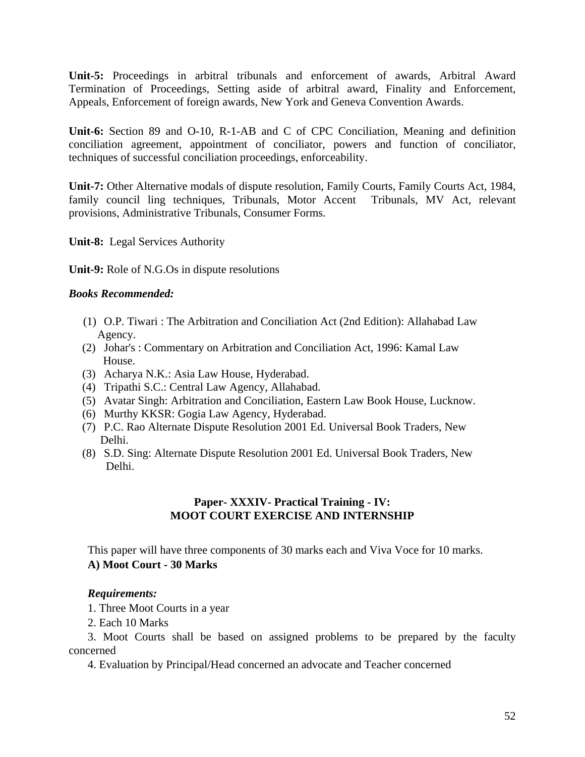**Unit-5:** Proceedings in arbitral tribunals and enforcement of awards, Arbitral Award Termination of Proceedings, Setting aside of arbitral award, Finality and Enforcement, Appeals, Enforcement of foreign awards, New York and Geneva Convention Awards.

**Unit-6:** Section 89 and O-10, R-1-AB and C of CPC Conciliation, Meaning and definition conciliation agreement, appointment of conciliator, powers and function of conciliator, techniques of successful conciliation proceedings, enforceability.

**Unit-7:** Other Alternative modals of dispute resolution, Family Courts, Family Courts Act, 1984, family council ling techniques, Tribunals, Motor Accent Tribunals, MV Act, relevant provisions, Administrative Tribunals, Consumer Forms.

**Unit-8:** Legal Services Authority

**Unit-9:** Role of N.G.Os in dispute resolutions

***Books Recommended:***

(1) O.P. Tiwari : The Arbitration and Conciliation Act (2nd Edition): Allahabad Law Agency.
(2) Johar's : Commentary on Arbitration and Conciliation Act, 1996: Kamal Law House.
(3) Acharya N.K.: Asia Law House, Hyderabad.
(4) Tripathi S.C.: Central Law Agency, Allahabad.
(5) Avatar Singh: Arbitration and Conciliation, Eastern Law Book House, Lucknow.
(6) Murthy KKSR: Gogia Law Agency, Hyderabad.
(7) P.C. Rao Alternate Dispute Resolution 2001 Ed. Universal Book Traders, New Delhi.
(8) S.D. Sing: Alternate Dispute Resolution 2001 Ed. Universal Book Traders, New Delhi.

## Paper- XXXIV- Practical Training - IV: MOOT COURT EXERCISE AND INTERNSHIP

This paper will have three components of 30 marks each and Viva Voce for 10 marks.

**A) Moot Court - 30 Marks**

***Requirements:***

1. Three Moot Courts in a year
2. Each 10 Marks
3. Moot Courts shall be based on assigned problems to be prepared by the faculty concerned
4. Evaluation by Principal/Head concerned an advocate and Teacher concerned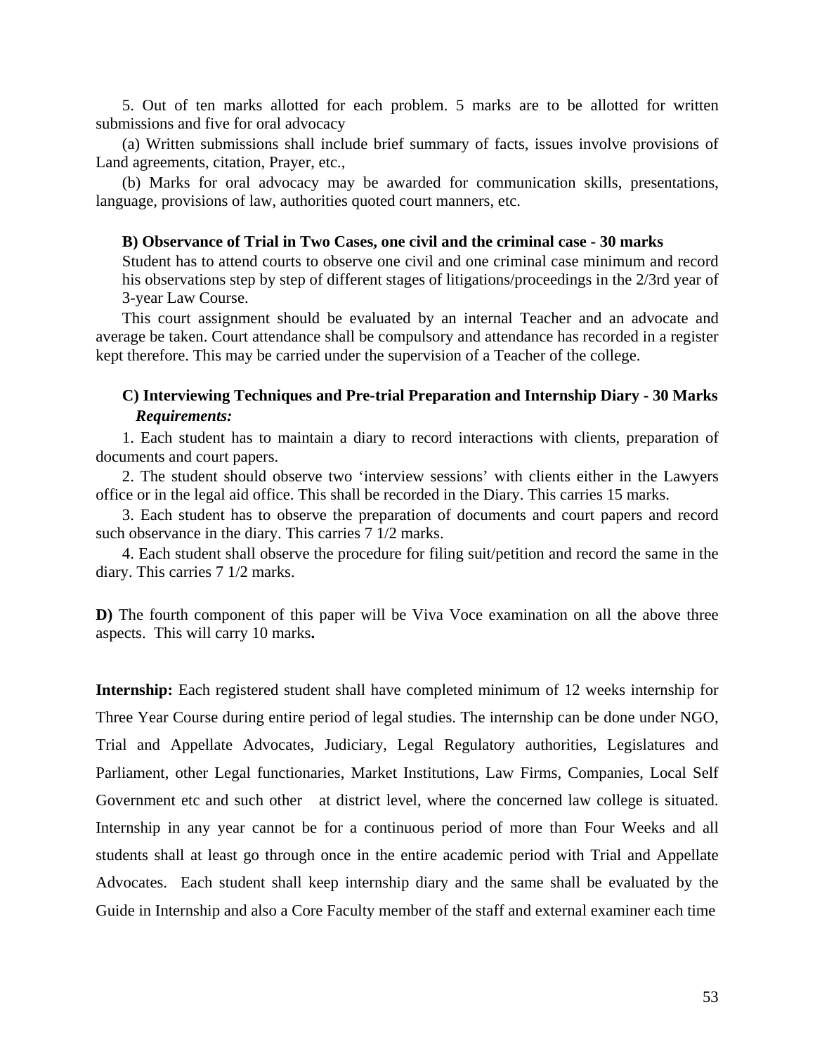5. Out of ten marks allotted for each problem. 5 marks are to be allotted for written submissions and five for oral advocacy

(a) Written submissions shall include brief summary of facts, issues involve provisions of Land agreements, citation, Prayer, etc.,

(b) Marks for oral advocacy may be awarded for communication skills, presentations, language, provisions of law, authorities quoted court manners, etc.

**B) Observance of Trial in Two Cases, one civil and the criminal case - 30 marks**

Student has to attend courts to observe one civil and one criminal case minimum and record his observations step by step of different stages of litigations/proceedings in the 2/3rd year of 3-year Law Course.

This court assignment should be evaluated by an internal Teacher and an advocate and average be taken. Court attendance shall be compulsory and attendance has recorded in a register kept therefore. This may be carried under the supervision of a Teacher of the college.

**C) Interviewing Techniques and Pre-trial Preparation and Internship Diary - 30 Marks**

***Requirements:***

1. Each student has to maintain a diary to record interactions with clients, preparation of documents and court papers.

2. The student should observe two 'interview sessions' with clients either in the Lawyers office or in the legal aid office. This shall be recorded in the Diary. This carries 15 marks.

3. Each student has to observe the preparation of documents and court papers and record such observance in the diary. This carries 7 1/2 marks.

4. Each student shall observe the procedure for filing suit/petition and record the same in the diary. This carries 7 1/2 marks.

**D)** The fourth component of this paper will be Viva Voce examination on all the above three aspects. This will carry 10 marks**.**

**Internship:** Each registered student shall have completed minimum of 12 weeks internship for Three Year Course during entire period of legal studies. The internship can be done under NGO, Trial and Appellate Advocates, Judiciary, Legal Regulatory authorities, Legislatures and Parliament, other Legal functionaries, Market Institutions, Law Firms, Companies, Local Self Government etc and such other at district level, where the concerned law college is situated. Internship in any year cannot be for a continuous period of more than Four Weeks and all students shall at least go through once in the entire academic period with Trial and Appellate Advocates. Each student shall keep internship diary and the same shall be evaluated by the Guide in Internship and also a Core Faculty member of the staff and external examiner each time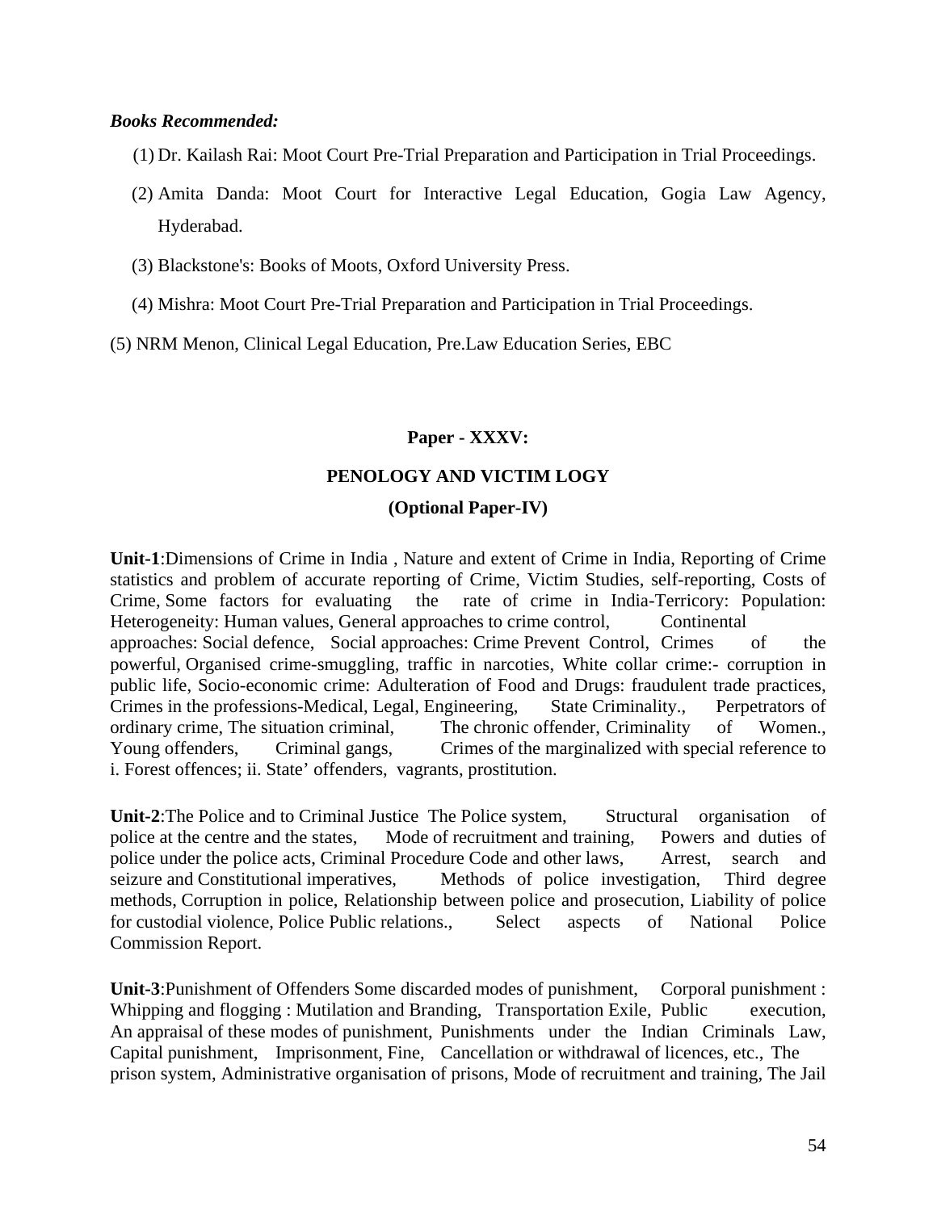***Books Recommended:***

(1) Dr. Kailash Rai: Moot Court Pre-Trial Preparation and Participation in Trial Proceedings.

(2) Amita Danda: Moot Court for Interactive Legal Education, Gogia Law Agency, Hyderabad.

(3) Blackstone's: Books of Moots, Oxford University Press.

(4) Mishra: Moot Court Pre-Trial Preparation and Participation in Trial Proceedings.

(5) NRM Menon, Clinical Legal Education, Pre.Law Education Series, EBC

**Paper - XXXV:**

**PENOLOGY AND VICTIM LOGY**

**(Optional Paper-IV)**

**Unit-1**:Dimensions of Crime in India , Nature and extent of Crime in India, Reporting of Crime statistics and problem of accurate reporting of Crime, Victim Studies, self-reporting, Costs of Crime, Some factors for evaluating the rate of crime in India-Terricory: Population: Heterogeneity: Human values, General approaches to crime control, Continental approaches: Social defence, Social approaches: Crime Prevent Control, Crimes of the powerful, Organised crime-smuggling, traffic in narcoties, White collar crime:- corruption in public life, Socio-economic crime: Adulteration of Food and Drugs: fraudulent trade practices, Crimes in the professions-Medical, Legal, Engineering, State Criminality., Perpetrators of ordinary crime, The situation criminal, The chronic offender, Criminality of Women., Young offenders, Criminal gangs, Crimes of the marginalized with special reference to i. Forest offences; ii. State' offenders, vagrants, prostitution.

**Unit-2**:The Police and to Criminal Justice The Police system, Structural organisation of police at the centre and the states, Mode of recruitment and training, Powers and duties of police under the police acts, Criminal Procedure Code and other laws, Arrest, search and seizure and Constitutional imperatives, Methods of police investigation, Third degree methods, Corruption in police, Relationship between police and prosecution, Liability of police for custodial violence, Police Public relations., Select aspects of National Police Commission Report.

**Unit-3**:Punishment of Offenders Some discarded modes of punishment, Corporal punishment : Whipping and flogging : Mutilation and Branding, Transportation Exile, Public execution, An appraisal of these modes of punishment, Punishments under the Indian Criminals Law, Capital punishment, Imprisonment, Fine, Cancellation or withdrawal of licences, etc., The prison system, Administrative organisation of prisons, Mode of recruitment and training, The Jail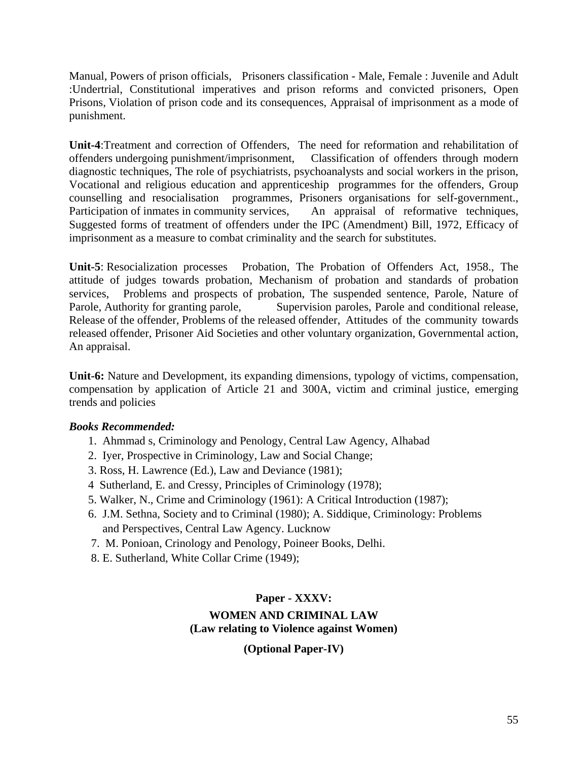Manual, Powers of prison officials, Prisoners classification - Male, Female : Juvenile and Adult :Undertrial, Constitutional imperatives and prison reforms and convicted prisoners, Open Prisons, Violation of prison code and its consequences, Appraisal of imprisonment as a mode of punishment.

**Unit-4**:Treatment and correction of Offenders, The need for reformation and rehabilitation of offenders undergoing punishment/imprisonment, Classification of offenders through modern diagnostic techniques, The role of psychiatrists, psychoanalysts and social workers in the prison, Vocational and religious education and apprenticeship programmes for the offenders, Group counselling and resocialisation programmes, Prisoners organisations for self-government., Participation of inmates in community services, An appraisal of reformative techniques, Suggested forms of treatment of offenders under the IPC (Amendment) Bill, 1972, Efficacy of imprisonment as a measure to combat criminality and the search for substitutes.

**Unit-5**: Resocialization processes Probation, The Probation of Offenders Act, 1958., The attitude of judges towards probation, Mechanism of probation and standards of probation services, Problems and prospects of probation, The suspended sentence, Parole, Nature of Parole, Authority for granting parole, Supervision paroles, Parole and conditional release, Release of the offender, Problems of the released offender, Attitudes of the community towards released offender, Prisoner Aid Societies and other voluntary organization, Governmental action, An appraisal.

**Unit-6:** Nature and Development, its expanding dimensions, typology of victims, compensation, compensation by application of Article 21 and 300A, victim and criminal justice, emerging trends and policies

***Books Recommended:***

1. Ahmmad s, Criminology and Penology, Central Law Agency, Alhabad
2. Iyer, Prospective in Criminology, Law and Social Change;
3. Ross, H. Lawrence (Ed.), Law and Deviance (1981);
4. Sutherland, E. and Cressy, Principles of Criminology (1978);
5. Walker, N., Crime and Criminology (1961): A Critical Introduction (1987);
6. J.M. Sethna, Society and to Criminal (1980); A. Siddique, Criminology: Problems and Perspectives, Central Law Agency. Lucknow
7. M. Ponioan, Crinology and Penology, Poineer Books, Delhi.
8. E. Sutherland, White Collar Crime (1949);

## Paper - XXXV:

## WOMEN AND CRIMINAL LAW
## (Law relating to Violence against Women)

### (Optional Paper-IV)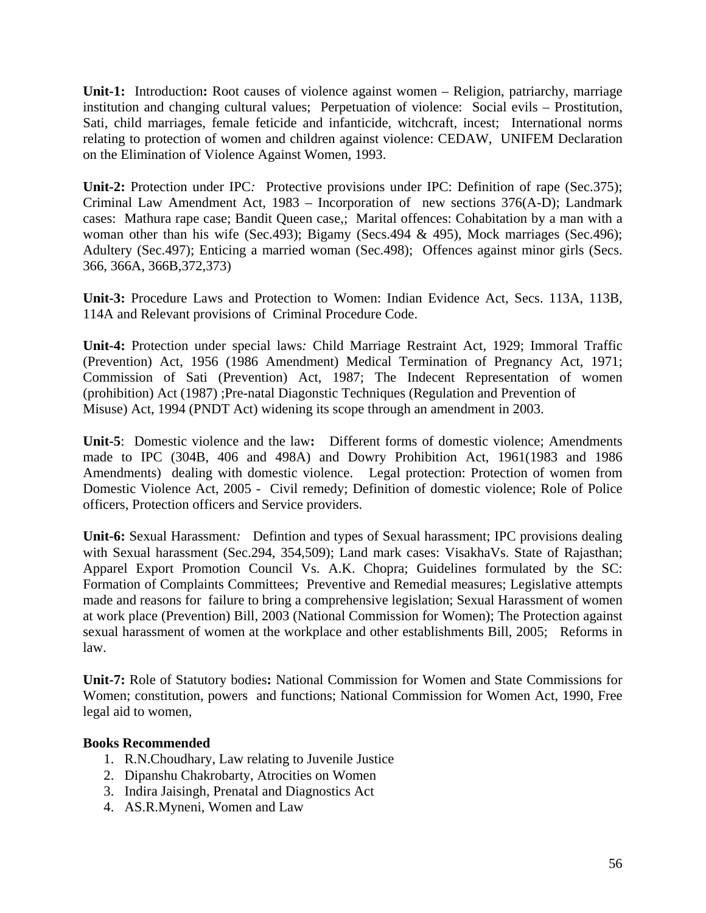**Unit-1:** Introduction**:** Root causes of violence against women – Religion, patriarchy, marriage institution and changing cultural values; Perpetuation of violence: Social evils – Prostitution, Sati, child marriages, female feticide and infanticide, witchcraft, incest; International norms relating to protection of women and children against violence: CEDAW, UNIFEM Declaration on the Elimination of Violence Against Women, 1993.

**Unit-2:** Protection under IPC*:* Protective provisions under IPC: Definition of rape (Sec.375); Criminal Law Amendment Act, 1983 – Incorporation of new sections 376(A-D); Landmark cases: Mathura rape case; Bandit Queen case,; Marital offences: Cohabitation by a man with a woman other than his wife (Sec.493); Bigamy (Secs.494 & 495), Mock marriages (Sec.496); Adultery (Sec.497); Enticing a married woman (Sec.498); Offences against minor girls (Secs. 366, 366A, 366B,372,373)

**Unit-3:** Procedure Laws and Protection to Women: Indian Evidence Act, Secs. 113A, 113B, 114A and Relevant provisions of Criminal Procedure Code.

**Unit-4:** Protection under special laws*:* Child Marriage Restraint Act, 1929; Immoral Traffic (Prevention) Act, 1956 (1986 Amendment) Medical Termination of Pregnancy Act, 1971; Commission of Sati (Prevention) Act, 1987; The Indecent Representation of women (prohibition) Act (1987) ;Pre-natal Diagonstic Techniques (Regulation and Prevention of Misuse) Act, 1994 (PNDT Act) widening its scope through an amendment in 2003.

**Unit-5**: Domestic violence and the law**:** Different forms of domestic violence; Amendments made to IPC (304B, 406 and 498A) and Dowry Prohibition Act, 1961(1983 and 1986 Amendments) dealing with domestic violence. Legal protection: Protection of women from Domestic Violence Act, 2005 - Civil remedy; Definition of domestic violence; Role of Police officers, Protection officers and Service providers.

**Unit-6:** Sexual Harassment*:* Defintion and types of Sexual harassment; IPC provisions dealing with Sexual harassment (Sec.294, 354,509); Land mark cases: VisakhaVs. State of Rajasthan; Apparel Export Promotion Council Vs. A.K. Chopra; Guidelines formulated by the SC: Formation of Complaints Committees; Preventive and Remedial measures; Legislative attempts made and reasons for failure to bring a comprehensive legislation; Sexual Harassment of women at work place (Prevention) Bill, 2003 (National Commission for Women); The Protection against sexual harassment of women at the workplace and other establishments Bill, 2005; Reforms in law.

**Unit-7:** Role of Statutory bodies**:** National Commission for Women and State Commissions for Women; constitution, powers and functions; National Commission for Women Act, 1990, Free legal aid to women,

**Books Recommended**

1. R.N.Choudhary, Law relating to Juvenile Justice
2. Dipanshu Chakrobarty, Atrocities on Women
3. Indira Jaisingh, Prenatal and Diagnostics Act
4. AS.R.Myneni, Women and Law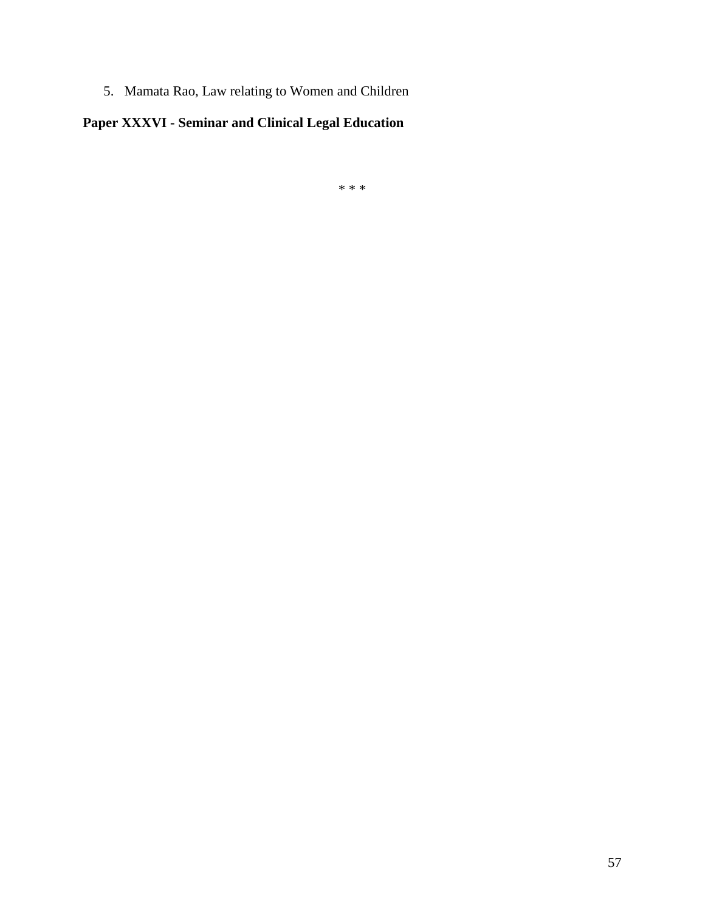5. Mamata Rao, Law relating to Women and Children

**Paper XXXVI - Seminar and Clinical Legal Education**

* * *